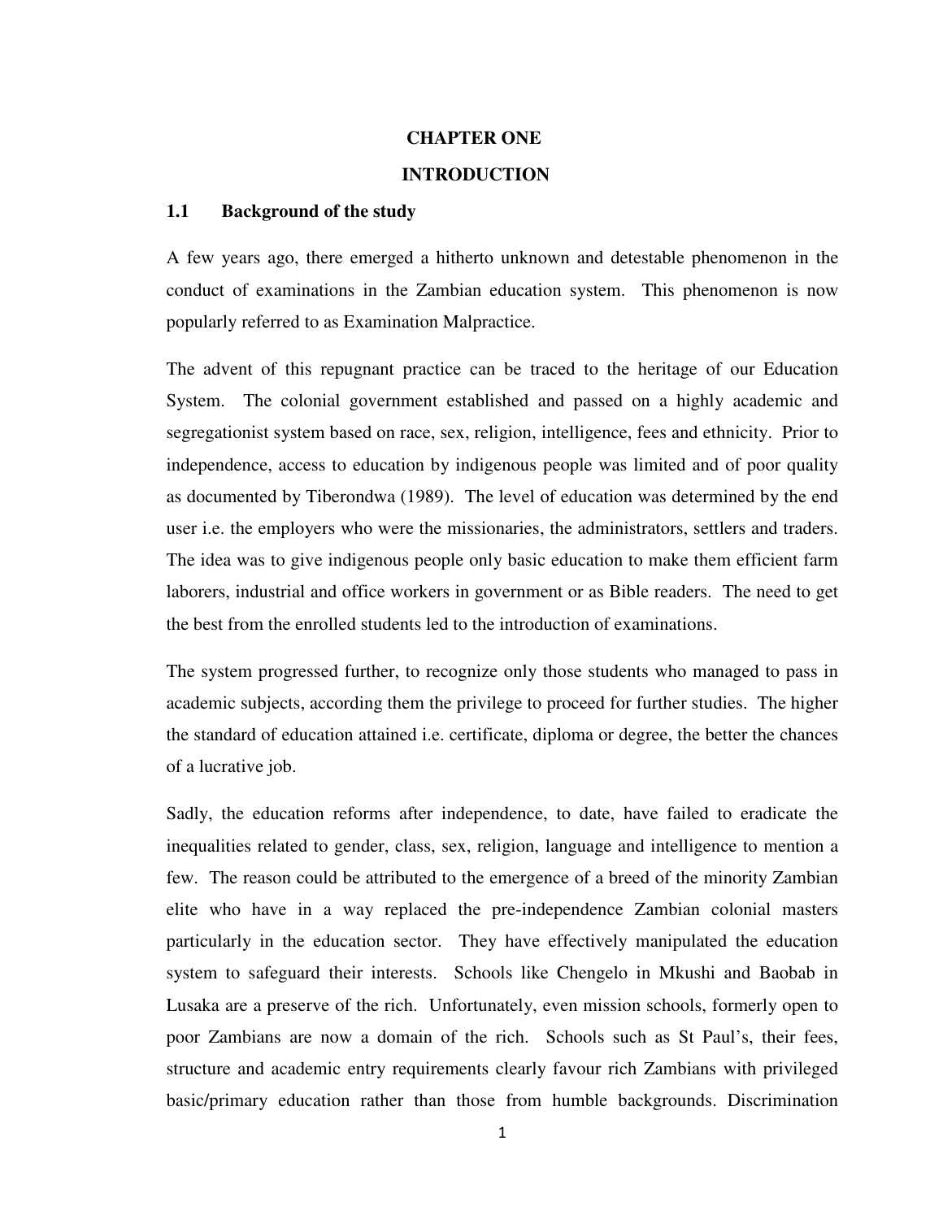# CHAPTER ONE

# INTRODUCTION

## 1.1 Background of the study

A few years ago, there emerged a hitherto unknown and detestable phenomenon in the conduct of examinations in the Zambian education system. This phenomenon is now popularly referred to as Examination Malpractice.

The advent of this repugnant practice can be traced to the heritage of our Education System. The colonial government established and passed on a highly academic and segregationist system based on race, sex, religion, intelligence, fees and ethnicity. Prior to independence, access to education by indigenous people was limited and of poor quality as documented by Tiberondwa (1989). The level of education was determined by the end user i.e. the employers who were the missionaries, the administrators, settlers and traders. The idea was to give indigenous people only basic education to make them efficient farm laborers, industrial and office workers in government or as Bible readers. The need to get the best from the enrolled students led to the introduction of examinations.

The system progressed further, to recognize only those students who managed to pass in academic subjects, according them the privilege to proceed for further studies. The higher the standard of education attained i.e. certificate, diploma or degree, the better the chances of a lucrative job.

Sadly, the education reforms after independence, to date, have failed to eradicate the inequalities related to gender, class, sex, religion, language and intelligence to mention a few. The reason could be attributed to the emergence of a breed of the minority Zambian elite who have in a way replaced the pre-independence Zambian colonial masters particularly in the education sector. They have effectively manipulated the education system to safeguard their interests. Schools like Chengelo in Mkushi and Baobab in Lusaka are a preserve of the rich. Unfortunately, even mission schools, formerly open to poor Zambians are now a domain of the rich. Schools such as St Paul's, their fees, structure and academic entry requirements clearly favour rich Zambians with privileged basic/primary education rather than those from humble backgrounds. Discrimination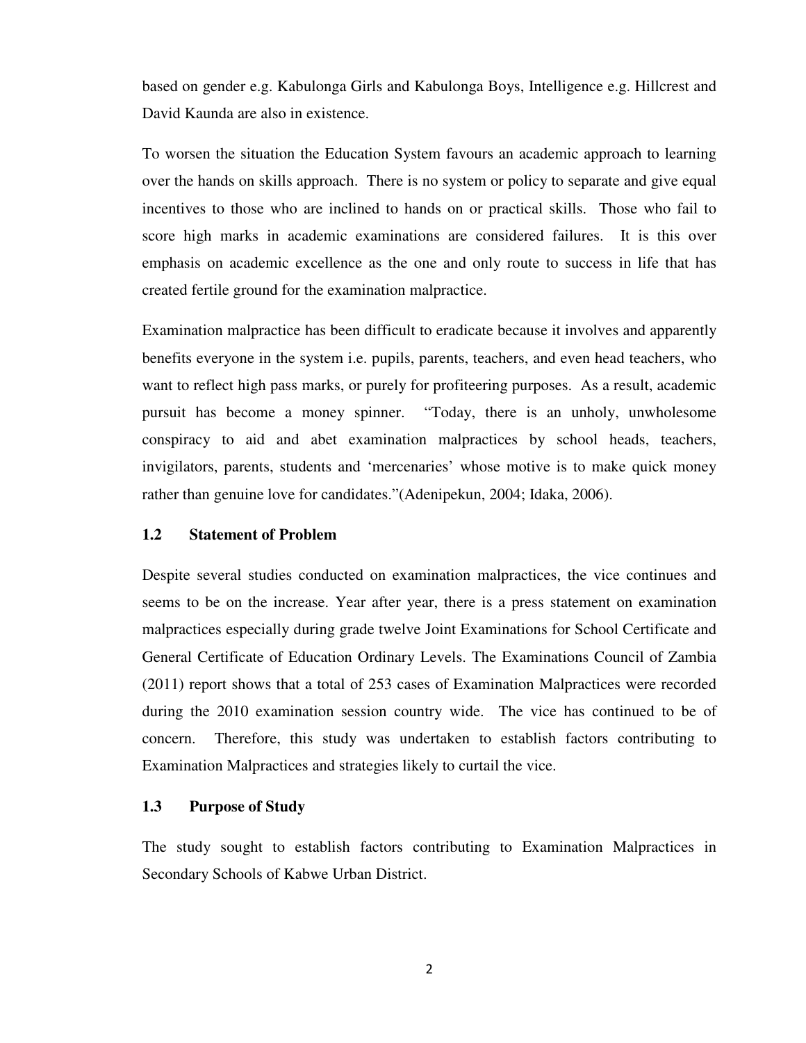based on gender e.g. Kabulonga Girls and Kabulonga Boys, Intelligence e.g. Hillcrest and David Kaunda are also in existence.

To worsen the situation the Education System favours an academic approach to learning over the hands on skills approach. There is no system or policy to separate and give equal incentives to those who are inclined to hands on or practical skills. Those who fail to score high marks in academic examinations are considered failures. It is this over emphasis on academic excellence as the one and only route to success in life that has created fertile ground for the examination malpractice.

Examination malpractice has been difficult to eradicate because it involves and apparently benefits everyone in the system i.e. pupils, parents, teachers, and even head teachers, who want to reflect high pass marks, or purely for profiteering purposes. As a result, academic pursuit has become a money spinner. "Today, there is an unholy, unwholesome conspiracy to aid and abet examination malpractices by school heads, teachers, invigilators, parents, students and 'mercenaries' whose motive is to make quick money rather than genuine love for candidates."(Adenipekun, 2004; Idaka, 2006).

### 1.2 Statement of Problem

Despite several studies conducted on examination malpractices, the vice continues and seems to be on the increase. Year after year, there is a press statement on examination malpractices especially during grade twelve Joint Examinations for School Certificate and General Certificate of Education Ordinary Levels. The Examinations Council of Zambia (2011) report shows that a total of 253 cases of Examination Malpractices were recorded during the 2010 examination session country wide. The vice has continued to be of concern. Therefore, this study was undertaken to establish factors contributing to Examination Malpractices and strategies likely to curtail the vice.

### 1.3 Purpose of Study

The study sought to establish factors contributing to Examination Malpractices in Secondary Schools of Kabwe Urban District.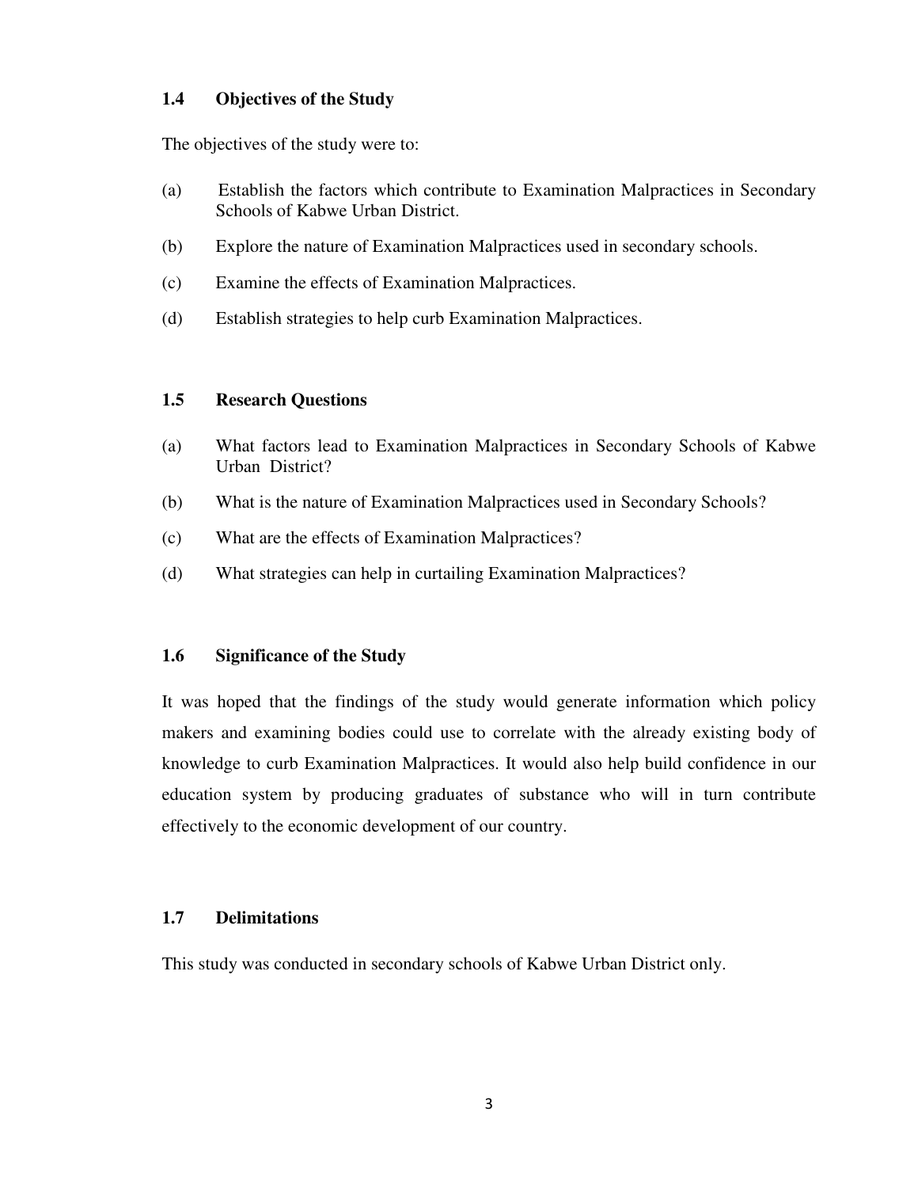## 1.4 Objectives of the Study

The objectives of the study were to:

(a) Establish the factors which contribute to Examination Malpractices in Secondary Schools of Kabwe Urban District.

(b) Explore the nature of Examination Malpractices used in secondary schools.

(c) Examine the effects of Examination Malpractices.

(d) Establish strategies to help curb Examination Malpractices.

## 1.5 Research Questions

(a) What factors lead to Examination Malpractices in Secondary Schools of Kabwe Urban District?

(b) What is the nature of Examination Malpractices used in Secondary Schools?

(c) What are the effects of Examination Malpractices?

(d) What strategies can help in curtailing Examination Malpractices?

## 1.6 Significance of the Study

It was hoped that the findings of the study would generate information which policy makers and examining bodies could use to correlate with the already existing body of knowledge to curb Examination Malpractices. It would also help build confidence in our education system by producing graduates of substance who will in turn contribute effectively to the economic development of our country.

## 1.7 Delimitations

This study was conducted in secondary schools of Kabwe Urban District only.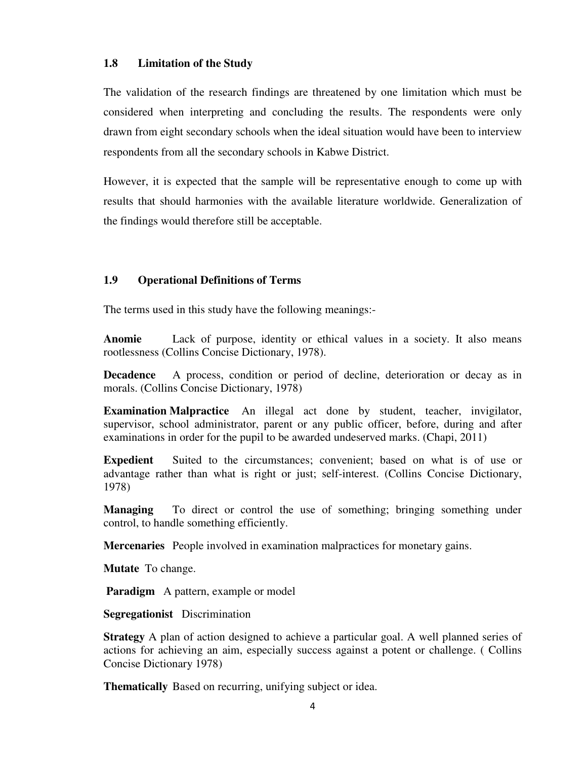### 1.8 Limitation of the Study

The validation of the research findings are threatened by one limitation which must be considered when interpreting and concluding the results. The respondents were only drawn from eight secondary schools when the ideal situation would have been to interview respondents from all the secondary schools in Kabwe District.

However, it is expected that the sample will be representative enough to come up with results that should harmonies with the available literature worldwide. Generalization of the findings would therefore still be acceptable.

### 1.9 Operational Definitions of Terms

The terms used in this study have the following meanings:-

**Anomie** Lack of purpose, identity or ethical values in a society. It also means rootlessness (Collins Concise Dictionary, 1978).

**Decadence** A process, condition or period of decline, deterioration or decay as in morals. (Collins Concise Dictionary, 1978)

**Examination Malpractice** An illegal act done by student, teacher, invigilator, supervisor, school administrator, parent or any public officer, before, during and after examinations in order for the pupil to be awarded undeserved marks. (Chapi, 2011)

**Expedient** Suited to the circumstances; convenient; based on what is of use or advantage rather than what is right or just; self-interest. (Collins Concise Dictionary, 1978)

**Managing** To direct or control the use of something; bringing something under control, to handle something efficiently.

**Mercenaries** People involved in examination malpractices for monetary gains.

**Mutate** To change.

**Paradigm** A pattern, example or model

**Segregationist** Discrimination

**Strategy** A plan of action designed to achieve a particular goal. A well planned series of actions for achieving an aim, especially success against a potent or challenge. ( Collins Concise Dictionary 1978)

**Thematically** Based on recurring, unifying subject or idea.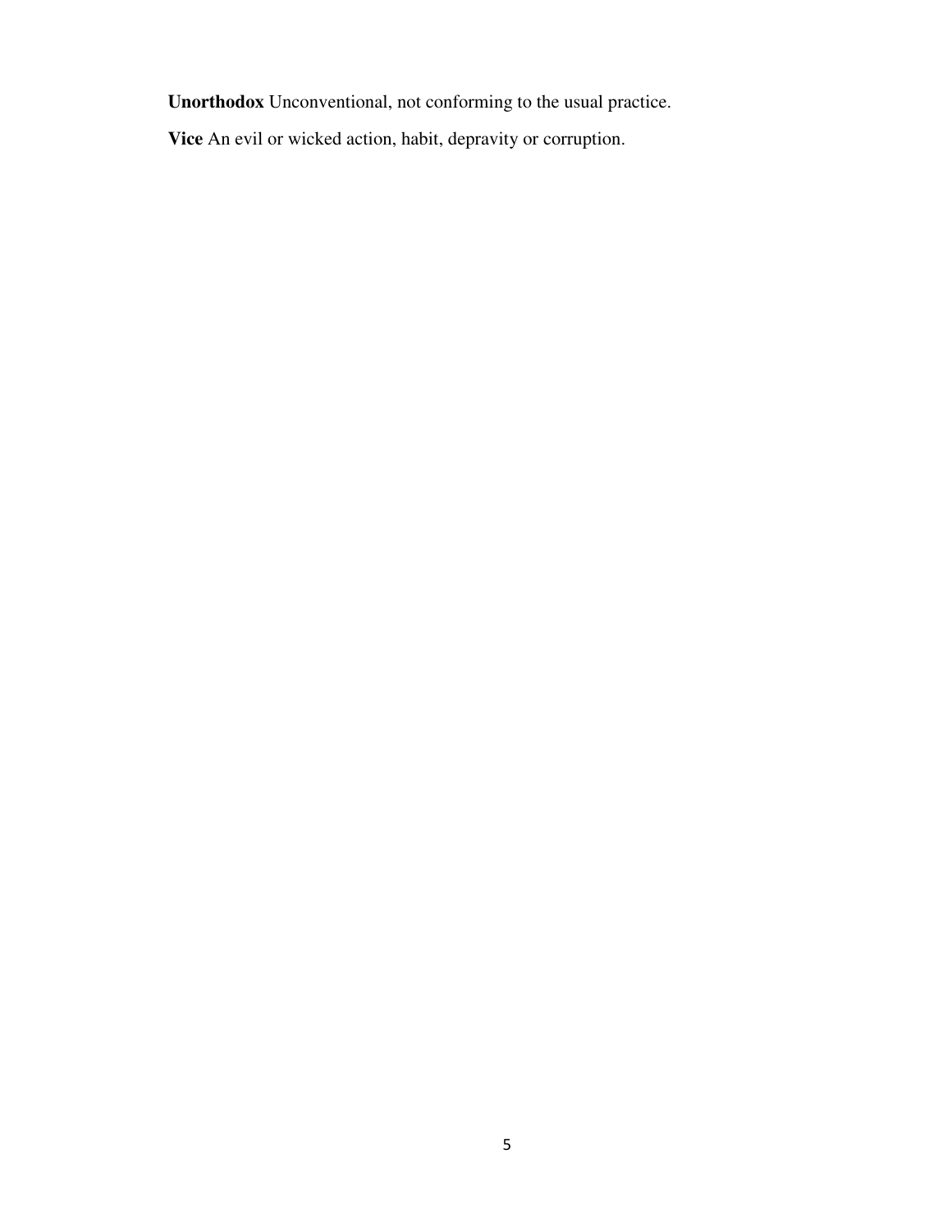**Unorthodox** Unconventional, not conforming to the usual practice.

**Vice** An evil or wicked action, habit, depravity or corruption.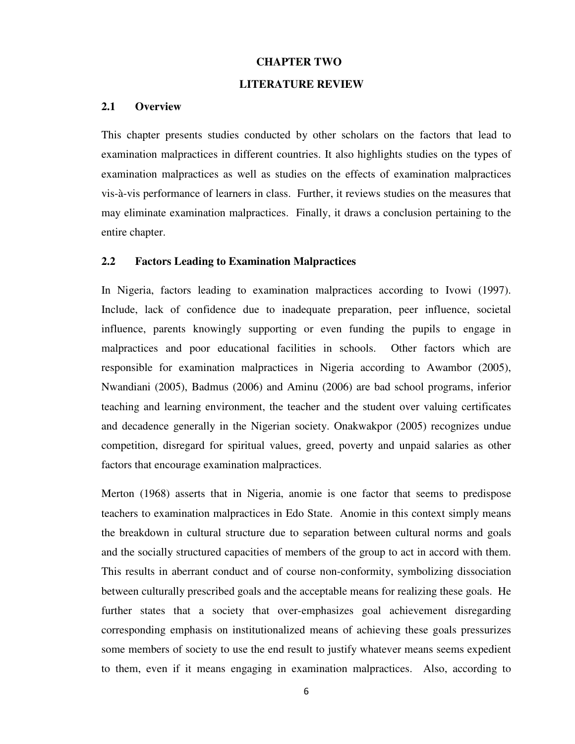# CHAPTER TWO

# LITERATURE REVIEW

## 2.1 Overview

This chapter presents studies conducted by other scholars on the factors that lead to examination malpractices in different countries. It also highlights studies on the types of examination malpractices as well as studies on the effects of examination malpractices vis-à-vis performance of learners in class. Further, it reviews studies on the measures that may eliminate examination malpractices. Finally, it draws a conclusion pertaining to the entire chapter.

## 2.2 Factors Leading to Examination Malpractices

In Nigeria, factors leading to examination malpractices according to Ivowi (1997). Include, lack of confidence due to inadequate preparation, peer influence, societal influence, parents knowingly supporting or even funding the pupils to engage in malpractices and poor educational facilities in schools. Other factors which are responsible for examination malpractices in Nigeria according to Awambor (2005), Nwandiani (2005), Badmus (2006) and Aminu (2006) are bad school programs, inferior teaching and learning environment, the teacher and the student over valuing certificates and decadence generally in the Nigerian society. Onakwakpor (2005) recognizes undue competition, disregard for spiritual values, greed, poverty and unpaid salaries as other factors that encourage examination malpractices.

Merton (1968) asserts that in Nigeria, anomie is one factor that seems to predispose teachers to examination malpractices in Edo State. Anomie in this context simply means the breakdown in cultural structure due to separation between cultural norms and goals and the socially structured capacities of members of the group to act in accord with them. This results in aberrant conduct and of course non-conformity, symbolizing dissociation between culturally prescribed goals and the acceptable means for realizing these goals. He further states that a society that over-emphasizes goal achievement disregarding corresponding emphasis on institutionalized means of achieving these goals pressurizes some members of society to use the end result to justify whatever means seems expedient to them, even if it means engaging in examination malpractices. Also, according to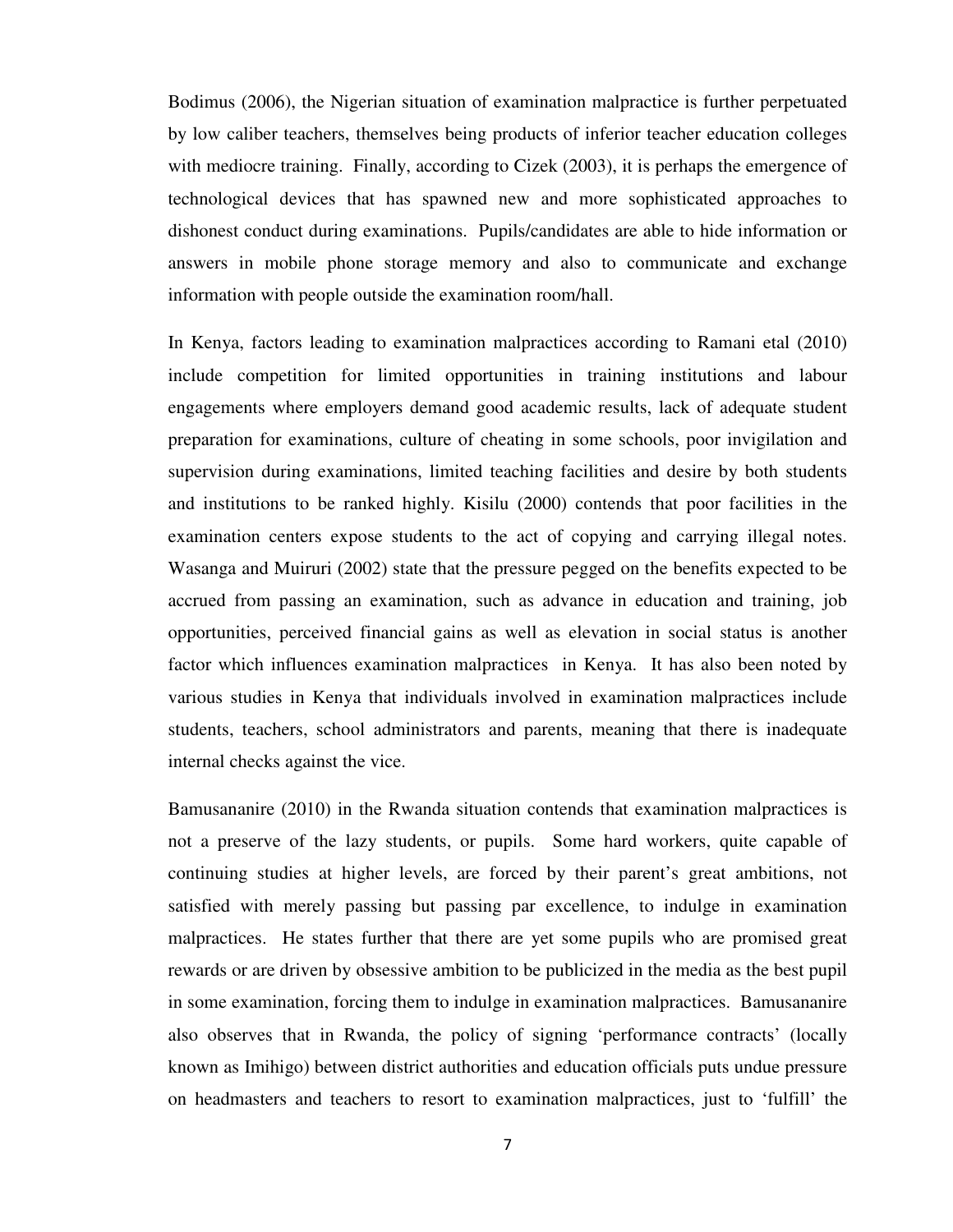Bodimus (2006), the Nigerian situation of examination malpractice is further perpetuated by low caliber teachers, themselves being products of inferior teacher education colleges with mediocre training. Finally, according to Cizek (2003), it is perhaps the emergence of technological devices that has spawned new and more sophisticated approaches to dishonest conduct during examinations. Pupils/candidates are able to hide information or answers in mobile phone storage memory and also to communicate and exchange information with people outside the examination room/hall.

In Kenya, factors leading to examination malpractices according to Ramani etal (2010) include competition for limited opportunities in training institutions and labour engagements where employers demand good academic results, lack of adequate student preparation for examinations, culture of cheating in some schools, poor invigilation and supervision during examinations, limited teaching facilities and desire by both students and institutions to be ranked highly. Kisilu (2000) contends that poor facilities in the examination centers expose students to the act of copying and carrying illegal notes. Wasanga and Muiruri (2002) state that the pressure pegged on the benefits expected to be accrued from passing an examination, such as advance in education and training, job opportunities, perceived financial gains as well as elevation in social status is another factor which influences examination malpractices in Kenya. It has also been noted by various studies in Kenya that individuals involved in examination malpractices include students, teachers, school administrators and parents, meaning that there is inadequate internal checks against the vice.

Bamusananire (2010) in the Rwanda situation contends that examination malpractices is not a preserve of the lazy students, or pupils. Some hard workers, quite capable of continuing studies at higher levels, are forced by their parent's great ambitions, not satisfied with merely passing but passing par excellence, to indulge in examination malpractices. He states further that there are yet some pupils who are promised great rewards or are driven by obsessive ambition to be publicized in the media as the best pupil in some examination, forcing them to indulge in examination malpractices. Bamusananire also observes that in Rwanda, the policy of signing 'performance contracts' (locally known as Imihigo) between district authorities and education officials puts undue pressure on headmasters and teachers to resort to examination malpractices, just to 'fulfill' the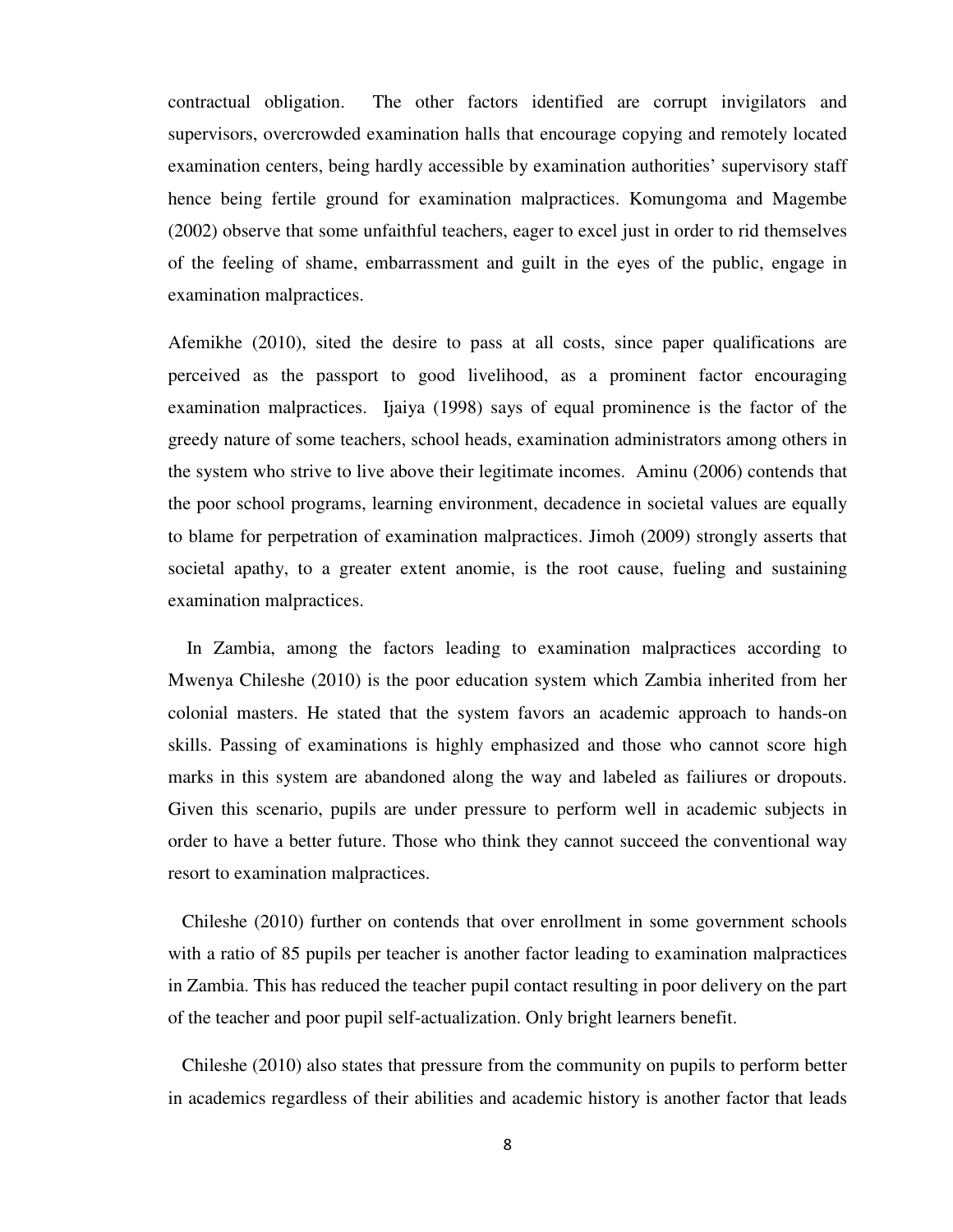contractual obligation. The other factors identified are corrupt invigilators and supervisors, overcrowded examination halls that encourage copying and remotely located examination centers, being hardly accessible by examination authorities' supervisory staff hence being fertile ground for examination malpractices. Komungoma and Magembe (2002) observe that some unfaithful teachers, eager to excel just in order to rid themselves of the feeling of shame, embarrassment and guilt in the eyes of the public, engage in examination malpractices.

Afemikhe (2010), sited the desire to pass at all costs, since paper qualifications are perceived as the passport to good livelihood, as a prominent factor encouraging examination malpractices. Ijaiya (1998) says of equal prominence is the factor of the greedy nature of some teachers, school heads, examination administrators among others in the system who strive to live above their legitimate incomes. Aminu (2006) contends that the poor school programs, learning environment, decadence in societal values are equally to blame for perpetration of examination malpractices. Jimoh (2009) strongly asserts that societal apathy, to a greater extent anomie, is the root cause, fueling and sustaining examination malpractices.

In Zambia, among the factors leading to examination malpractices according to Mwenya Chileshe (2010) is the poor education system which Zambia inherited from her colonial masters. He stated that the system favors an academic approach to hands-on skills. Passing of examinations is highly emphasized and those who cannot score high marks in this system are abandoned along the way and labeled as failiures or dropouts. Given this scenario, pupils are under pressure to perform well in academic subjects in order to have a better future. Those who think they cannot succeed the conventional way resort to examination malpractices.

Chileshe (2010) further on contends that over enrollment in some government schools with a ratio of 85 pupils per teacher is another factor leading to examination malpractices in Zambia. This has reduced the teacher pupil contact resulting in poor delivery on the part of the teacher and poor pupil self-actualization. Only bright learners benefit.

Chileshe (2010) also states that pressure from the community on pupils to perform better in academics regardless of their abilities and academic history is another factor that leads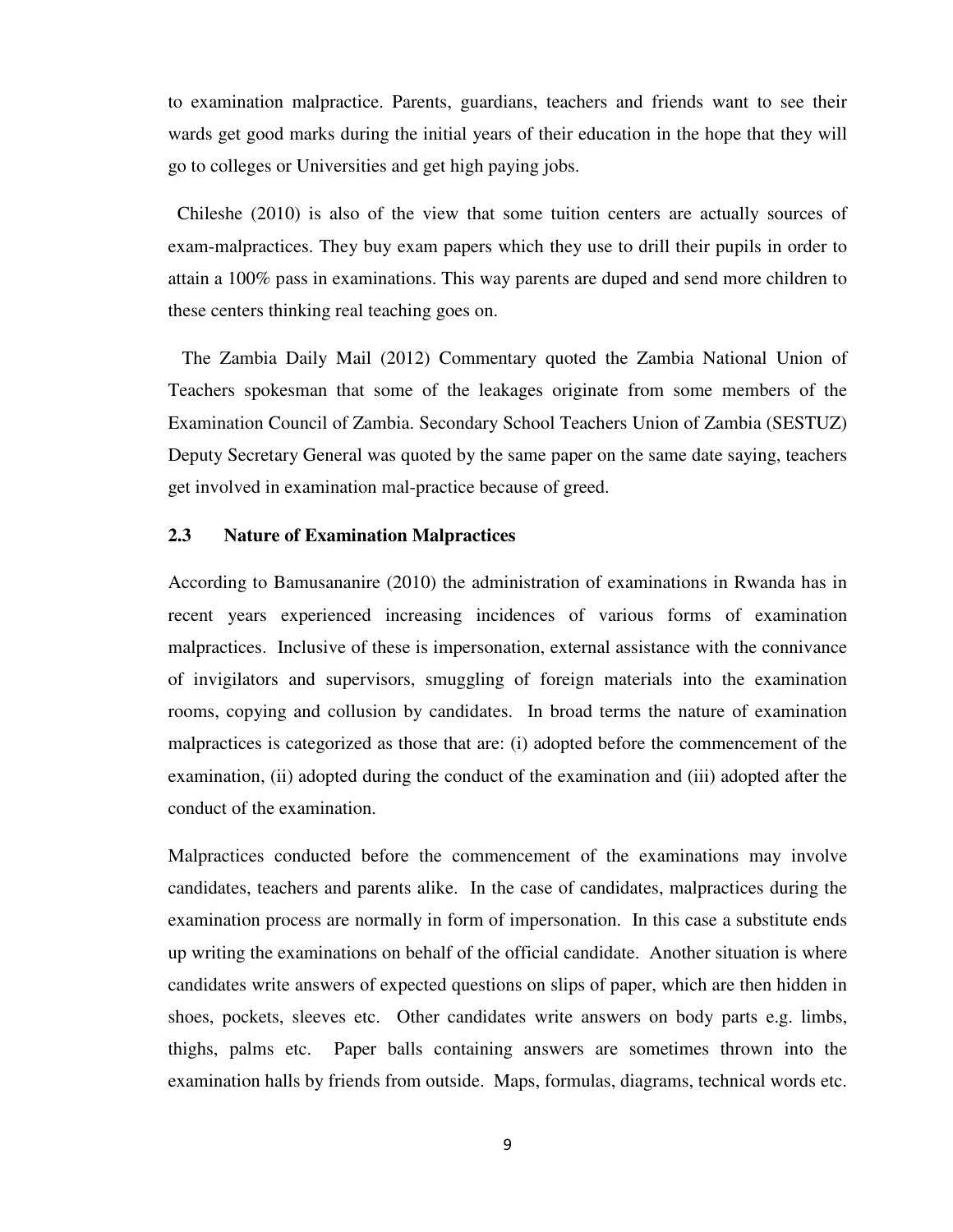to examination malpractice. Parents, guardians, teachers and friends want to see their wards get good marks during the initial years of their education in the hope that they will go to colleges or Universities and get high paying jobs.

Chileshe (2010) is also of the view that some tuition centers are actually sources of exam-malpractices. They buy exam papers which they use to drill their pupils in order to attain a 100% pass in examinations. This way parents are duped and send more children to these centers thinking real teaching goes on.

The Zambia Daily Mail (2012) Commentary quoted the Zambia National Union of Teachers spokesman that some of the leakages originate from some members of the Examination Council of Zambia. Secondary School Teachers Union of Zambia (SESTUZ) Deputy Secretary General was quoted by the same paper on the same date saying, teachers get involved in examination mal-practice because of greed.

### 2.3 Nature of Examination Malpractices

According to Bamusananire (2010) the administration of examinations in Rwanda has in recent years experienced increasing incidences of various forms of examination malpractices. Inclusive of these is impersonation, external assistance with the connivance of invigilators and supervisors, smuggling of foreign materials into the examination rooms, copying and collusion by candidates. In broad terms the nature of examination malpractices is categorized as those that are: (i) adopted before the commencement of the examination, (ii) adopted during the conduct of the examination and (iii) adopted after the conduct of the examination.

Malpractices conducted before the commencement of the examinations may involve candidates, teachers and parents alike. In the case of candidates, malpractices during the examination process are normally in form of impersonation. In this case a substitute ends up writing the examinations on behalf of the official candidate. Another situation is where candidates write answers of expected questions on slips of paper, which are then hidden in shoes, pockets, sleeves etc. Other candidates write answers on body parts e.g. limbs, thighs, palms etc. Paper balls containing answers are sometimes thrown into the examination halls by friends from outside. Maps, formulas, diagrams, technical words etc.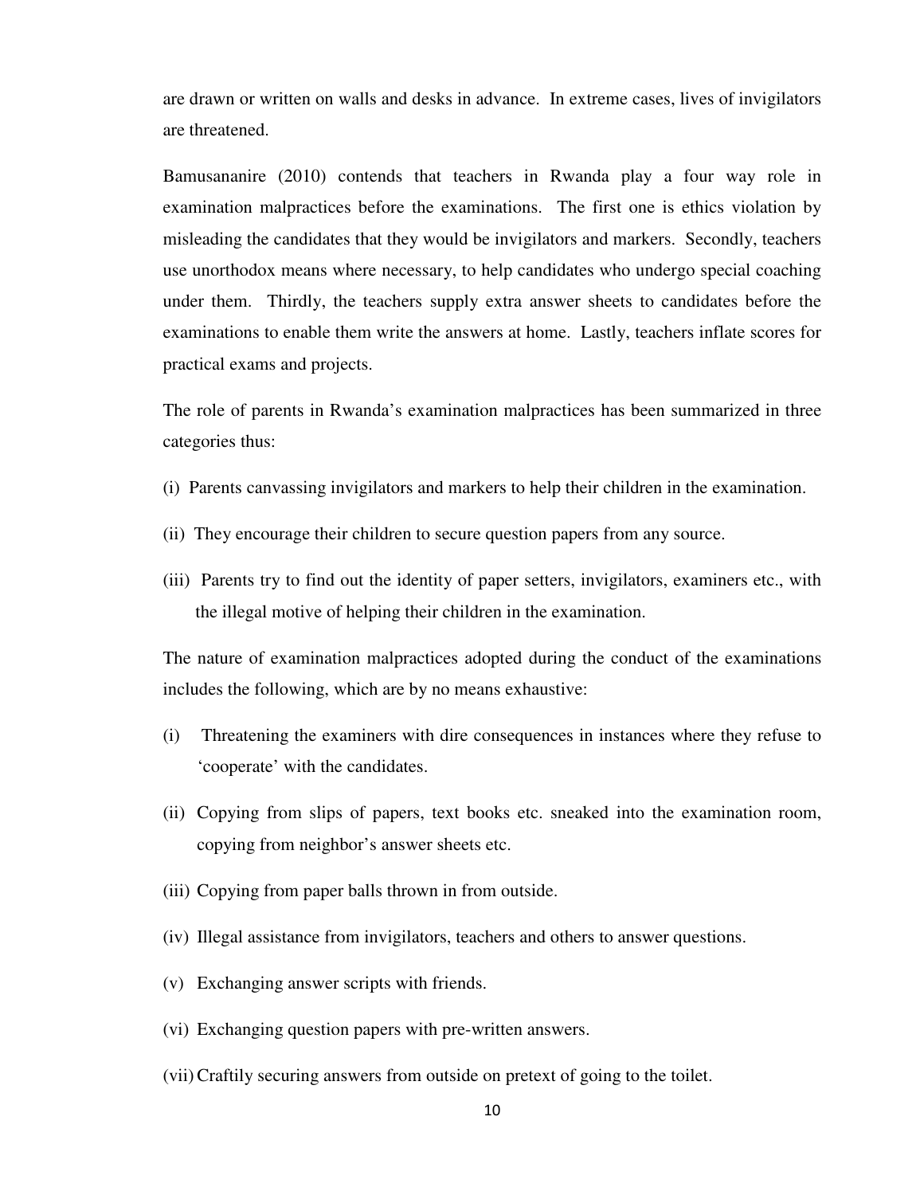are drawn or written on walls and desks in advance. In extreme cases, lives of invigilators are threatened.

Bamusananire (2010) contends that teachers in Rwanda play a four way role in examination malpractices before the examinations. The first one is ethics violation by misleading the candidates that they would be invigilators and markers. Secondly, teachers use unorthodox means where necessary, to help candidates who undergo special coaching under them. Thirdly, the teachers supply extra answer sheets to candidates before the examinations to enable them write the answers at home. Lastly, teachers inflate scores for practical exams and projects.

The role of parents in Rwanda's examination malpractices has been summarized in three categories thus:

(i) Parents canvassing invigilators and markers to help their children in the examination.

(ii) They encourage their children to secure question papers from any source.

(iii) Parents try to find out the identity of paper setters, invigilators, examiners etc., with the illegal motive of helping their children in the examination.

The nature of examination malpractices adopted during the conduct of the examinations includes the following, which are by no means exhaustive:

(i) Threatening the examiners with dire consequences in instances where they refuse to 'cooperate' with the candidates.

(ii) Copying from slips of papers, text books etc. sneaked into the examination room, copying from neighbor's answer sheets etc.

(iii) Copying from paper balls thrown in from outside.

(iv) Illegal assistance from invigilators, teachers and others to answer questions.

(v) Exchanging answer scripts with friends.

(vi) Exchanging question papers with pre-written answers.

(vii) Craftily securing answers from outside on pretext of going to the toilet.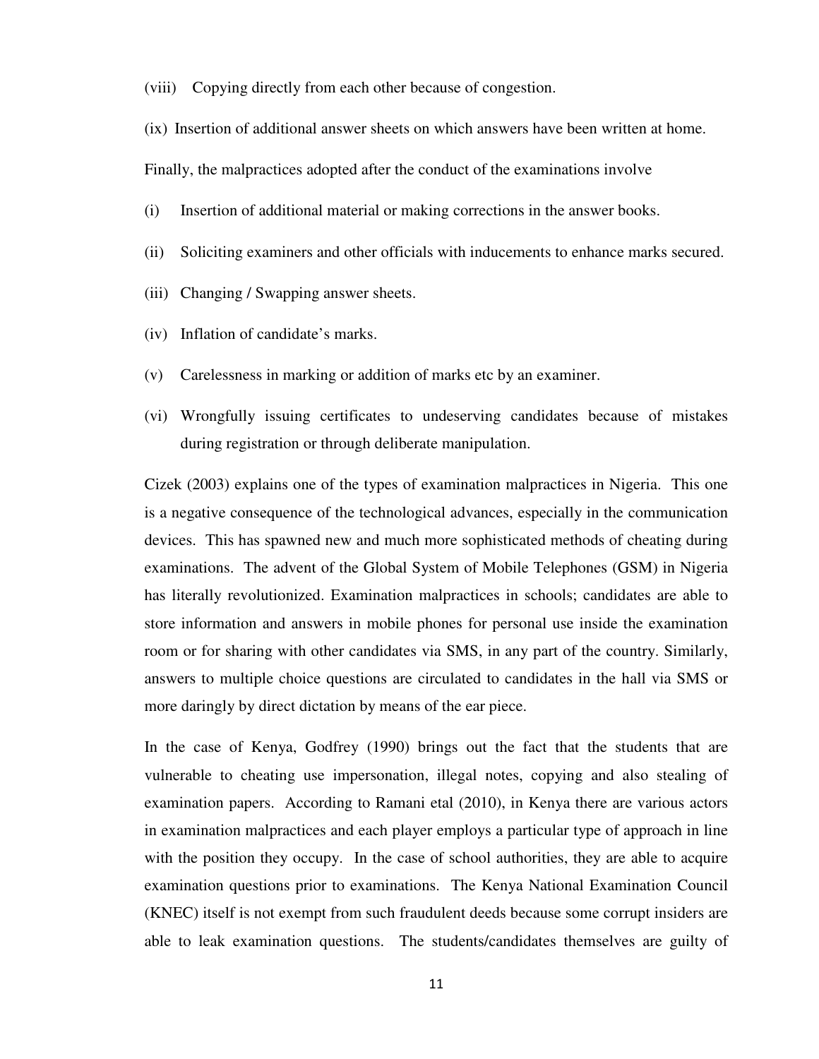(viii) Copying directly from each other because of congestion.

(ix) Insertion of additional answer sheets on which answers have been written at home.

Finally, the malpractices adopted after the conduct of the examinations involve

(i) Insertion of additional material or making corrections in the answer books.

(ii) Soliciting examiners and other officials with inducements to enhance marks secured.

(iii) Changing / Swapping answer sheets.

(iv) Inflation of candidate's marks.

(v) Carelessness in marking or addition of marks etc by an examiner.

(vi) Wrongfully issuing certificates to undeserving candidates because of mistakes during registration or through deliberate manipulation.

Cizek (2003) explains one of the types of examination malpractices in Nigeria. This one is a negative consequence of the technological advances, especially in the communication devices. This has spawned new and much more sophisticated methods of cheating during examinations. The advent of the Global System of Mobile Telephones (GSM) in Nigeria has literally revolutionized. Examination malpractices in schools; candidates are able to store information and answers in mobile phones for personal use inside the examination room or for sharing with other candidates via SMS, in any part of the country. Similarly, answers to multiple choice questions are circulated to candidates in the hall via SMS or more daringly by direct dictation by means of the ear piece.

In the case of Kenya, Godfrey (1990) brings out the fact that the students that are vulnerable to cheating use impersonation, illegal notes, copying and also stealing of examination papers. According to Ramani etal (2010), in Kenya there are various actors in examination malpractices and each player employs a particular type of approach in line with the position they occupy. In the case of school authorities, they are able to acquire examination questions prior to examinations. The Kenya National Examination Council (KNEC) itself is not exempt from such fraudulent deeds because some corrupt insiders are able to leak examination questions. The students/candidates themselves are guilty of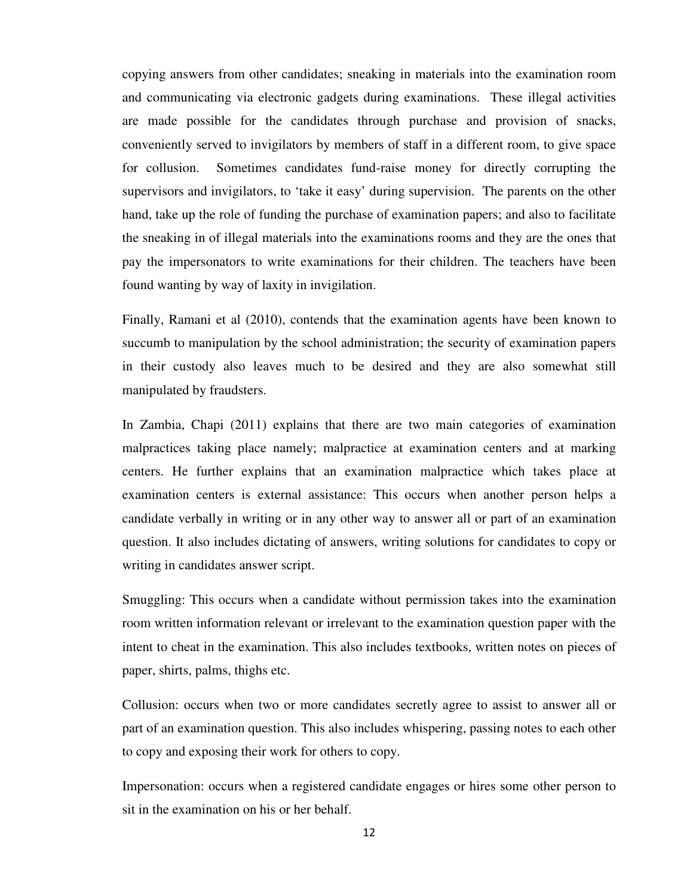copying answers from other candidates; sneaking in materials into the examination room and communicating via electronic gadgets during examinations. These illegal activities are made possible for the candidates through purchase and provision of snacks, conveniently served to invigilators by members of staff in a different room, to give space for collusion. Sometimes candidates fund-raise money for directly corrupting the supervisors and invigilators, to 'take it easy' during supervision. The parents on the other hand, take up the role of funding the purchase of examination papers; and also to facilitate the sneaking in of illegal materials into the examinations rooms and they are the ones that pay the impersonators to write examinations for their children. The teachers have been found wanting by way of laxity in invigilation.

Finally, Ramani et al (2010), contends that the examination agents have been known to succumb to manipulation by the school administration; the security of examination papers in their custody also leaves much to be desired and they are also somewhat still manipulated by fraudsters.

In Zambia, Chapi (2011) explains that there are two main categories of examination malpractices taking place namely; malpractice at examination centers and at marking centers. He further explains that an examination malpractice which takes place at examination centers is external assistance: This occurs when another person helps a candidate verbally in writing or in any other way to answer all or part of an examination question. It also includes dictating of answers, writing solutions for candidates to copy or writing in candidates answer script.

Smuggling: This occurs when a candidate without permission takes into the examination room written information relevant or irrelevant to the examination question paper with the intent to cheat in the examination. This also includes textbooks, written notes on pieces of paper, shirts, palms, thighs etc.

Collusion: occurs when two or more candidates secretly agree to assist to answer all or part of an examination question. This also includes whispering, passing notes to each other to copy and exposing their work for others to copy.

Impersonation: occurs when a registered candidate engages or hires some other person to sit in the examination on his or her behalf.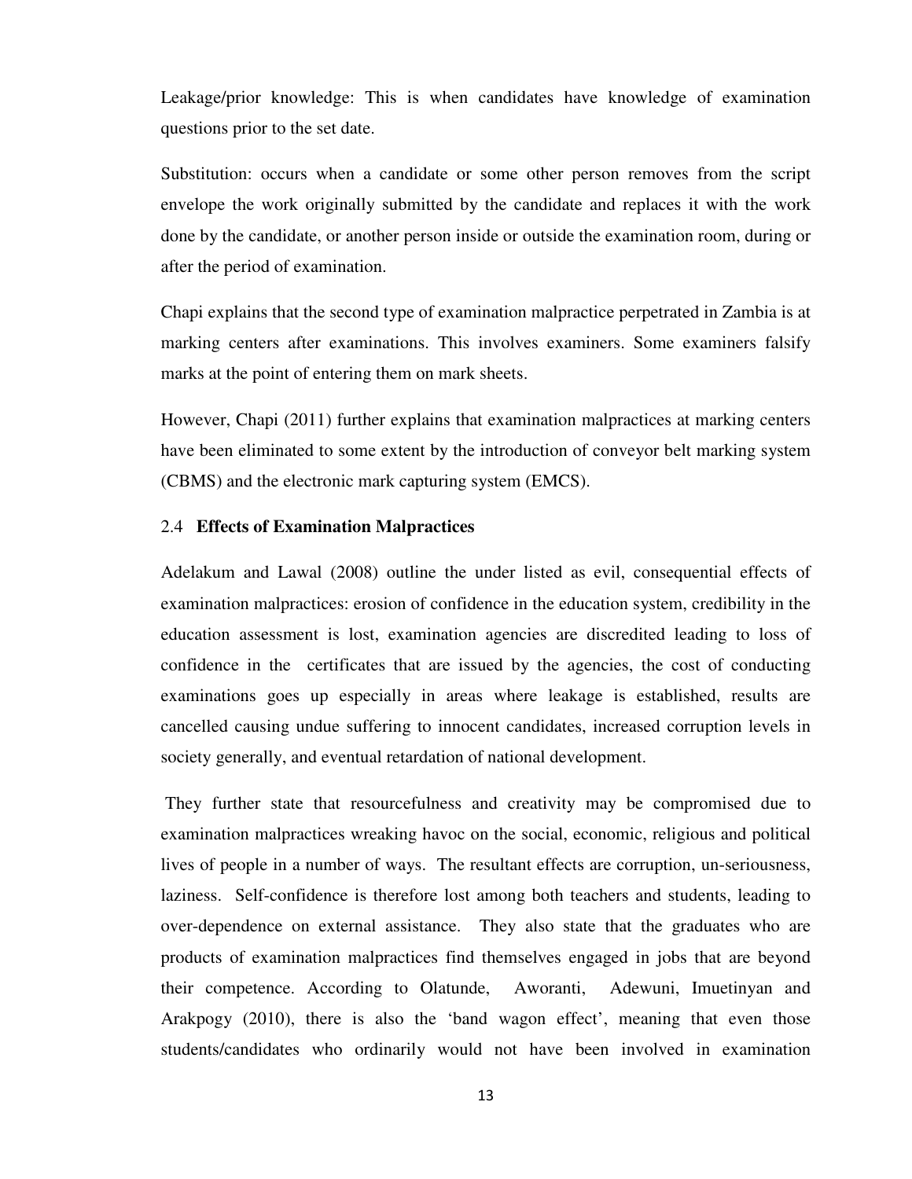Leakage/prior knowledge: This is when candidates have knowledge of examination questions prior to the set date.

Substitution: occurs when a candidate or some other person removes from the script envelope the work originally submitted by the candidate and replaces it with the work done by the candidate, or another person inside or outside the examination room, during or after the period of examination.

Chapi explains that the second type of examination malpractice perpetrated in Zambia is at marking centers after examinations. This involves examiners. Some examiners falsify marks at the point of entering them on mark sheets.

However, Chapi (2011) further explains that examination malpractices at marking centers have been eliminated to some extent by the introduction of conveyor belt marking system (CBMS) and the electronic mark capturing system (EMCS).

## 2.4 Effects of Examination Malpractices

Adelakum and Lawal (2008) outline the under listed as evil, consequential effects of examination malpractices: erosion of confidence in the education system, credibility in the education assessment is lost, examination agencies are discredited leading to loss of confidence in the certificates that are issued by the agencies, the cost of conducting examinations goes up especially in areas where leakage is established, results are cancelled causing undue suffering to innocent candidates, increased corruption levels in society generally, and eventual retardation of national development.

They further state that resourcefulness and creativity may be compromised due to examination malpractices wreaking havoc on the social, economic, religious and political lives of people in a number of ways. The resultant effects are corruption, un-seriousness, laziness. Self-confidence is therefore lost among both teachers and students, leading to over-dependence on external assistance. They also state that the graduates who are products of examination malpractices find themselves engaged in jobs that are beyond their competence. According to Olatunde, Aworanti, Adewuni, Imuetinyan and Arakpogy (2010), there is also the 'band wagon effect', meaning that even those students/candidates who ordinarily would not have been involved in examination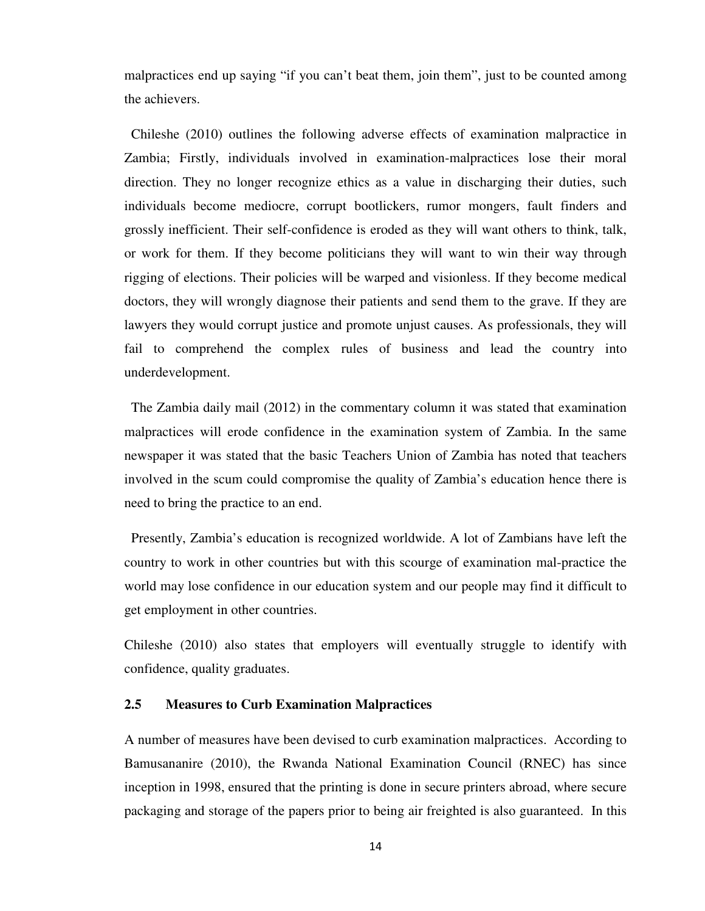malpractices end up saying "if you can't beat them, join them", just to be counted among the achievers.

Chileshe (2010) outlines the following adverse effects of examination malpractice in Zambia; Firstly, individuals involved in examination-malpractices lose their moral direction. They no longer recognize ethics as a value in discharging their duties, such individuals become mediocre, corrupt bootlickers, rumor mongers, fault finders and grossly inefficient. Their self-confidence is eroded as they will want others to think, talk, or work for them. If they become politicians they will want to win their way through rigging of elections. Their policies will be warped and visionless. If they become medical doctors, they will wrongly diagnose their patients and send them to the grave. If they are lawyers they would corrupt justice and promote unjust causes. As professionals, they will fail to comprehend the complex rules of business and lead the country into underdevelopment.

The Zambia daily mail (2012) in the commentary column it was stated that examination malpractices will erode confidence in the examination system of Zambia. In the same newspaper it was stated that the basic Teachers Union of Zambia has noted that teachers involved in the scum could compromise the quality of Zambia's education hence there is need to bring the practice to an end.

Presently, Zambia's education is recognized worldwide. A lot of Zambians have left the country to work in other countries but with this scourge of examination mal-practice the world may lose confidence in our education system and our people may find it difficult to get employment in other countries.

Chileshe (2010) also states that employers will eventually struggle to identify with confidence, quality graduates.

### 2.5 Measures to Curb Examination Malpractices

A number of measures have been devised to curb examination malpractices. According to Bamusananire (2010), the Rwanda National Examination Council (RNEC) has since inception in 1998, ensured that the printing is done in secure printers abroad, where secure packaging and storage of the papers prior to being air freighted is also guaranteed. In this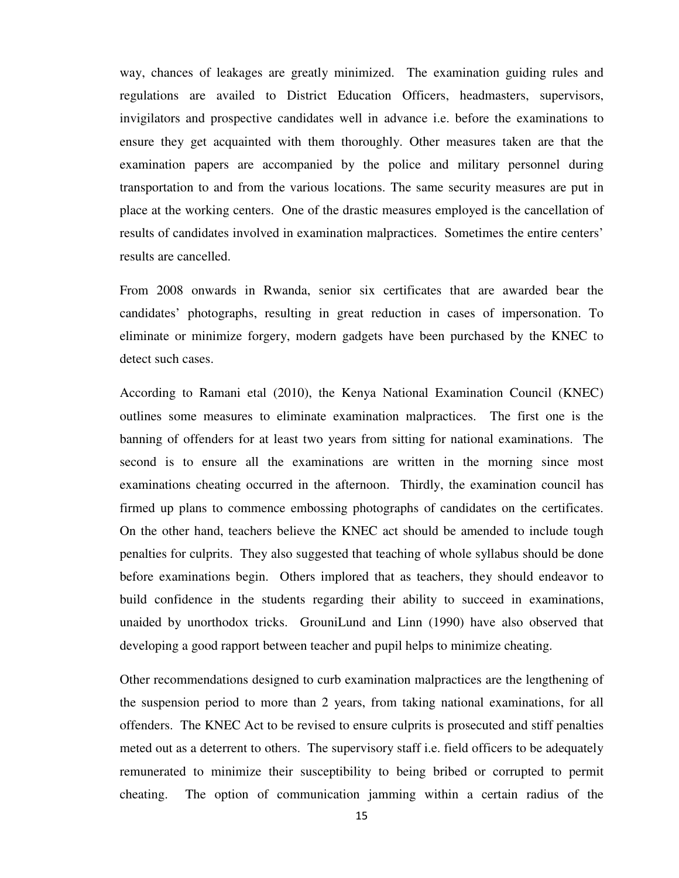way, chances of leakages are greatly minimized. The examination guiding rules and regulations are availed to District Education Officers, headmasters, supervisors, invigilators and prospective candidates well in advance i.e. before the examinations to ensure they get acquainted with them thoroughly. Other measures taken are that the examination papers are accompanied by the police and military personnel during transportation to and from the various locations. The same security measures are put in place at the working centers. One of the drastic measures employed is the cancellation of results of candidates involved in examination malpractices. Sometimes the entire centers' results are cancelled.

From 2008 onwards in Rwanda, senior six certificates that are awarded bear the candidates' photographs, resulting in great reduction in cases of impersonation. To eliminate or minimize forgery, modern gadgets have been purchased by the KNEC to detect such cases.

According to Ramani etal (2010), the Kenya National Examination Council (KNEC) outlines some measures to eliminate examination malpractices. The first one is the banning of offenders for at least two years from sitting for national examinations. The second is to ensure all the examinations are written in the morning since most examinations cheating occurred in the afternoon. Thirdly, the examination council has firmed up plans to commence embossing photographs of candidates on the certificates. On the other hand, teachers believe the KNEC act should be amended to include tough penalties for culprits. They also suggested that teaching of whole syllabus should be done before examinations begin. Others implored that as teachers, they should endeavor to build confidence in the students regarding their ability to succeed in examinations, unaided by unorthodox tricks. GrouniLund and Linn (1990) have also observed that developing a good rapport between teacher and pupil helps to minimize cheating.

Other recommendations designed to curb examination malpractices are the lengthening of the suspension period to more than 2 years, from taking national examinations, for all offenders. The KNEC Act to be revised to ensure culprits is prosecuted and stiff penalties meted out as a deterrent to others. The supervisory staff i.e. field officers to be adequately remunerated to minimize their susceptibility to being bribed or corrupted to permit cheating. The option of communication jamming within a certain radius of the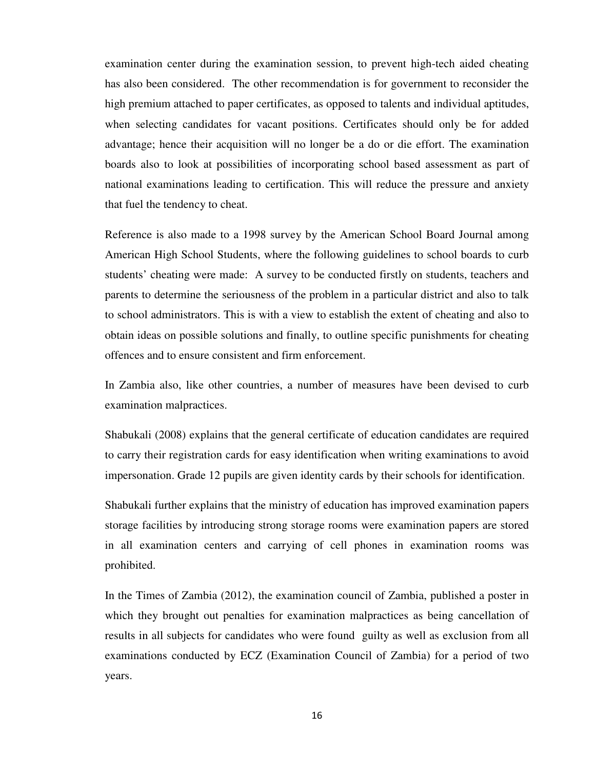examination center during the examination session, to prevent high-tech aided cheating has also been considered. The other recommendation is for government to reconsider the high premium attached to paper certificates, as opposed to talents and individual aptitudes, when selecting candidates for vacant positions. Certificates should only be for added advantage; hence their acquisition will no longer be a do or die effort. The examination boards also to look at possibilities of incorporating school based assessment as part of national examinations leading to certification. This will reduce the pressure and anxiety that fuel the tendency to cheat.

Reference is also made to a 1998 survey by the American School Board Journal among American High School Students, where the following guidelines to school boards to curb students' cheating were made: A survey to be conducted firstly on students, teachers and parents to determine the seriousness of the problem in a particular district and also to talk to school administrators. This is with a view to establish the extent of cheating and also to obtain ideas on possible solutions and finally, to outline specific punishments for cheating offences and to ensure consistent and firm enforcement.

In Zambia also, like other countries, a number of measures have been devised to curb examination malpractices.

Shabukali (2008) explains that the general certificate of education candidates are required to carry their registration cards for easy identification when writing examinations to avoid impersonation. Grade 12 pupils are given identity cards by their schools for identification.

Shabukali further explains that the ministry of education has improved examination papers storage facilities by introducing strong storage rooms were examination papers are stored in all examination centers and carrying of cell phones in examination rooms was prohibited.

In the Times of Zambia (2012), the examination council of Zambia, published a poster in which they brought out penalties for examination malpractices as being cancellation of results in all subjects for candidates who were found guilty as well as exclusion from all examinations conducted by ECZ (Examination Council of Zambia) for a period of two years.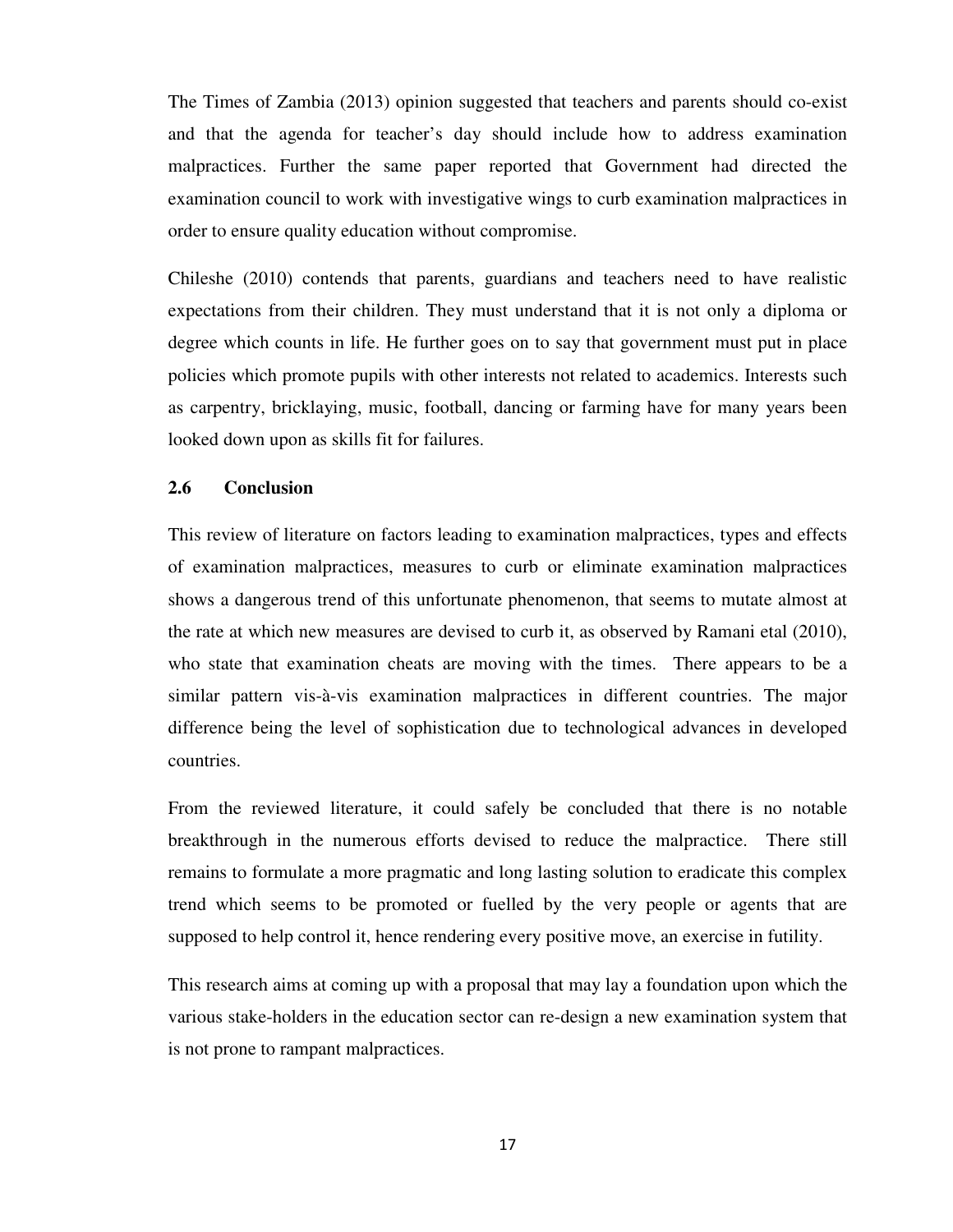The Times of Zambia (2013) opinion suggested that teachers and parents should co-exist and that the agenda for teacher's day should include how to address examination malpractices. Further the same paper reported that Government had directed the examination council to work with investigative wings to curb examination malpractices in order to ensure quality education without compromise.

Chileshe (2010) contends that parents, guardians and teachers need to have realistic expectations from their children. They must understand that it is not only a diploma or degree which counts in life. He further goes on to say that government must put in place policies which promote pupils with other interests not related to academics. Interests such as carpentry, bricklaying, music, football, dancing or farming have for many years been looked down upon as skills fit for failures.

### 2.6 Conclusion

This review of literature on factors leading to examination malpractices, types and effects of examination malpractices, measures to curb or eliminate examination malpractices shows a dangerous trend of this unfortunate phenomenon, that seems to mutate almost at the rate at which new measures are devised to curb it, as observed by Ramani etal (2010), who state that examination cheats are moving with the times. There appears to be a similar pattern vis-à-vis examination malpractices in different countries. The major difference being the level of sophistication due to technological advances in developed countries.

From the reviewed literature, it could safely be concluded that there is no notable breakthrough in the numerous efforts devised to reduce the malpractice. There still remains to formulate a more pragmatic and long lasting solution to eradicate this complex trend which seems to be promoted or fuelled by the very people or agents that are supposed to help control it, hence rendering every positive move, an exercise in futility.

This research aims at coming up with a proposal that may lay a foundation upon which the various stake-holders in the education sector can re-design a new examination system that is not prone to rampant malpractices.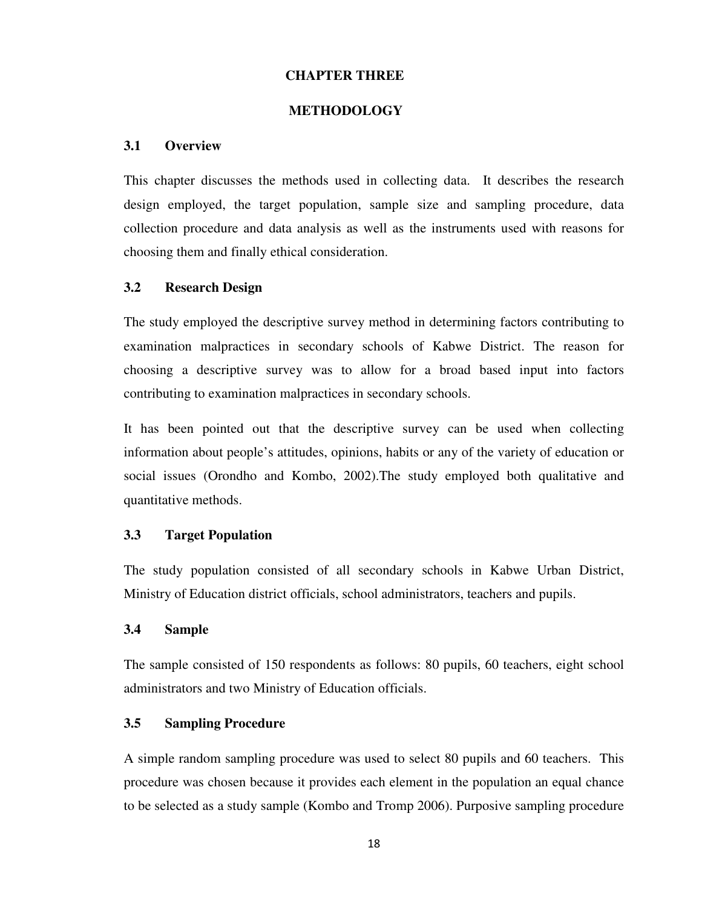# CHAPTER THREE

# METHODOLOGY

## 3.1 Overview

This chapter discusses the methods used in collecting data. It describes the research design employed, the target population, sample size and sampling procedure, data collection procedure and data analysis as well as the instruments used with reasons for choosing them and finally ethical consideration.

## 3.2 Research Design

The study employed the descriptive survey method in determining factors contributing to examination malpractices in secondary schools of Kabwe District. The reason for choosing a descriptive survey was to allow for a broad based input into factors contributing to examination malpractices in secondary schools.

It has been pointed out that the descriptive survey can be used when collecting information about people's attitudes, opinions, habits or any of the variety of education or social issues (Orondho and Kombo, 2002).The study employed both qualitative and quantitative methods.

## 3.3 Target Population

The study population consisted of all secondary schools in Kabwe Urban District, Ministry of Education district officials, school administrators, teachers and pupils.

## 3.4 Sample

The sample consisted of 150 respondents as follows: 80 pupils, 60 teachers, eight school administrators and two Ministry of Education officials.

## 3.5 Sampling Procedure

A simple random sampling procedure was used to select 80 pupils and 60 teachers. This procedure was chosen because it provides each element in the population an equal chance to be selected as a study sample (Kombo and Tromp 2006). Purposive sampling procedure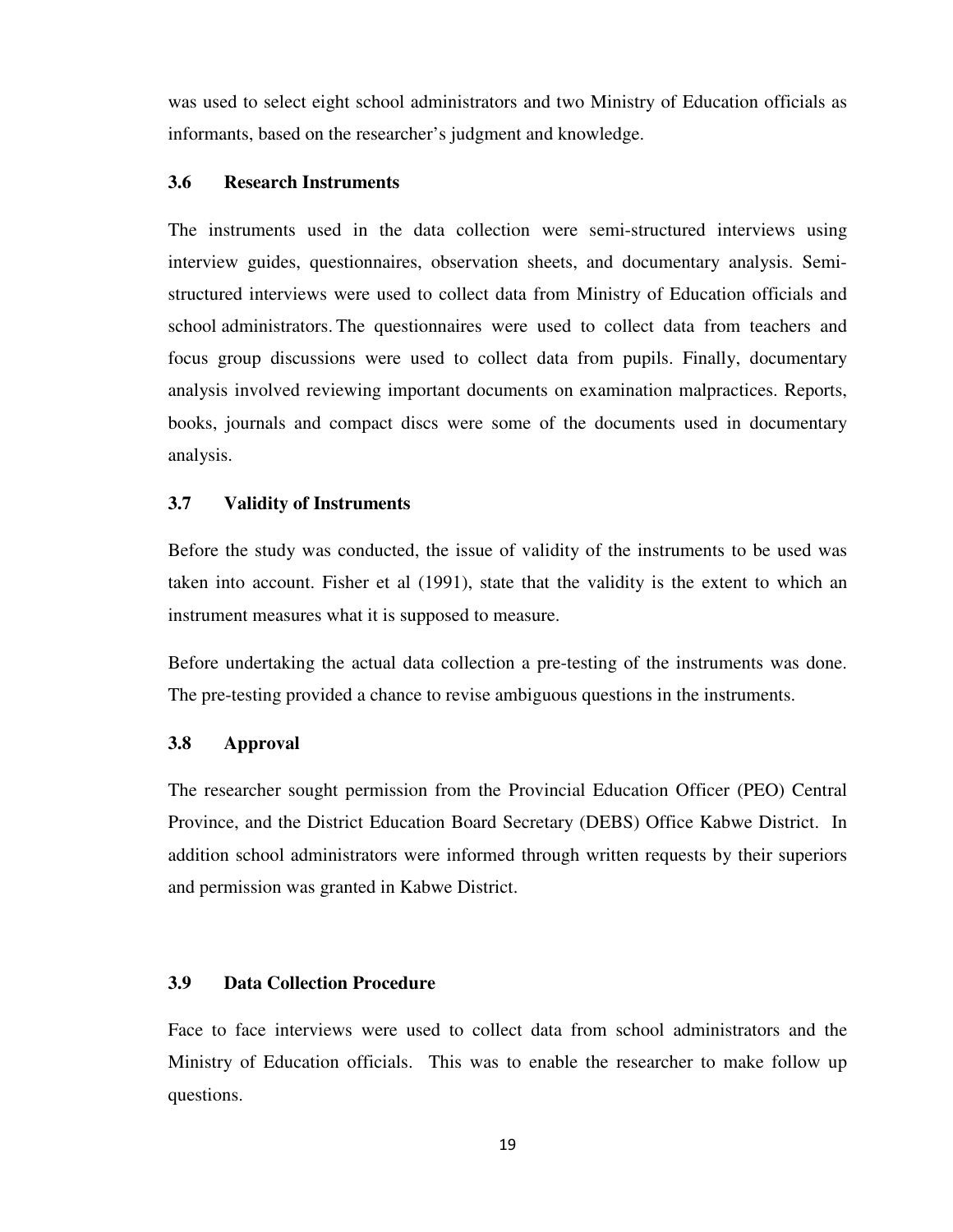was used to select eight school administrators and two Ministry of Education officials as informants, based on the researcher's judgment and knowledge.

### 3.6 Research Instruments

The instruments used in the data collection were semi-structured interviews using interview guides, questionnaires, observation sheets, and documentary analysis. Semi-structured interviews were used to collect data from Ministry of Education officials and school administrators. The questionnaires were used to collect data from teachers and focus group discussions were used to collect data from pupils. Finally, documentary analysis involved reviewing important documents on examination malpractices. Reports, books, journals and compact discs were some of the documents used in documentary analysis.

### 3.7 Validity of Instruments

Before the study was conducted, the issue of validity of the instruments to be used was taken into account. Fisher et al (1991), state that the validity is the extent to which an instrument measures what it is supposed to measure.

Before undertaking the actual data collection a pre-testing of the instruments was done. The pre-testing provided a chance to revise ambiguous questions in the instruments.

### 3.8 Approval

The researcher sought permission from the Provincial Education Officer (PEO) Central Province, and the District Education Board Secretary (DEBS) Office Kabwe District. In addition school administrators were informed through written requests by their superiors and permission was granted in Kabwe District.

### 3.9 Data Collection Procedure

Face to face interviews were used to collect data from school administrators and the Ministry of Education officials. This was to enable the researcher to make follow up questions.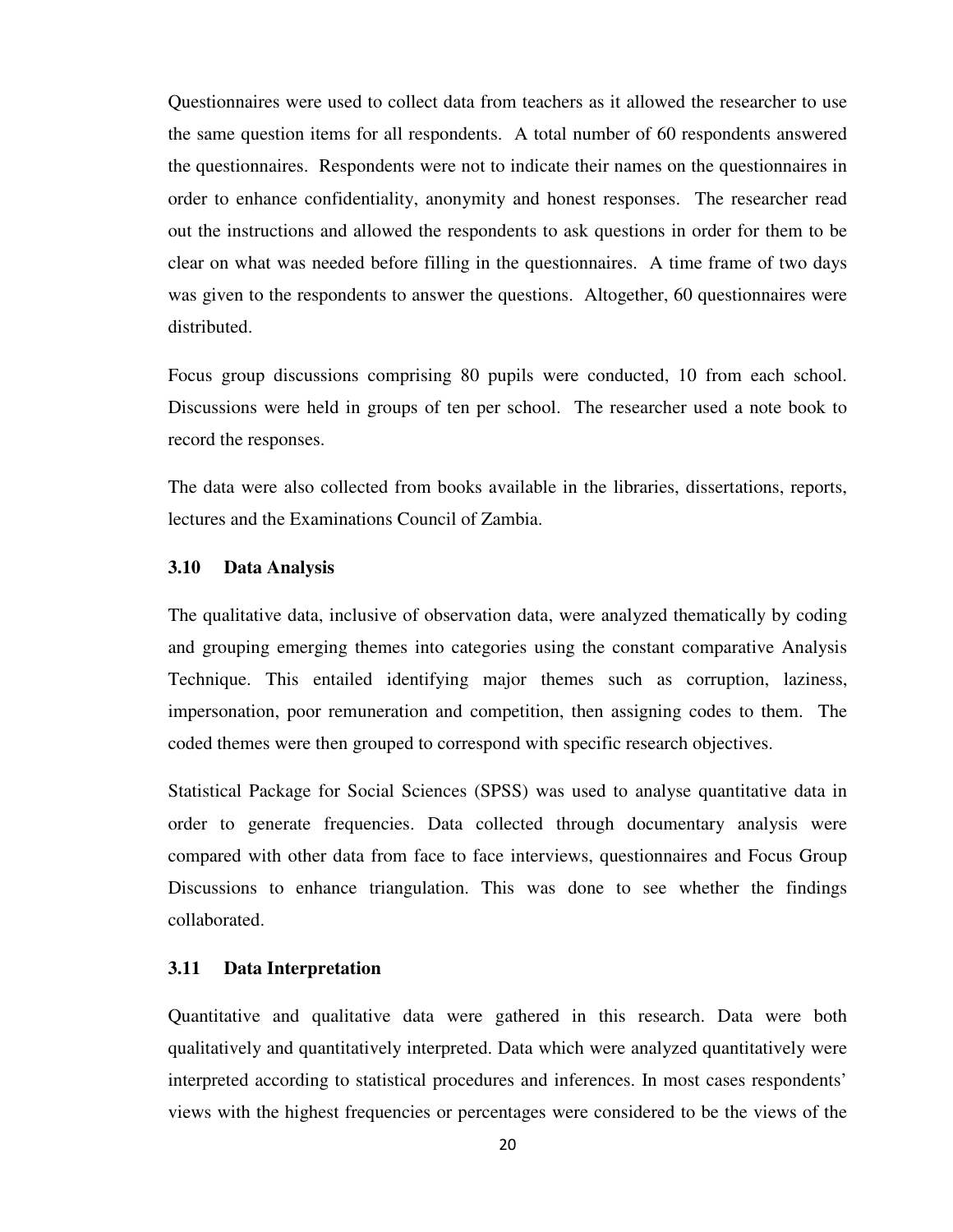Questionnaires were used to collect data from teachers as it allowed the researcher to use the same question items for all respondents. A total number of 60 respondents answered the questionnaires. Respondents were not to indicate their names on the questionnaires in order to enhance confidentiality, anonymity and honest responses. The researcher read out the instructions and allowed the respondents to ask questions in order for them to be clear on what was needed before filling in the questionnaires. A time frame of two days was given to the respondents to answer the questions. Altogether, 60 questionnaires were distributed.

Focus group discussions comprising 80 pupils were conducted, 10 from each school. Discussions were held in groups of ten per school. The researcher used a note book to record the responses.

The data were also collected from books available in the libraries, dissertations, reports, lectures and the Examinations Council of Zambia.

### 3.10 Data Analysis

The qualitative data, inclusive of observation data, were analyzed thematically by coding and grouping emerging themes into categories using the constant comparative Analysis Technique. This entailed identifying major themes such as corruption, laziness, impersonation, poor remuneration and competition, then assigning codes to them. The coded themes were then grouped to correspond with specific research objectives.

Statistical Package for Social Sciences (SPSS) was used to analyse quantitative data in order to generate frequencies. Data collected through documentary analysis were compared with other data from face to face interviews, questionnaires and Focus Group Discussions to enhance triangulation. This was done to see whether the findings collaborated.

### 3.11 Data Interpretation

Quantitative and qualitative data were gathered in this research. Data were both qualitatively and quantitatively interpreted. Data which were analyzed quantitatively were interpreted according to statistical procedures and inferences. In most cases respondents' views with the highest frequencies or percentages were considered to be the views of the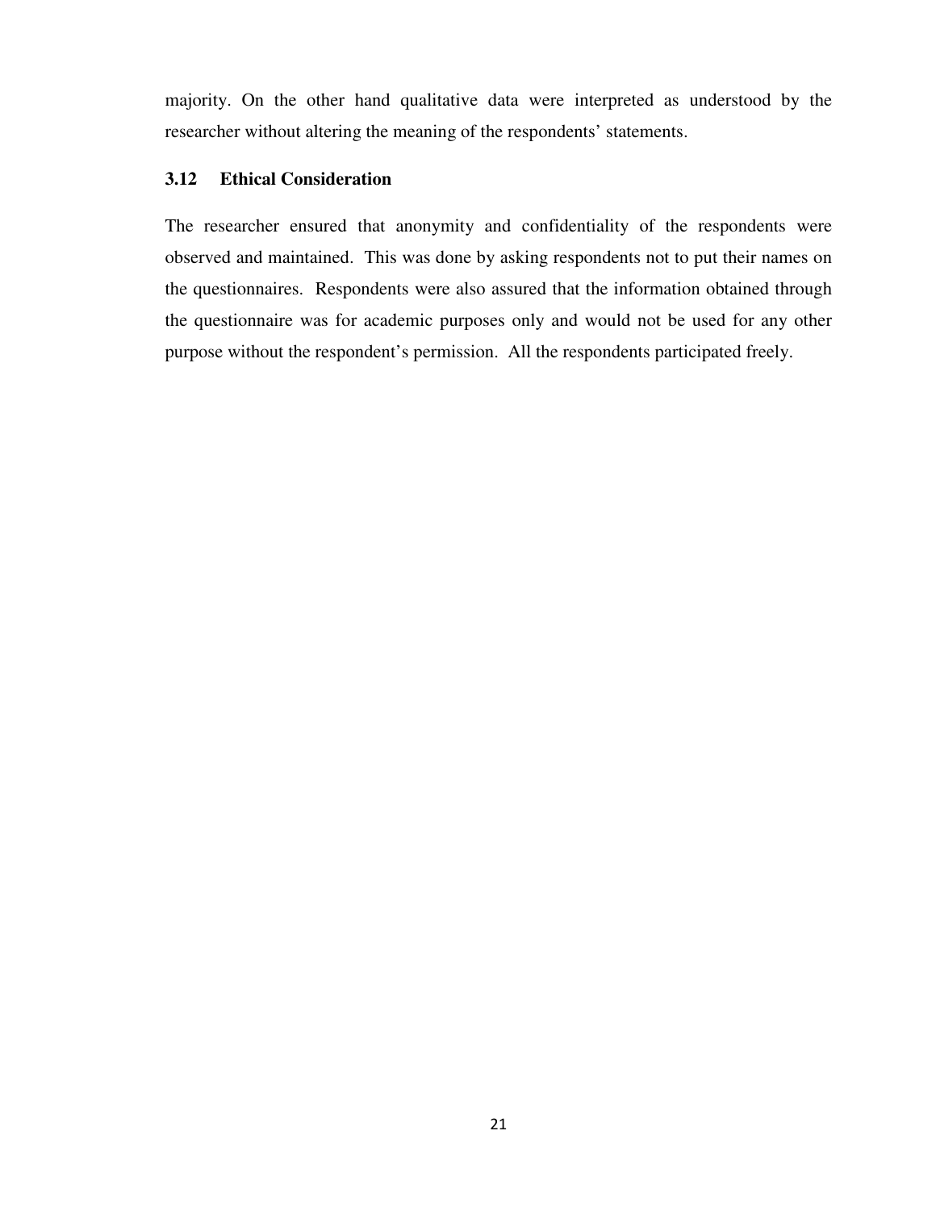majority. On the other hand qualitative data were interpreted as understood by the researcher without altering the meaning of the respondents' statements.

### 3.12 Ethical Consideration

The researcher ensured that anonymity and confidentiality of the respondents were observed and maintained. This was done by asking respondents not to put their names on the questionnaires. Respondents were also assured that the information obtained through the questionnaire was for academic purposes only and would not be used for any other purpose without the respondent's permission. All the respondents participated freely.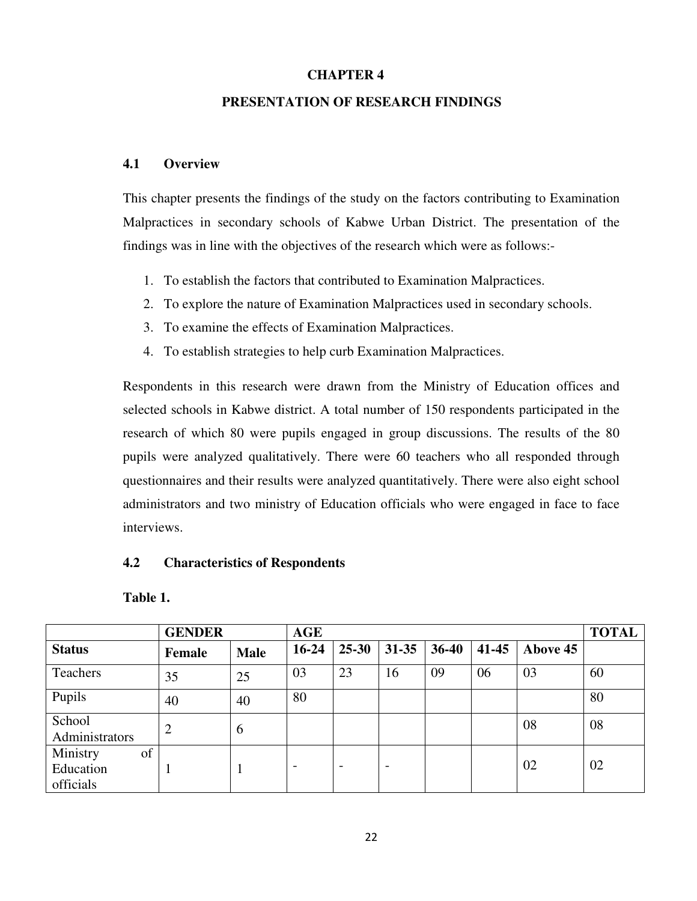# CHAPTER 4

# PRESENTATION OF RESEARCH FINDINGS

## 4.1 Overview

This chapter presents the findings of the study on the factors contributing to Examination Malpractices in secondary schools of Kabwe Urban District. The presentation of the findings was in line with the objectives of the research which were as follows:-

1. To establish the factors that contributed to Examination Malpractices.
2. To explore the nature of Examination Malpractices used in secondary schools.
3. To examine the effects of Examination Malpractices.
4. To establish strategies to help curb Examination Malpractices.

Respondents in this research were drawn from the Ministry of Education offices and selected schools in Kabwe district. A total number of 150 respondents participated in the research of which 80 were pupils engaged in group discussions. The results of the 80 pupils were analyzed qualitatively. There were 60 teachers who all responded through questionnaires and their results were analyzed quantitatively. There were also eight school administrators and two ministry of Education officials who were engaged in face to face interviews.

## 4.2 Characteristics of Respondents

**Table 1.**

| | **GENDER** | | **AGE** | | | | | | **TOTAL** |
|---|---|---|---|---|---|---|---|---|---|
| **Status** | **Female** | **Male** | **16-24** | **25-30** | **31-35** | **36-40** | **41-45** | **Above 45** | |
| Teachers | 35 | 25 | 03 | 23 | 16 | 09 | 06 | 03 | 60 |
| Pupils | 40 | 40 | 80 | | | | | | 80 |
| School Administrators | 2 | 6 | | | | | | 08 | 08 |
| Ministry of Education officials | 1 | 1 | - | - | - | | | 02 | 02 |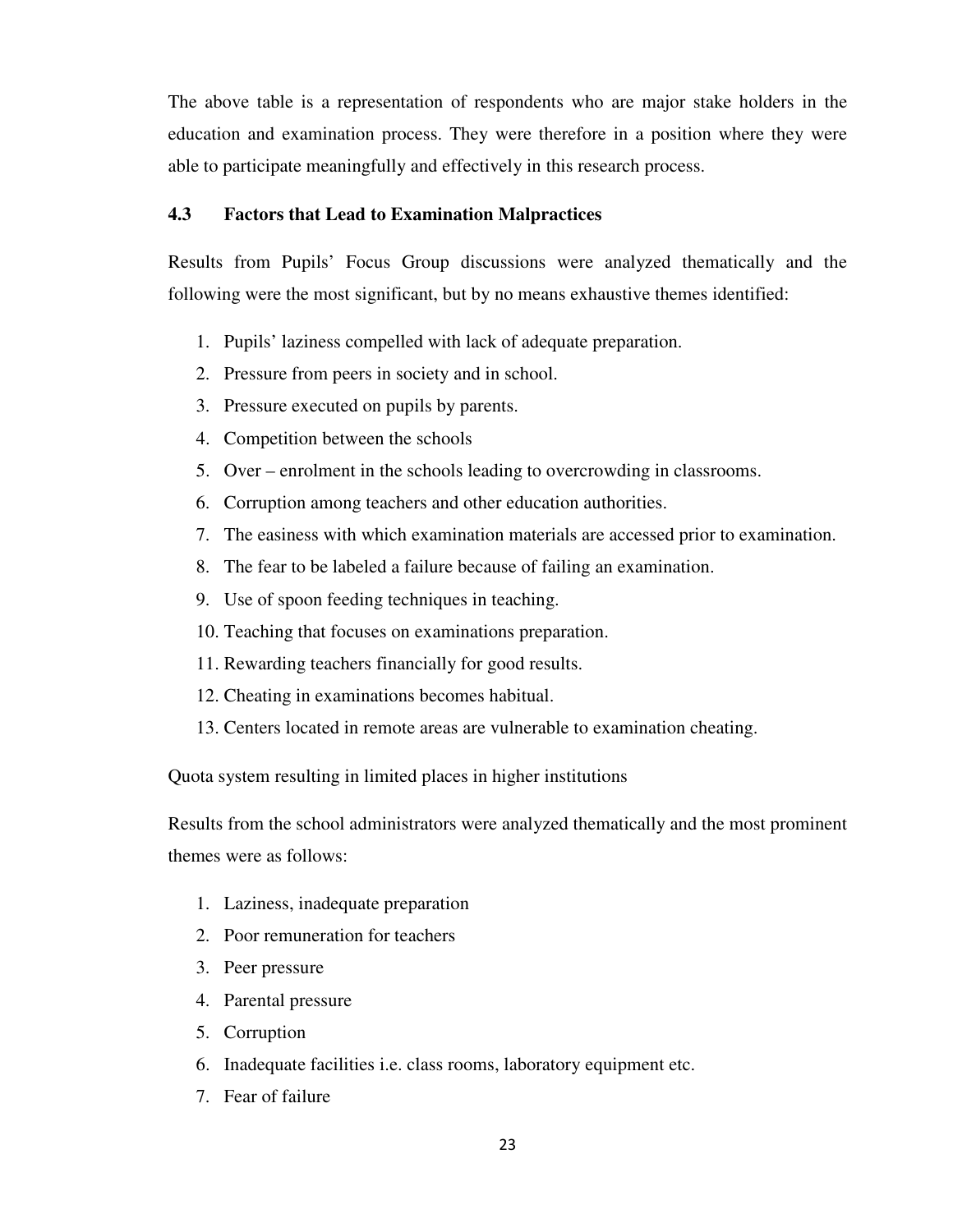The above table is a representation of respondents who are major stake holders in the education and examination process. They were therefore in a position where they were able to participate meaningfully and effectively in this research process.

### 4.3 Factors that Lead to Examination Malpractices

Results from Pupils' Focus Group discussions were analyzed thematically and the following were the most significant, but by no means exhaustive themes identified:

1. Pupils' laziness compelled with lack of adequate preparation.
2. Pressure from peers in society and in school.
3. Pressure executed on pupils by parents.
4. Competition between the schools
5. Over – enrolment in the schools leading to overcrowding in classrooms.
6. Corruption among teachers and other education authorities.
7. The easiness with which examination materials are accessed prior to examination.
8. The fear to be labeled a failure because of failing an examination.
9. Use of spoon feeding techniques in teaching.
10. Teaching that focuses on examinations preparation.
11. Rewarding teachers financially for good results.
12. Cheating in examinations becomes habitual.
13. Centers located in remote areas are vulnerable to examination cheating.

Quota system resulting in limited places in higher institutions

Results from the school administrators were analyzed thematically and the most prominent themes were as follows:

1. Laziness, inadequate preparation
2. Poor remuneration for teachers
3. Peer pressure
4. Parental pressure
5. Corruption
6. Inadequate facilities i.e. class rooms, laboratory equipment etc.
7. Fear of failure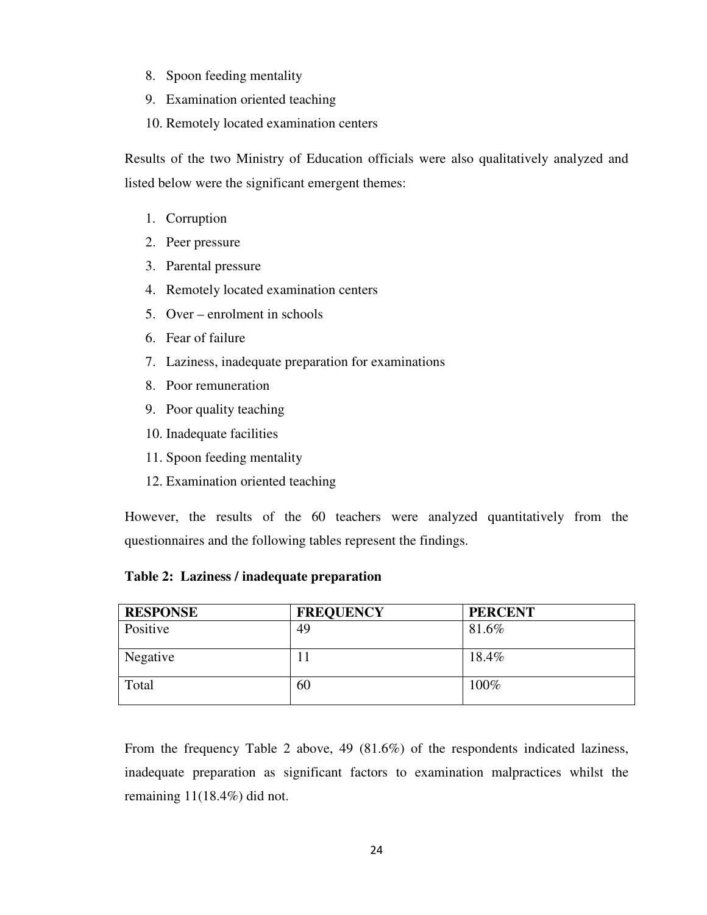8. Spoon feeding mentality
9. Examination oriented teaching
10. Remotely located examination centers

Results of the two Ministry of Education officials were also qualitatively analyzed and listed below were the significant emergent themes:

1. Corruption
2. Peer pressure
3. Parental pressure
4. Remotely located examination centers
5. Over – enrolment in schools
6. Fear of failure
7. Laziness, inadequate preparation for examinations
8. Poor remuneration
9. Poor quality teaching
10. Inadequate facilities
11. Spoon feeding mentality
12. Examination oriented teaching

However, the results of the 60 teachers were analyzed quantitatively from the questionnaires and the following tables represent the findings.

**Table 2: Laziness / inadequate preparation**

| RESPONSE | FREQUENCY | PERCENT |
|---|---|---|
| Positive | 49 | 81.6% |
| Negative | 11 | 18.4% |
| Total | 60 | 100% |

From the frequency Table 2 above, 49 (81.6%) of the respondents indicated laziness, inadequate preparation as significant factors to examination malpractices whilst the remaining 11(18.4%) did not.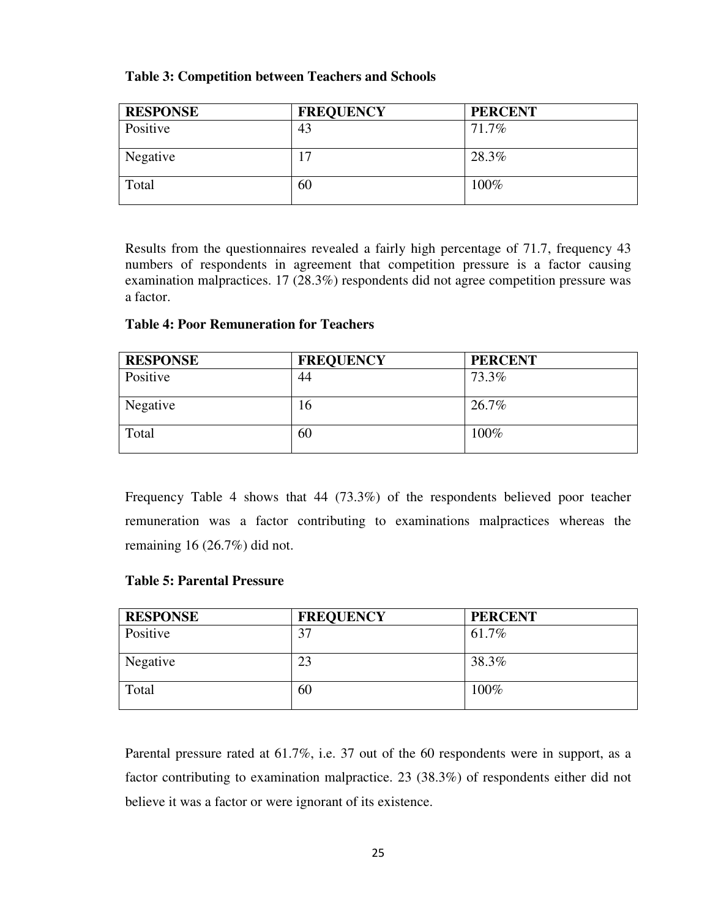**Table 3: Competition between Teachers and Schools**

| RESPONSE | FREQUENCY | PERCENT |
|---|---|---|
| Positive | 43 | 71.7% |
| Negative | 17 | 28.3% |
| Total | 60 | 100% |

Results from the questionnaires revealed a fairly high percentage of 71.7, frequency 43 numbers of respondents in agreement that competition pressure is a factor causing examination malpractices. 17 (28.3%) respondents did not agree competition pressure was a factor.

**Table 4: Poor Remuneration for Teachers**

| RESPONSE | FREQUENCY | PERCENT |
|---|---|---|
| Positive | 44 | 73.3% |
| Negative | 16 | 26.7% |
| Total | 60 | 100% |

Frequency Table 4 shows that 44 (73.3%) of the respondents believed poor teacher remuneration was a factor contributing to examinations malpractices whereas the remaining 16 (26.7%) did not.

**Table 5: Parental Pressure**

| RESPONSE | FREQUENCY | PERCENT |
|---|---|---|
| Positive | 37 | 61.7% |
| Negative | 23 | 38.3% |
| Total | 60 | 100% |

Parental pressure rated at 61.7%, i.e. 37 out of the 60 respondents were in support, as a factor contributing to examination malpractice. 23 (38.3%) of respondents either did not believe it was a factor or were ignorant of its existence.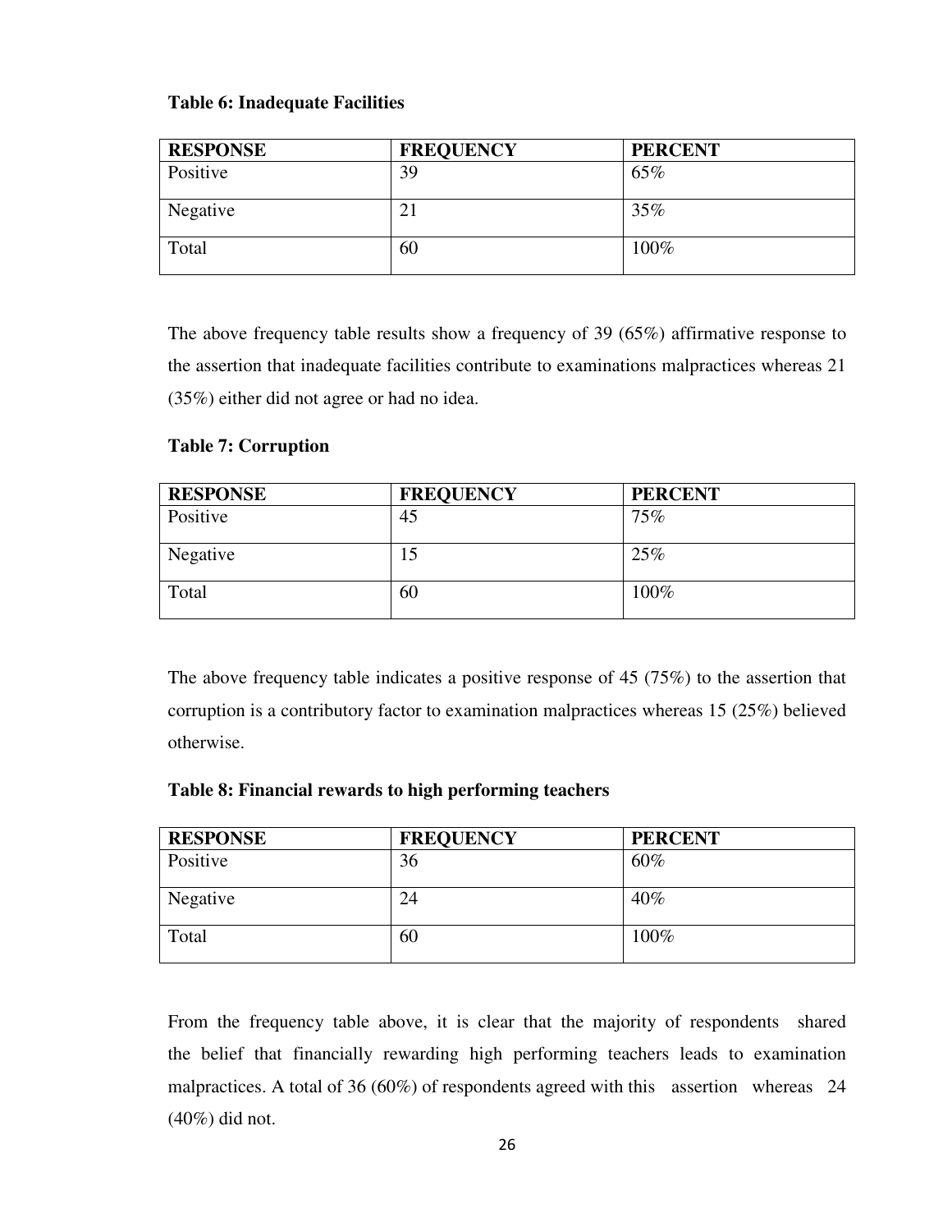**Table 6: Inadequate Facilities**

| RESPONSE | FREQUENCY | PERCENT |
|---|---|---|
| Positive | 39 | 65% |
| Negative | 21 | 35% |
| Total | 60 | 100% |

The above frequency table results show a frequency of 39 (65%) affirmative response to the assertion that inadequate facilities contribute to examinations malpractices whereas 21 (35%) either did not agree or had no idea.

**Table 7: Corruption**

| RESPONSE | FREQUENCY | PERCENT |
|---|---|---|
| Positive | 45 | 75% |
| Negative | 15 | 25% |
| Total | 60 | 100% |

The above frequency table indicates a positive response of 45 (75%) to the assertion that corruption is a contributory factor to examination malpractices whereas 15 (25%) believed otherwise.

**Table 8: Financial rewards to high performing teachers**

| RESPONSE | FREQUENCY | PERCENT |
|---|---|---|
| Positive | 36 | 60% |
| Negative | 24 | 40% |
| Total | 60 | 100% |

From the frequency table above, it is clear that the majority of respondents shared the belief that financially rewarding high performing teachers leads to examination malpractices. A total of 36 (60%) of respondents agreed with this assertion whereas 24 (40%) did not.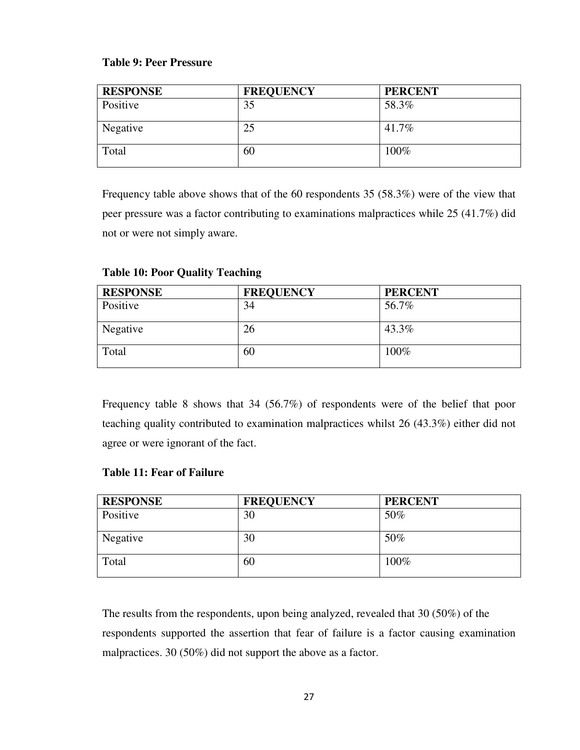**Table 9: Peer Pressure**

| RESPONSE | FREQUENCY | PERCENT |
|---|---|---|
| Positive | 35 | 58.3% |
| Negative | 25 | 41.7% |
| Total | 60 | 100% |

Frequency table above shows that of the 60 respondents 35 (58.3%) were of the view that peer pressure was a factor contributing to examinations malpractices while 25 (41.7%) did not or were not simply aware.

**Table 10: Poor Quality Teaching**

| RESPONSE | FREQUENCY | PERCENT |
|---|---|---|
| Positive | 34 | 56.7% |
| Negative | 26 | 43.3% |
| Total | 60 | 100% |

Frequency table 8 shows that 34 (56.7%) of respondents were of the belief that poor teaching quality contributed to examination malpractices whilst 26 (43.3%) either did not agree or were ignorant of the fact.

**Table 11: Fear of Failure**

| RESPONSE | FREQUENCY | PERCENT |
|---|---|---|
| Positive | 30 | 50% |
| Negative | 30 | 50% |
| Total | 60 | 100% |

The results from the respondents, upon being analyzed, revealed that 30 (50%) of the respondents supported the assertion that fear of failure is a factor causing examination malpractices. 30 (50%) did not support the above as a factor.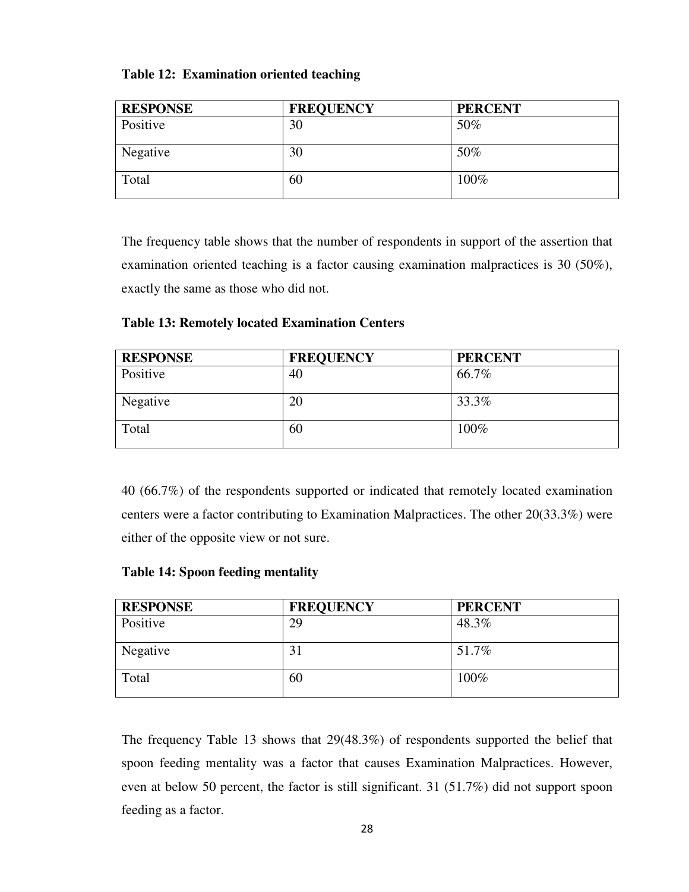**Table 12: Examination oriented teaching**

| RESPONSE | FREQUENCY | PERCENT |
|---|---|---|
| Positive | 30 | 50% |
| Negative | 30 | 50% |
| Total | 60 | 100% |

The frequency table shows that the number of respondents in support of the assertion that examination oriented teaching is a factor causing examination malpractices is 30 (50%), exactly the same as those who did not.

**Table 13: Remotely located Examination Centers**

| RESPONSE | FREQUENCY | PERCENT |
|---|---|---|
| Positive | 40 | 66.7% |
| Negative | 20 | 33.3% |
| Total | 60 | 100% |

40 (66.7%) of the respondents supported or indicated that remotely located examination centers were a factor contributing to Examination Malpractices. The other 20(33.3%) were either of the opposite view or not sure.

**Table 14: Spoon feeding mentality**

| RESPONSE | FREQUENCY | PERCENT |
|---|---|---|
| Positive | 29 | 48.3% |
| Negative | 31 | 51.7% |
| Total | 60 | 100% |

The frequency Table 13 shows that 29(48.3%) of respondents supported the belief that spoon feeding mentality was a factor that causes Examination Malpractices. However, even at below 50 percent, the factor is still significant. 31 (51.7%) did not support spoon feeding as a factor.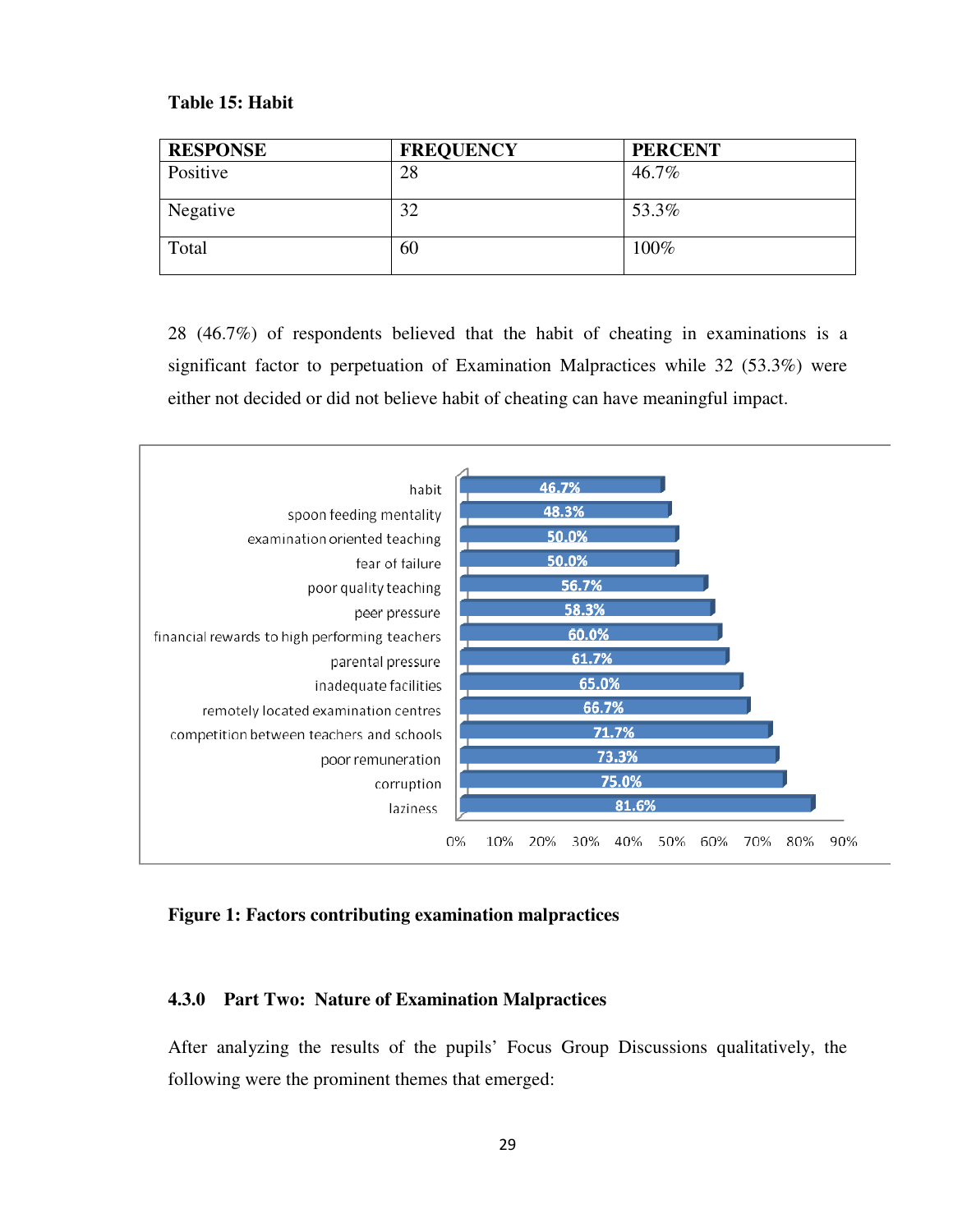**Table 15: Habit**

| RESPONSE | FREQUENCY | PERCENT |
|---|---|---|
| Positive | 28 | 46.7% |
| Negative | 32 | 53.3% |
| Total | 60 | 100% |

28 (46.7%) of respondents believed that the habit of cheating in examinations is a significant factor to perpetuation of Examination Malpractices while 32 (53.3%) were either not decided or did not believe habit of cheating can have meaningful impact.

| Factor | Percent |
|---|---|
| habit | 46.7% |
| spoon feeding mentality | 48.3% |
| examination oriented teaching | 50.0% |
| fear of failure | 50.0% |
| poor quality teaching | 56.7% |
| peer pressure | 58.3% |
| financial rewards to high performing teachers | 60.0% |
| parental pressure | 61.7% |
| inadequate facilities | 65.0% |
| remotely located examination centres | 66.7% |
| competition between teachers and schools | 71.7% |
| poor remuneration | 73.3% |
| corruption | 75.0% |
| laziness | 81.6% |

**Figure 1: Factors contributing examination malpractices**

### 4.3.0 Part Two: Nature of Examination Malpractices

After analyzing the results of the pupils' Focus Group Discussions qualitatively, the following were the prominent themes that emerged: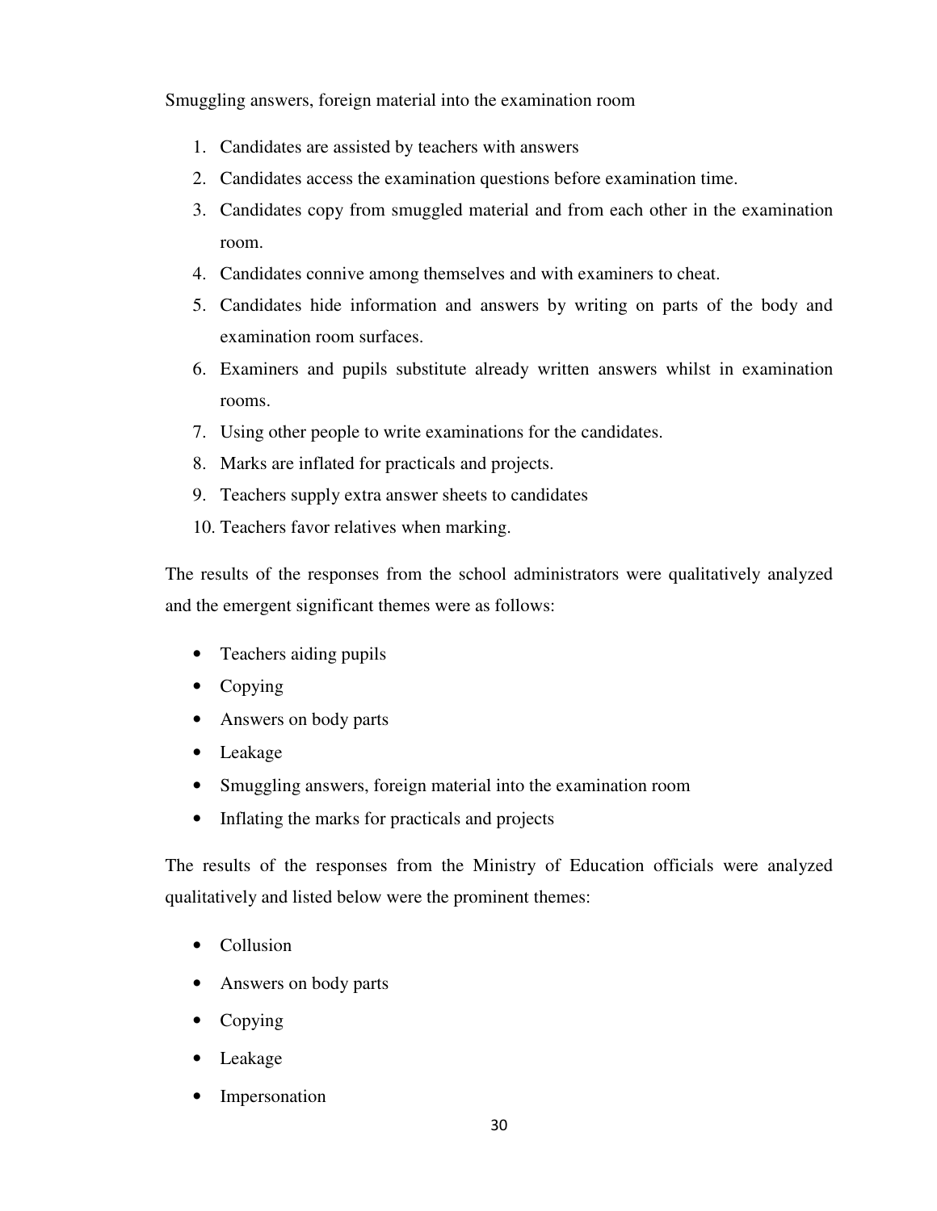Smuggling answers, foreign material into the examination room

1. Candidates are assisted by teachers with answers
2. Candidates access the examination questions before examination time.
3. Candidates copy from smuggled material and from each other in the examination room.
4. Candidates connive among themselves and with examiners to cheat.
5. Candidates hide information and answers by writing on parts of the body and examination room surfaces.
6. Examiners and pupils substitute already written answers whilst in examination rooms.
7. Using other people to write examinations for the candidates.
8. Marks are inflated for practicals and projects.
9. Teachers supply extra answer sheets to candidates
10. Teachers favor relatives when marking.

The results of the responses from the school administrators were qualitatively analyzed and the emergent significant themes were as follows:

- Teachers aiding pupils
- Copying
- Answers on body parts
- Leakage
- Smuggling answers, foreign material into the examination room
- Inflating the marks for practicals and projects

The results of the responses from the Ministry of Education officials were analyzed qualitatively and listed below were the prominent themes:

- Collusion
- Answers on body parts
- Copying
- Leakage
- Impersonation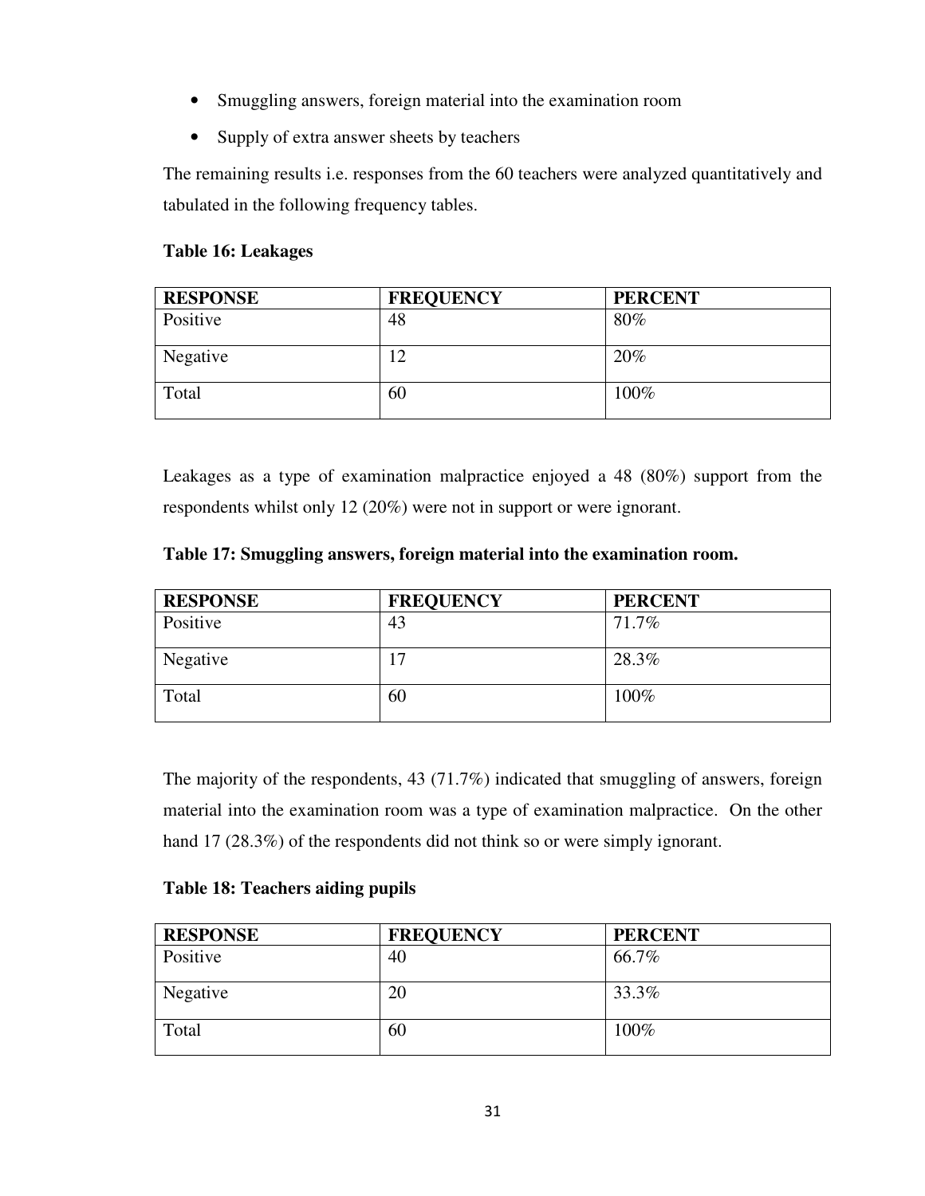- Smuggling answers, foreign material into the examination room
- Supply of extra answer sheets by teachers

The remaining results i.e. responses from the 60 teachers were analyzed quantitatively and tabulated in the following frequency tables.

**Table 16: Leakages**

| RESPONSE | FREQUENCY | PERCENT |
|---|---|---|
| Positive | 48 | 80% |
| Negative | 12 | 20% |
| Total | 60 | 100% |

Leakages as a type of examination malpractice enjoyed a 48 (80%) support from the respondents whilst only 12 (20%) were not in support or were ignorant.

**Table 17: Smuggling answers, foreign material into the examination room.**

| RESPONSE | FREQUENCY | PERCENT |
|---|---|---|
| Positive | 43 | 71.7% |
| Negative | 17 | 28.3% |
| Total | 60 | 100% |

The majority of the respondents, 43 (71.7%) indicated that smuggling of answers, foreign material into the examination room was a type of examination malpractice. On the other hand 17 (28.3%) of the respondents did not think so or were simply ignorant.

**Table 18: Teachers aiding pupils**

| RESPONSE | FREQUENCY | PERCENT |
|---|---|---|
| Positive | 40 | 66.7% |
| Negative | 20 | 33.3% |
| Total | 60 | 100% |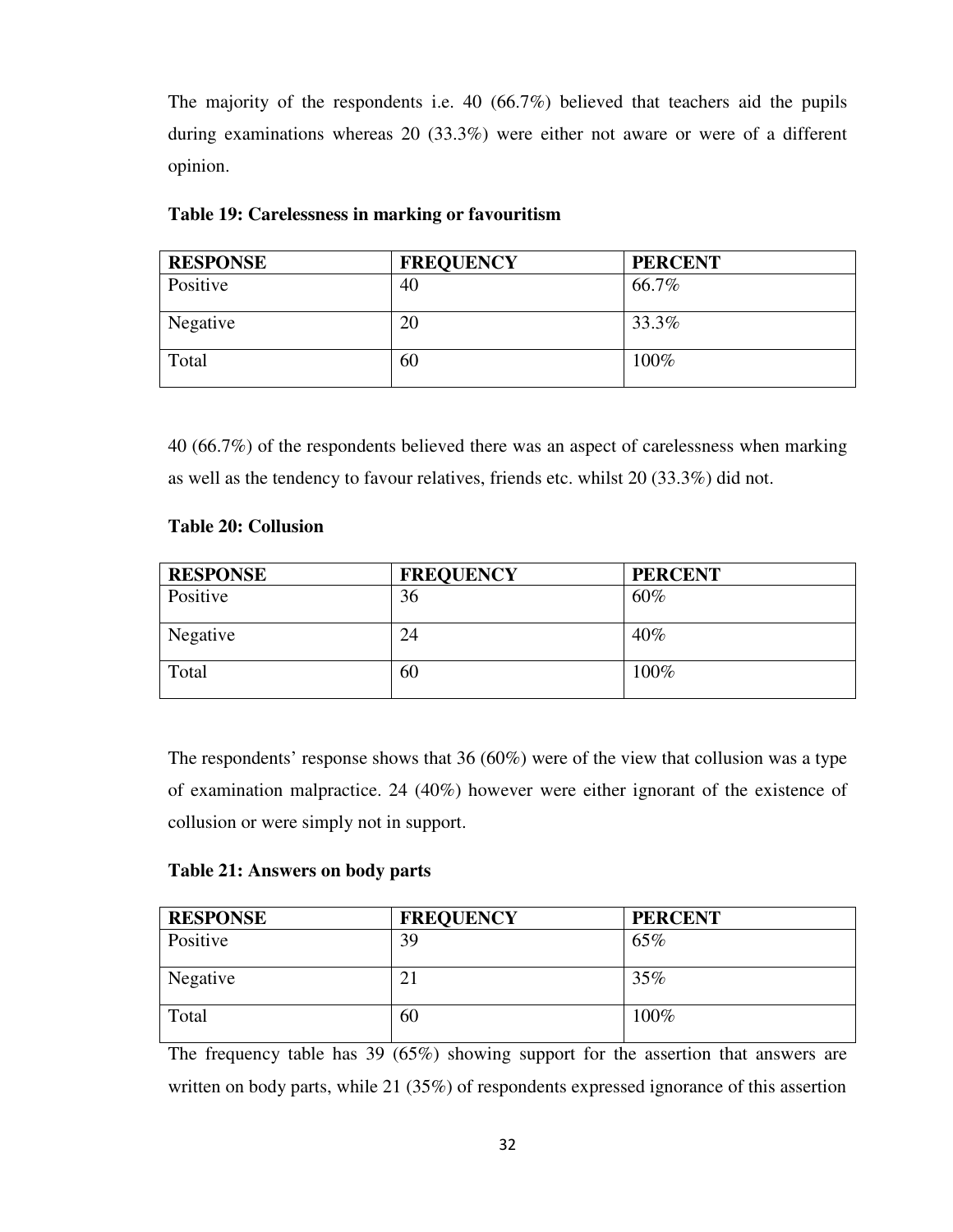The majority of the respondents i.e. 40 (66.7%) believed that teachers aid the pupils during examinations whereas 20 (33.3%) were either not aware or were of a different opinion.

**Table 19: Carelessness in marking or favouritism**

| RESPONSE | FREQUENCY | PERCENT |
| --- | --- | --- |
| Positive | 40 | 66.7% |
| Negative | 20 | 33.3% |
| Total | 60 | 100% |

40 (66.7%) of the respondents believed there was an aspect of carelessness when marking as well as the tendency to favour relatives, friends etc. whilst 20 (33.3%) did not.

**Table 20: Collusion**

| RESPONSE | FREQUENCY | PERCENT |
| --- | --- | --- |
| Positive | 36 | 60% |
| Negative | 24 | 40% |
| Total | 60 | 100% |

The respondents' response shows that 36 (60%) were of the view that collusion was a type of examination malpractice. 24 (40%) however were either ignorant of the existence of collusion or were simply not in support.

**Table 21: Answers on body parts**

| RESPONSE | FREQUENCY | PERCENT |
| --- | --- | --- |
| Positive | 39 | 65% |
| Negative | 21 | 35% |
| Total | 60 | 100% |

The frequency table has 39 (65%) showing support for the assertion that answers are written on body parts, while 21 (35%) of respondents expressed ignorance of this assertion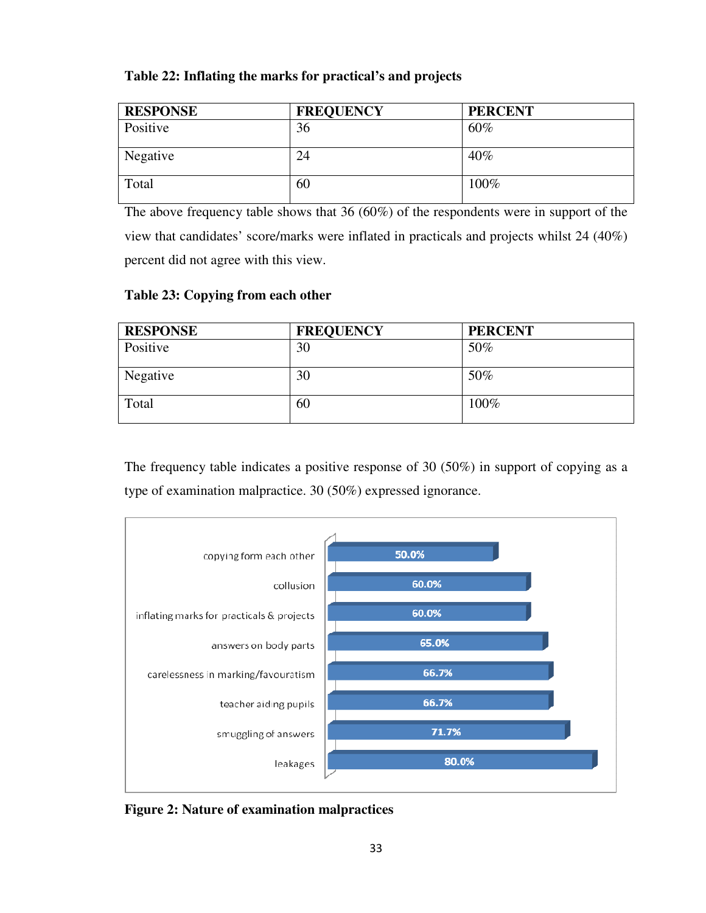**Table 22: Inflating the marks for practical's and projects**

| RESPONSE | FREQUENCY | PERCENT |
|---|---|---|
| Positive | 36 | 60% |
| Negative | 24 | 40% |
| Total | 60 | 100% |

The above frequency table shows that 36 (60%) of the respondents were in support of the view that candidates' score/marks were inflated in practicals and projects whilst 24 (40%) percent did not agree with this view.

**Table 23: Copying from each other**

| RESPONSE | FREQUENCY | PERCENT |
|---|---|---|
| Positive | 30 | 50% |
| Negative | 30 | 50% |
| Total | 60 | 100% |

The frequency table indicates a positive response of 30 (50%) in support of copying as a type of examination malpractice. 30 (50%) expressed ignorance.

| | |
|---|---|
| copying form each other | 50.0% |
| collusion | 60.0% |
| inflating marks for practicals & projects | 60.0% |
| answers on body parts | 65.0% |
| carelessness in marking/favouratism | 66.7% |
| teacher aiding pupils | 66.7% |
| smuggling of answers | 71.7% |
| leakages | 80.0% |

**Figure 2: Nature of examination malpractices**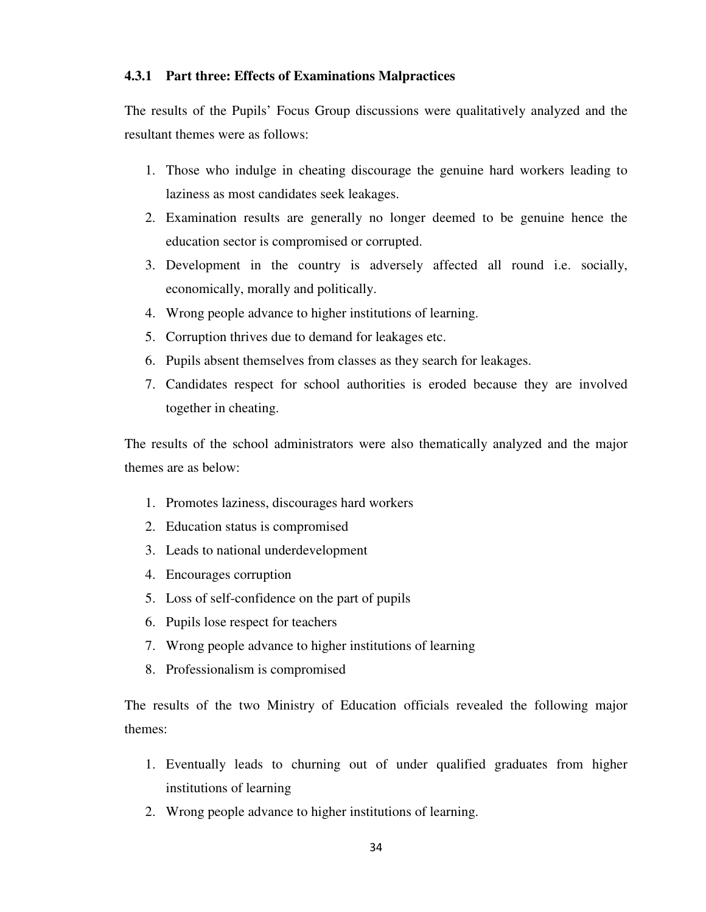### 4.3.1 Part three: Effects of Examinations Malpractices

The results of the Pupils' Focus Group discussions were qualitatively analyzed and the resultant themes were as follows:

1. Those who indulge in cheating discourage the genuine hard workers leading to laziness as most candidates seek leakages.
2. Examination results are generally no longer deemed to be genuine hence the education sector is compromised or corrupted.
3. Development in the country is adversely affected all round i.e. socially, economically, morally and politically.
4. Wrong people advance to higher institutions of learning.
5. Corruption thrives due to demand for leakages etc.
6. Pupils absent themselves from classes as they search for leakages.
7. Candidates respect for school authorities is eroded because they are involved together in cheating.

The results of the school administrators were also thematically analyzed and the major themes are as below:

1. Promotes laziness, discourages hard workers
2. Education status is compromised
3. Leads to national underdevelopment
4. Encourages corruption
5. Loss of self-confidence on the part of pupils
6. Pupils lose respect for teachers
7. Wrong people advance to higher institutions of learning
8. Professionalism is compromised

The results of the two Ministry of Education officials revealed the following major themes:

1. Eventually leads to churning out of under qualified graduates from higher institutions of learning
2. Wrong people advance to higher institutions of learning.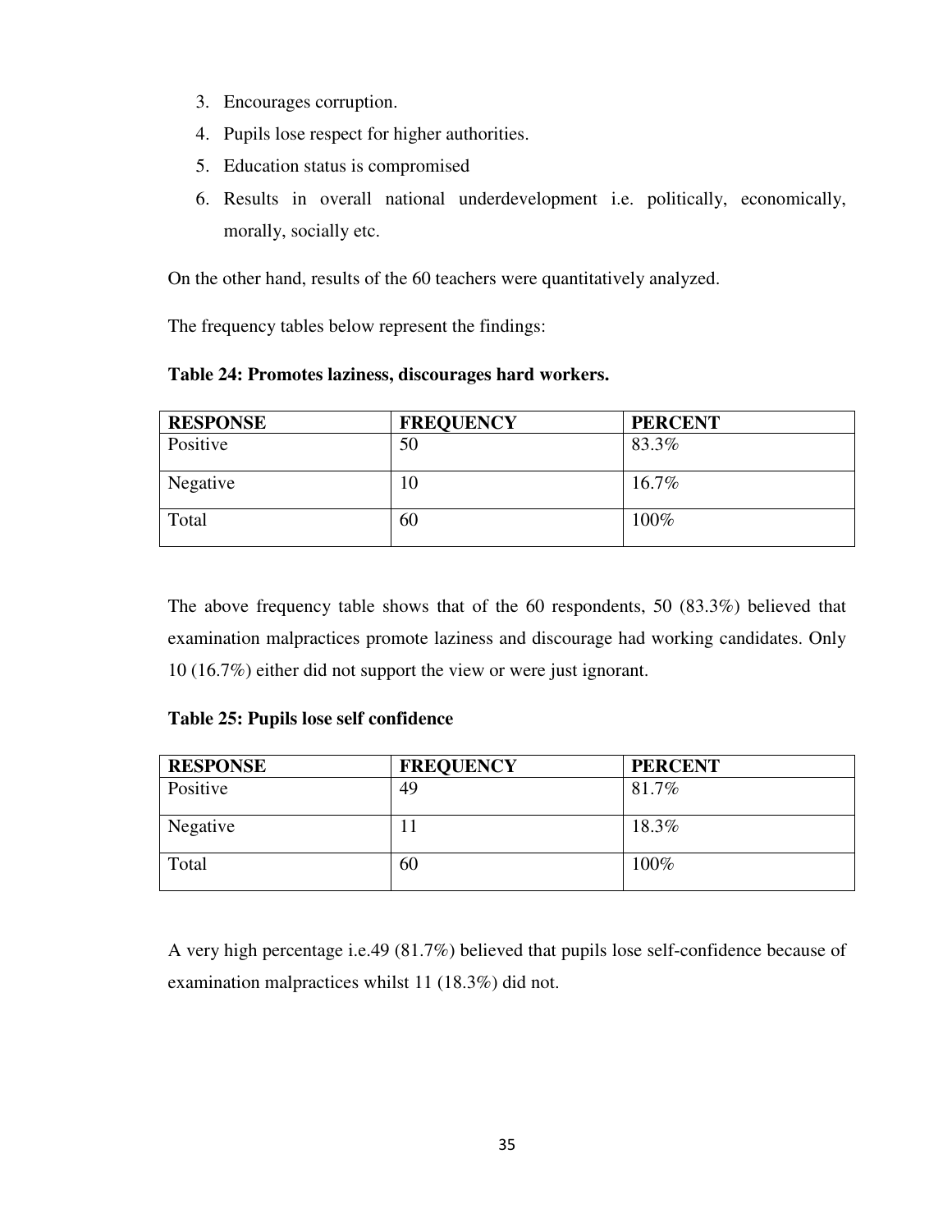3. Encourages corruption.
4. Pupils lose respect for higher authorities.
5. Education status is compromised
6. Results in overall national underdevelopment i.e. politically, economically, morally, socially etc.

On the other hand, results of the 60 teachers were quantitatively analyzed.

The frequency tables below represent the findings:

**Table 24: Promotes laziness, discourages hard workers.**

| RESPONSE | FREQUENCY | PERCENT |
|---|---|---|
| Positive | 50 | 83.3% |
| Negative | 10 | 16.7% |
| Total | 60 | 100% |

The above frequency table shows that of the 60 respondents, 50 (83.3%) believed that examination malpractices promote laziness and discourage had working candidates. Only 10 (16.7%) either did not support the view or were just ignorant.

**Table 25: Pupils lose self confidence**

| RESPONSE | FREQUENCY | PERCENT |
|---|---|---|
| Positive | 49 | 81.7% |
| Negative | 11 | 18.3% |
| Total | 60 | 100% |

A very high percentage i.e.49 (81.7%) believed that pupils lose self-confidence because of examination malpractices whilst 11 (18.3%) did not.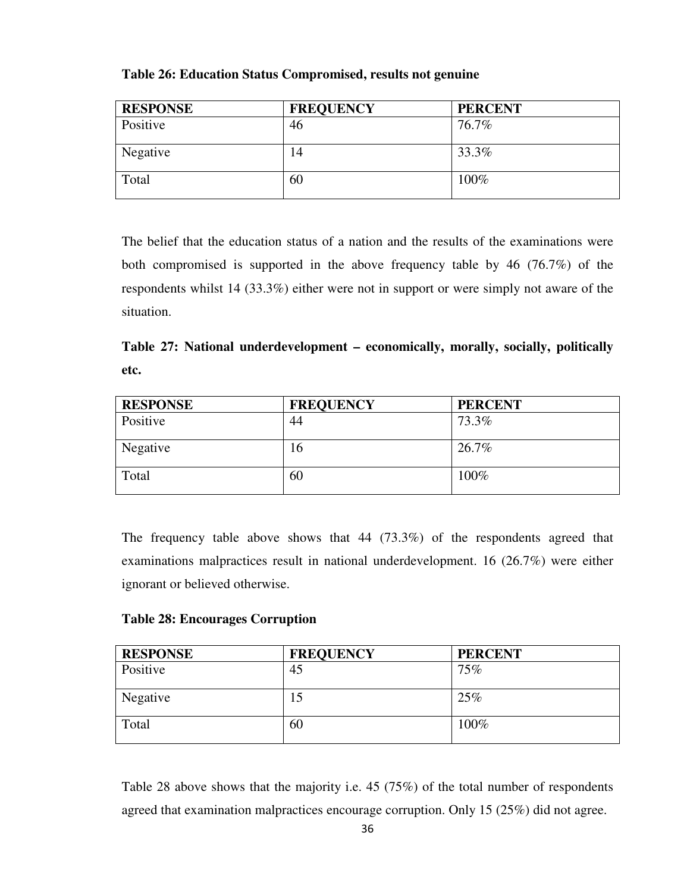**Table 26: Education Status Compromised, results not genuine**

| RESPONSE | FREQUENCY | PERCENT |
| --- | --- | --- |
| Positive | 46 | 76.7% |
| Negative | 14 | 33.3% |
| Total | 60 | 100% |

The belief that the education status of a nation and the results of the examinations were both compromised is supported in the above frequency table by 46 (76.7%) of the respondents whilst 14 (33.3%) either were not in support or were simply not aware of the situation.

**Table 27: National underdevelopment – economically, morally, socially, politically etc.**

| RESPONSE | FREQUENCY | PERCENT |
| --- | --- | --- |
| Positive | 44 | 73.3% |
| Negative | 16 | 26.7% |
| Total | 60 | 100% |

The frequency table above shows that 44 (73.3%) of the respondents agreed that examinations malpractices result in national underdevelopment. 16 (26.7%) were either ignorant or believed otherwise.

**Table 28: Encourages Corruption**

| RESPONSE | FREQUENCY | PERCENT |
| --- | --- | --- |
| Positive | 45 | 75% |
| Negative | 15 | 25% |
| Total | 60 | 100% |

Table 28 above shows that the majority i.e. 45 (75%) of the total number of respondents agreed that examination malpractices encourage corruption. Only 15 (25%) did not agree.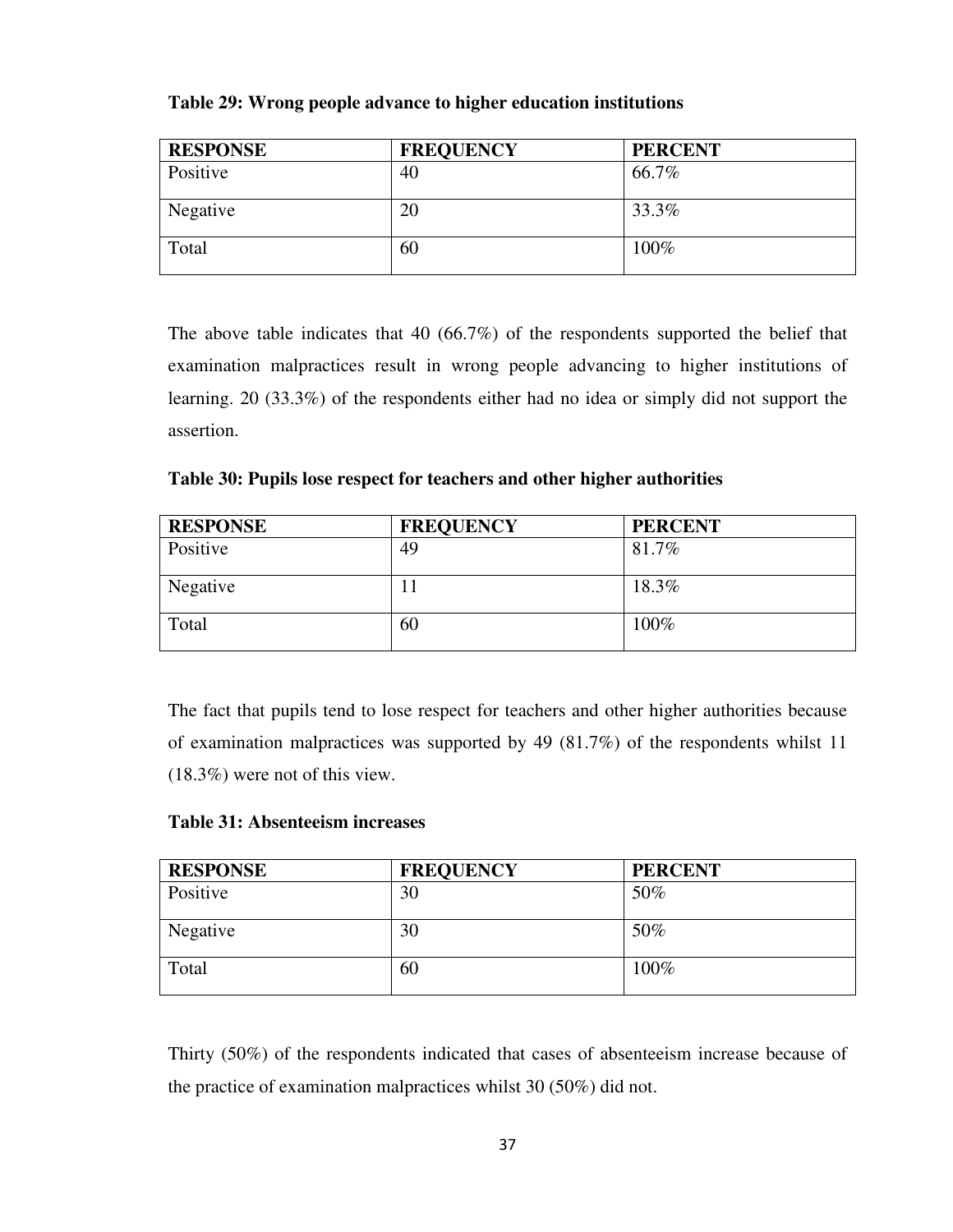**Table 29: Wrong people advance to higher education institutions**

| RESPONSE | FREQUENCY | PERCENT |
| --- | --- | --- |
| Positive | 40 | 66.7% |
| Negative | 20 | 33.3% |
| Total | 60 | 100% |

The above table indicates that 40 (66.7%) of the respondents supported the belief that examination malpractices result in wrong people advancing to higher institutions of learning. 20 (33.3%) of the respondents either had no idea or simply did not support the assertion.

**Table 30: Pupils lose respect for teachers and other higher authorities**

| RESPONSE | FREQUENCY | PERCENT |
| --- | --- | --- |
| Positive | 49 | 81.7% |
| Negative | 11 | 18.3% |
| Total | 60 | 100% |

The fact that pupils tend to lose respect for teachers and other higher authorities because of examination malpractices was supported by 49 (81.7%) of the respondents whilst 11 (18.3%) were not of this view.

**Table 31: Absenteeism increases**

| RESPONSE | FREQUENCY | PERCENT |
| --- | --- | --- |
| Positive | 30 | 50% |
| Negative | 30 | 50% |
| Total | 60 | 100% |

Thirty (50%) of the respondents indicated that cases of absenteeism increase because of the practice of examination malpractices whilst 30 (50%) did not.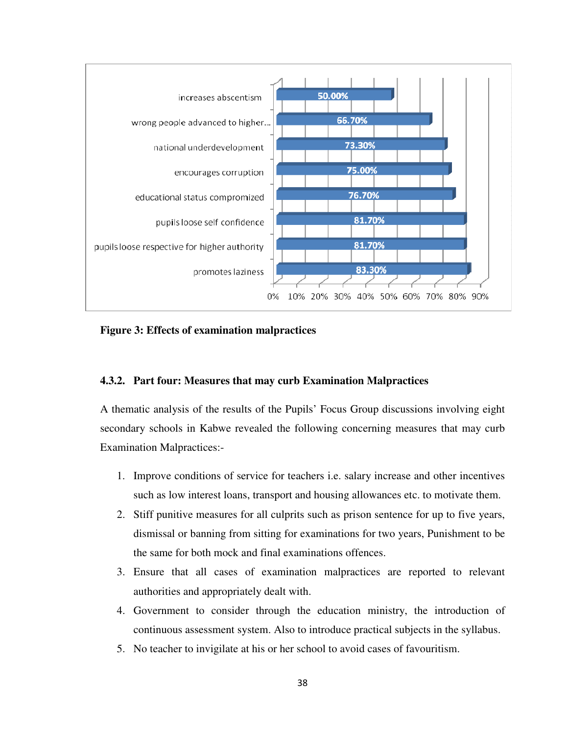| Effect | Percentage |
|---|---|
| increases abscentism | 50.00% |
| wrong people advanced to higher... | 66.70% |
| national underdevelopment | 73.30% |
| encourages corruption | 75.00% |
| educational status compromized | 76.70% |
| pupils loose self confidence | 81.70% |
| pupils loose respective for higher authority | 81.70% |
| promotes laziness | 83.30% |

**Figure 3: Effects of examination malpractices**

### 4.3.2. Part four: Measures that may curb Examination Malpractices

A thematic analysis of the results of the Pupils' Focus Group discussions involving eight secondary schools in Kabwe revealed the following concerning measures that may curb Examination Malpractices:-

1. Improve conditions of service for teachers i.e. salary increase and other incentives such as low interest loans, transport and housing allowances etc. to motivate them.
2. Stiff punitive measures for all culprits such as prison sentence for up to five years, dismissal or banning from sitting for examinations for two years, Punishment to be the same for both mock and final examinations offences.
3. Ensure that all cases of examination malpractices are reported to relevant authorities and appropriately dealt with.
4. Government to consider through the education ministry, the introduction of continuous assessment system. Also to introduce practical subjects in the syllabus.
5. No teacher to invigilate at his or her school to avoid cases of favouritism.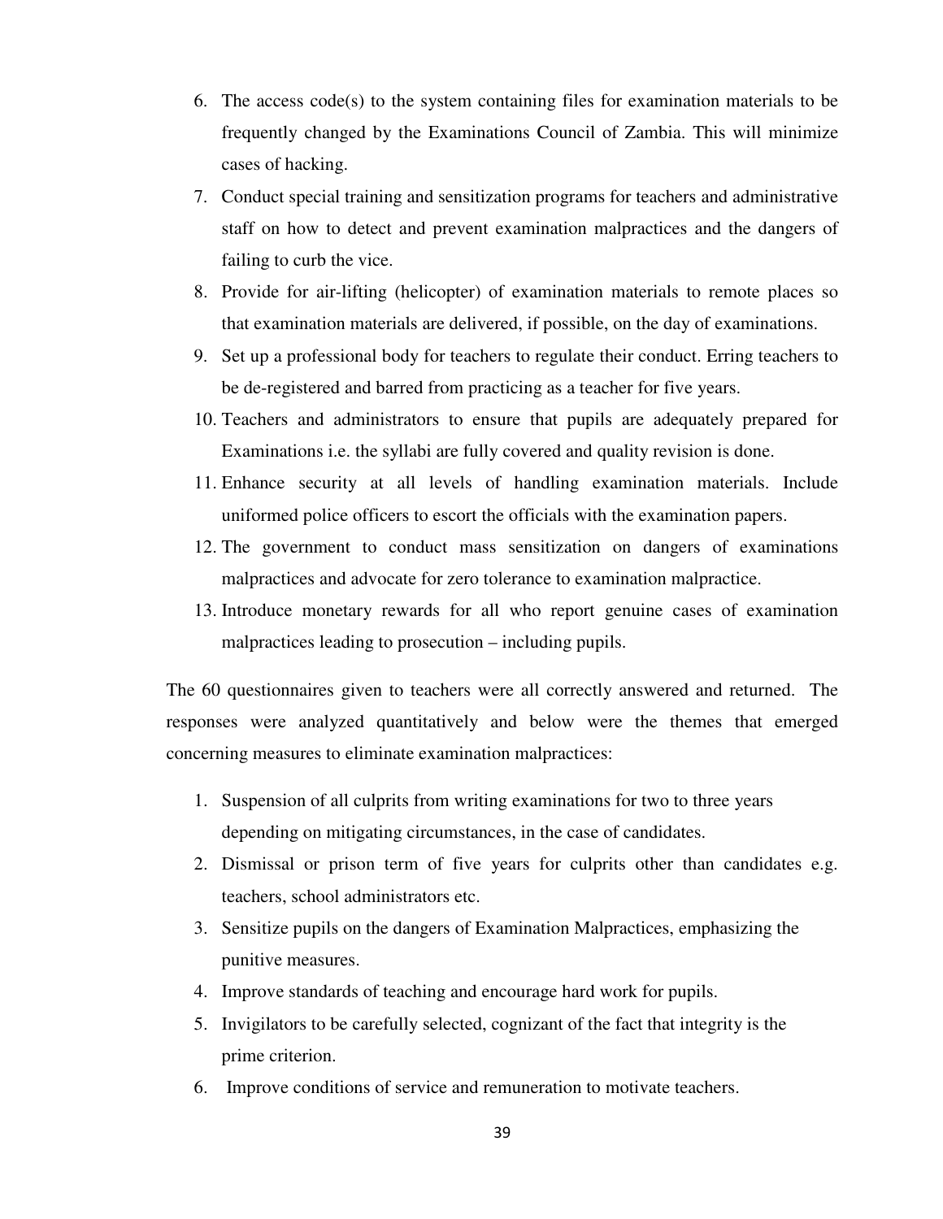6. The access code(s) to the system containing files for examination materials to be frequently changed by the Examinations Council of Zambia. This will minimize cases of hacking.
7. Conduct special training and sensitization programs for teachers and administrative staff on how to detect and prevent examination malpractices and the dangers of failing to curb the vice.
8. Provide for air-lifting (helicopter) of examination materials to remote places so that examination materials are delivered, if possible, on the day of examinations.
9. Set up a professional body for teachers to regulate their conduct. Erring teachers to be de-registered and barred from practicing as a teacher for five years.
10. Teachers and administrators to ensure that pupils are adequately prepared for Examinations i.e. the syllabi are fully covered and quality revision is done.
11. Enhance security at all levels of handling examination materials. Include uniformed police officers to escort the officials with the examination papers.
12. The government to conduct mass sensitization on dangers of examinations malpractices and advocate for zero tolerance to examination malpractice.
13. Introduce monetary rewards for all who report genuine cases of examination malpractices leading to prosecution – including pupils.

The 60 questionnaires given to teachers were all correctly answered and returned. The responses were analyzed quantitatively and below were the themes that emerged concerning measures to eliminate examination malpractices:

1. Suspension of all culprits from writing examinations for two to three years depending on mitigating circumstances, in the case of candidates.
2. Dismissal or prison term of five years for culprits other than candidates e.g. teachers, school administrators etc.
3. Sensitize pupils on the dangers of Examination Malpractices, emphasizing the punitive measures.
4. Improve standards of teaching and encourage hard work for pupils.
5. Invigilators to be carefully selected, cognizant of the fact that integrity is the prime criterion.
6. Improve conditions of service and remuneration to motivate teachers.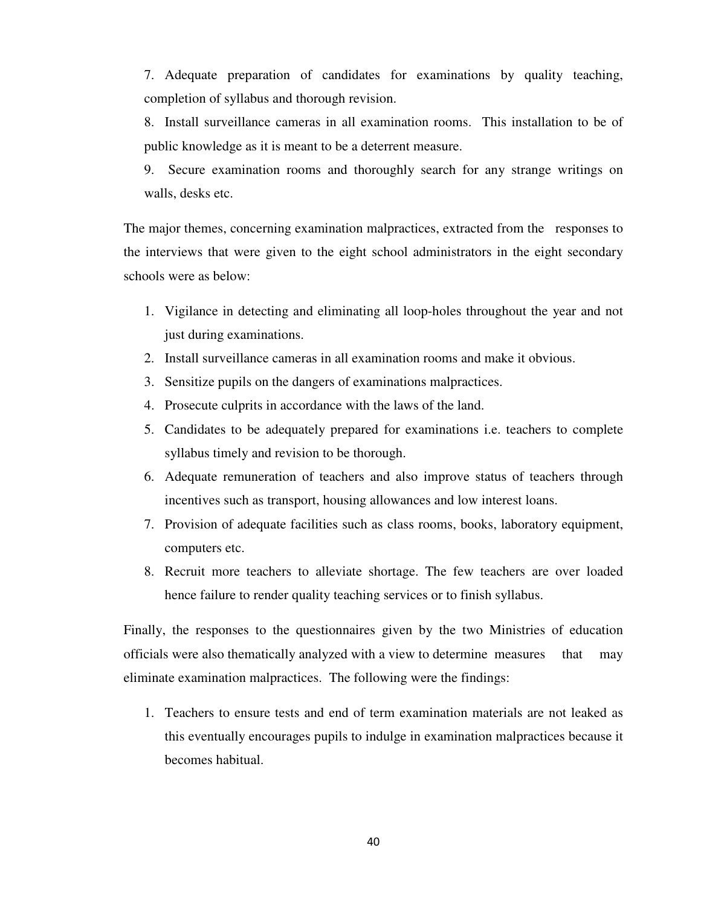7. Adequate preparation of candidates for examinations by quality teaching, completion of syllabus and thorough revision.

8. Install surveillance cameras in all examination rooms. This installation to be of public knowledge as it is meant to be a deterrent measure.

9. Secure examination rooms and thoroughly search for any strange writings on walls, desks etc.

The major themes, concerning examination malpractices, extracted from the responses to the interviews that were given to the eight school administrators in the eight secondary schools were as below:

1. Vigilance in detecting and eliminating all loop-holes throughout the year and not just during examinations.
2. Install surveillance cameras in all examination rooms and make it obvious.
3. Sensitize pupils on the dangers of examinations malpractices.
4. Prosecute culprits in accordance with the laws of the land.
5. Candidates to be adequately prepared for examinations i.e. teachers to complete syllabus timely and revision to be thorough.
6. Adequate remuneration of teachers and also improve status of teachers through incentives such as transport, housing allowances and low interest loans.
7. Provision of adequate facilities such as class rooms, books, laboratory equipment, computers etc.
8. Recruit more teachers to alleviate shortage. The few teachers are over loaded hence failure to render quality teaching services or to finish syllabus.

Finally, the responses to the questionnaires given by the two Ministries of education officials were also thematically analyzed with a view to determine measures that may eliminate examination malpractices. The following were the findings:

1. Teachers to ensure tests and end of term examination materials are not leaked as this eventually encourages pupils to indulge in examination malpractices because it becomes habitual.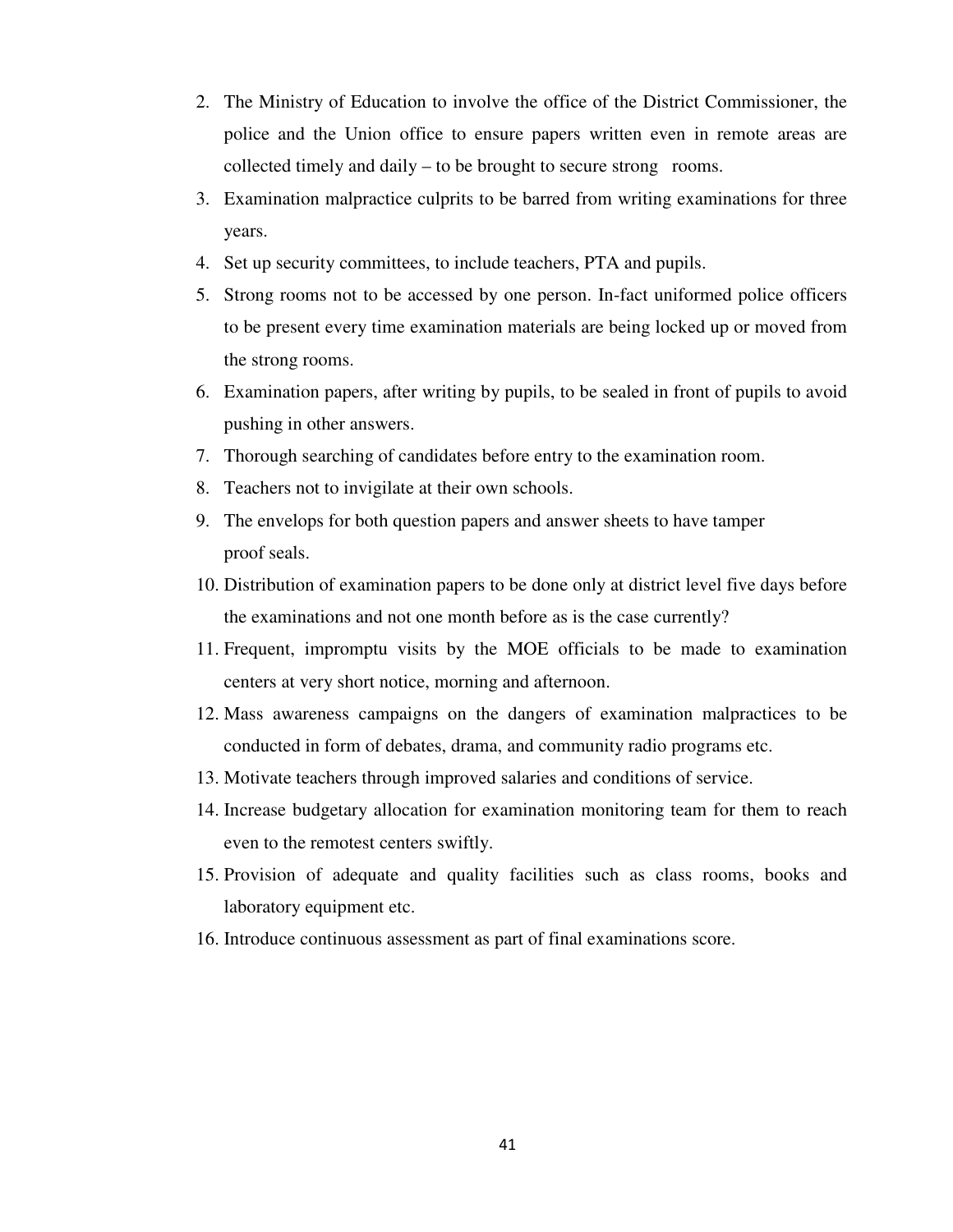2. The Ministry of Education to involve the office of the District Commissioner, the police and the Union office to ensure papers written even in remote areas are collected timely and daily – to be brought to secure strong rooms.
3. Examination malpractice culprits to be barred from writing examinations for three years.
4. Set up security committees, to include teachers, PTA and pupils.
5. Strong rooms not to be accessed by one person. In-fact uniformed police officers to be present every time examination materials are being locked up or moved from the strong rooms.
6. Examination papers, after writing by pupils, to be sealed in front of pupils to avoid pushing in other answers.
7. Thorough searching of candidates before entry to the examination room.
8. Teachers not to invigilate at their own schools.
9. The envelops for both question papers and answer sheets to have tamper proof seals.
10. Distribution of examination papers to be done only at district level five days before the examinations and not one month before as is the case currently?
11. Frequent, impromptu visits by the MOE officials to be made to examination centers at very short notice, morning and afternoon.
12. Mass awareness campaigns on the dangers of examination malpractices to be conducted in form of debates, drama, and community radio programs etc.
13. Motivate teachers through improved salaries and conditions of service.
14. Increase budgetary allocation for examination monitoring team for them to reach even to the remotest centers swiftly.
15. Provision of adequate and quality facilities such as class rooms, books and laboratory equipment etc.
16. Introduce continuous assessment as part of final examinations score.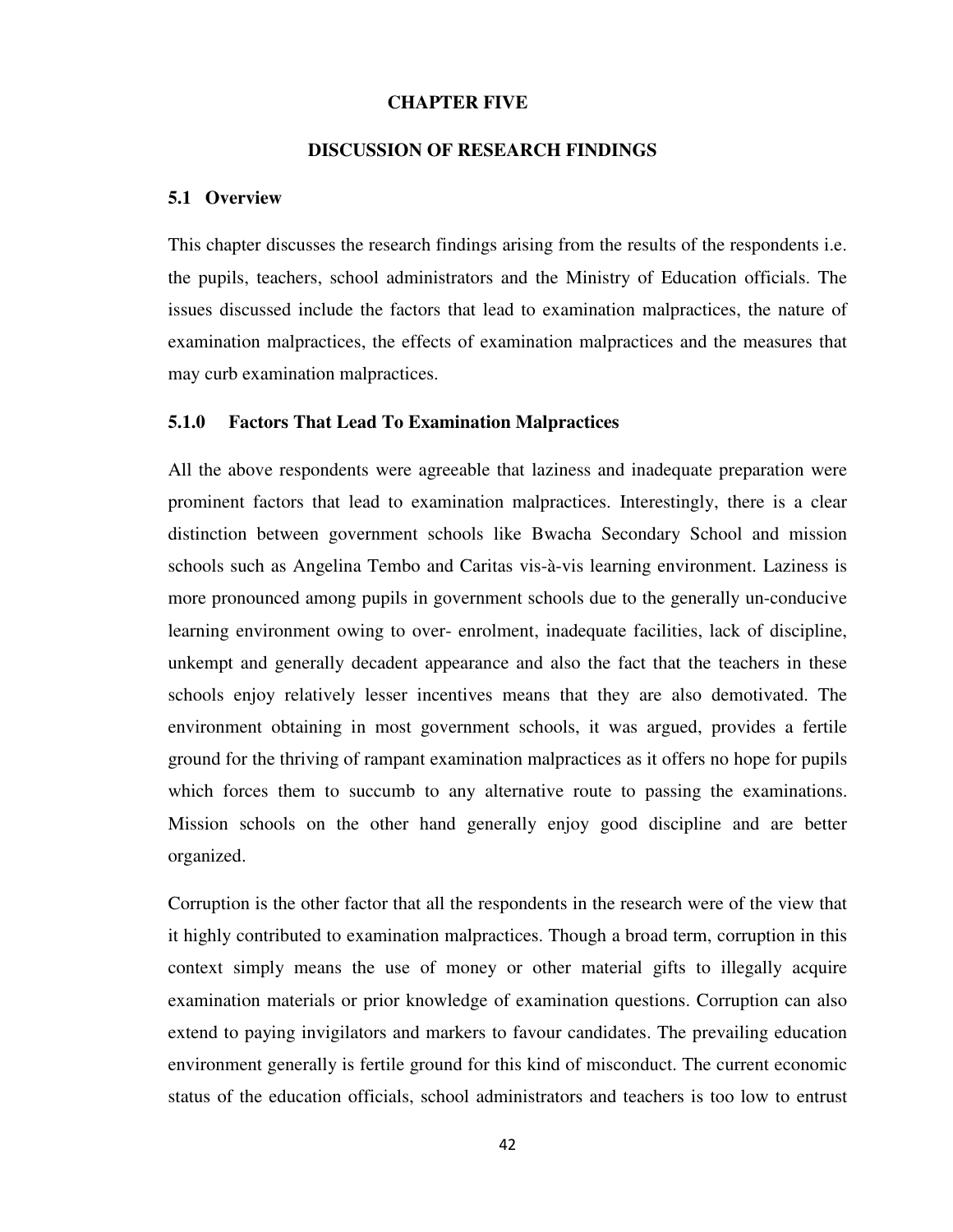# CHAPTER FIVE

## DISCUSSION OF RESEARCH FINDINGS

### 5.1 Overview

This chapter discusses the research findings arising from the results of the respondents i.e. the pupils, teachers, school administrators and the Ministry of Education officials. The issues discussed include the factors that lead to examination malpractices, the nature of examination malpractices, the effects of examination malpractices and the measures that may curb examination malpractices.

### 5.1.0 Factors That Lead To Examination Malpractices

All the above respondents were agreeable that laziness and inadequate preparation were prominent factors that lead to examination malpractices. Interestingly, there is a clear distinction between government schools like Bwacha Secondary School and mission schools such as Angelina Tembo and Caritas vis-à-vis learning environment. Laziness is more pronounced among pupils in government schools due to the generally un-conducive learning environment owing to over- enrolment, inadequate facilities, lack of discipline, unkempt and generally decadent appearance and also the fact that the teachers in these schools enjoy relatively lesser incentives means that they are also demotivated. The environment obtaining in most government schools, it was argued, provides a fertile ground for the thriving of rampant examination malpractices as it offers no hope for pupils which forces them to succumb to any alternative route to passing the examinations. Mission schools on the other hand generally enjoy good discipline and are better organized.

Corruption is the other factor that all the respondents in the research were of the view that it highly contributed to examination malpractices. Though a broad term, corruption in this context simply means the use of money or other material gifts to illegally acquire examination materials or prior knowledge of examination questions. Corruption can also extend to paying invigilators and markers to favour candidates. The prevailing education environment generally is fertile ground for this kind of misconduct. The current economic status of the education officials, school administrators and teachers is too low to entrust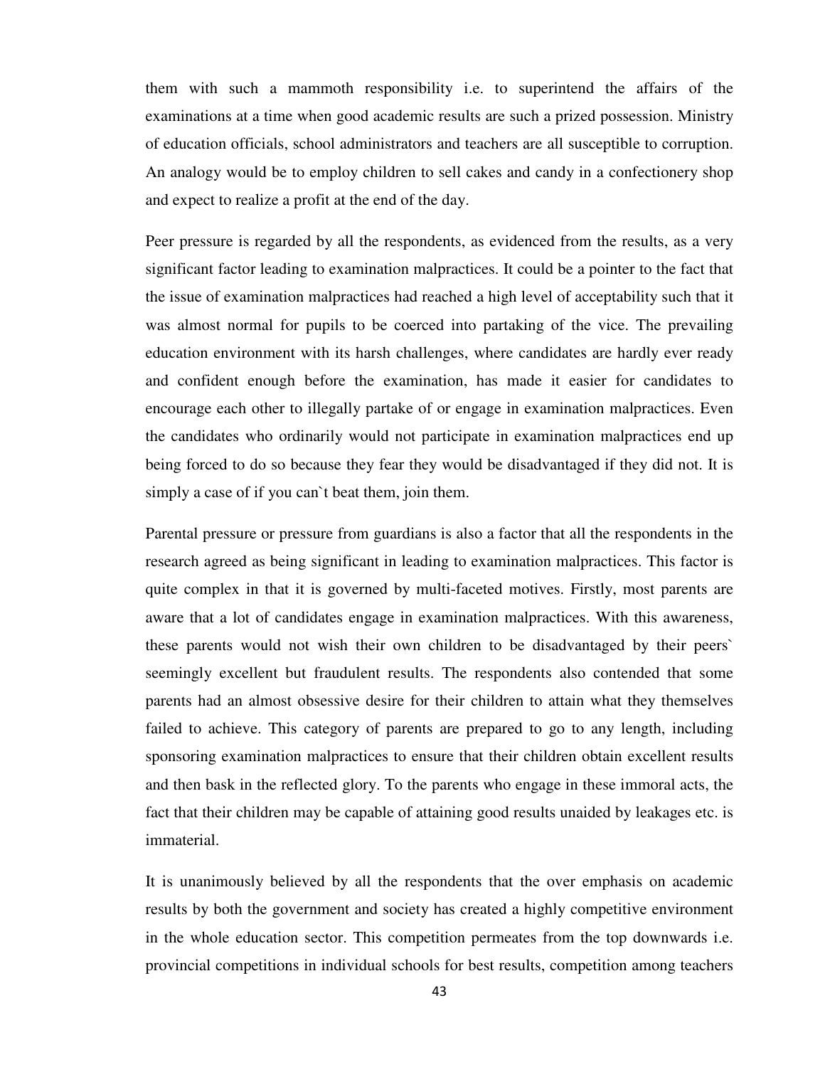them with such a mammoth responsibility i.e. to superintend the affairs of the examinations at a time when good academic results are such a prized possession. Ministry of education officials, school administrators and teachers are all susceptible to corruption. An analogy would be to employ children to sell cakes and candy in a confectionery shop and expect to realize a profit at the end of the day.

Peer pressure is regarded by all the respondents, as evidenced from the results, as a very significant factor leading to examination malpractices. It could be a pointer to the fact that the issue of examination malpractices had reached a high level of acceptability such that it was almost normal for pupils to be coerced into partaking of the vice. The prevailing education environment with its harsh challenges, where candidates are hardly ever ready and confident enough before the examination, has made it easier for candidates to encourage each other to illegally partake of or engage in examination malpractices. Even the candidates who ordinarily would not participate in examination malpractices end up being forced to do so because they fear they would be disadvantaged if they did not. It is simply a case of if you can`t beat them, join them.

Parental pressure or pressure from guardians is also a factor that all the respondents in the research agreed as being significant in leading to examination malpractices. This factor is quite complex in that it is governed by multi-faceted motives. Firstly, most parents are aware that a lot of candidates engage in examination malpractices. With this awareness, these parents would not wish their own children to be disadvantaged by their peers` seemingly excellent but fraudulent results. The respondents also contended that some parents had an almost obsessive desire for their children to attain what they themselves failed to achieve. This category of parents are prepared to go to any length, including sponsoring examination malpractices to ensure that their children obtain excellent results and then bask in the reflected glory. To the parents who engage in these immoral acts, the fact that their children may be capable of attaining good results unaided by leakages etc. is immaterial.

It is unanimously believed by all the respondents that the over emphasis on academic results by both the government and society has created a highly competitive environment in the whole education sector. This competition permeates from the top downwards i.e. provincial competitions in individual schools for best results, competition among teachers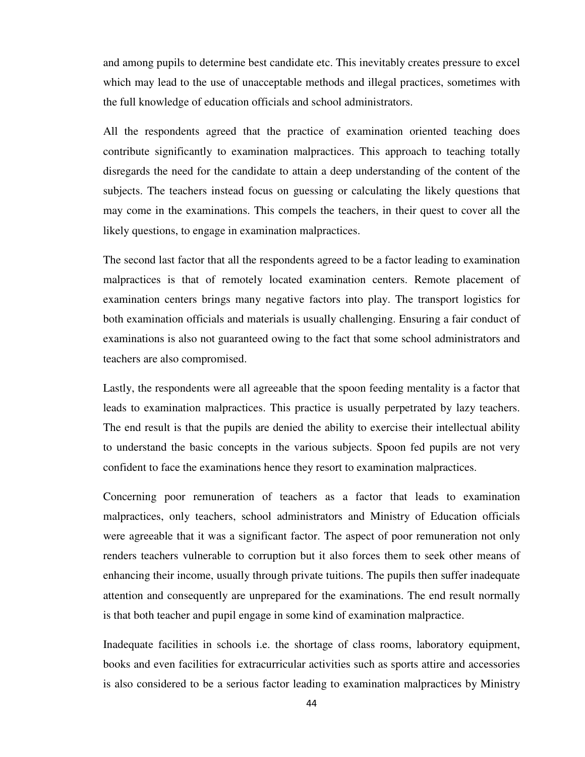and among pupils to determine best candidate etc. This inevitably creates pressure to excel which may lead to the use of unacceptable methods and illegal practices, sometimes with the full knowledge of education officials and school administrators.

All the respondents agreed that the practice of examination oriented teaching does contribute significantly to examination malpractices. This approach to teaching totally disregards the need for the candidate to attain a deep understanding of the content of the subjects. The teachers instead focus on guessing or calculating the likely questions that may come in the examinations. This compels the teachers, in their quest to cover all the likely questions, to engage in examination malpractices.

The second last factor that all the respondents agreed to be a factor leading to examination malpractices is that of remotely located examination centers. Remote placement of examination centers brings many negative factors into play. The transport logistics for both examination officials and materials is usually challenging. Ensuring a fair conduct of examinations is also not guaranteed owing to the fact that some school administrators and teachers are also compromised.

Lastly, the respondents were all agreeable that the spoon feeding mentality is a factor that leads to examination malpractices. This practice is usually perpetrated by lazy teachers. The end result is that the pupils are denied the ability to exercise their intellectual ability to understand the basic concepts in the various subjects. Spoon fed pupils are not very confident to face the examinations hence they resort to examination malpractices.

Concerning poor remuneration of teachers as a factor that leads to examination malpractices, only teachers, school administrators and Ministry of Education officials were agreeable that it was a significant factor. The aspect of poor remuneration not only renders teachers vulnerable to corruption but it also forces them to seek other means of enhancing their income, usually through private tuitions. The pupils then suffer inadequate attention and consequently are unprepared for the examinations. The end result normally is that both teacher and pupil engage in some kind of examination malpractice.

Inadequate facilities in schools i.e. the shortage of class rooms, laboratory equipment, books and even facilities for extracurricular activities such as sports attire and accessories is also considered to be a serious factor leading to examination malpractices by Ministry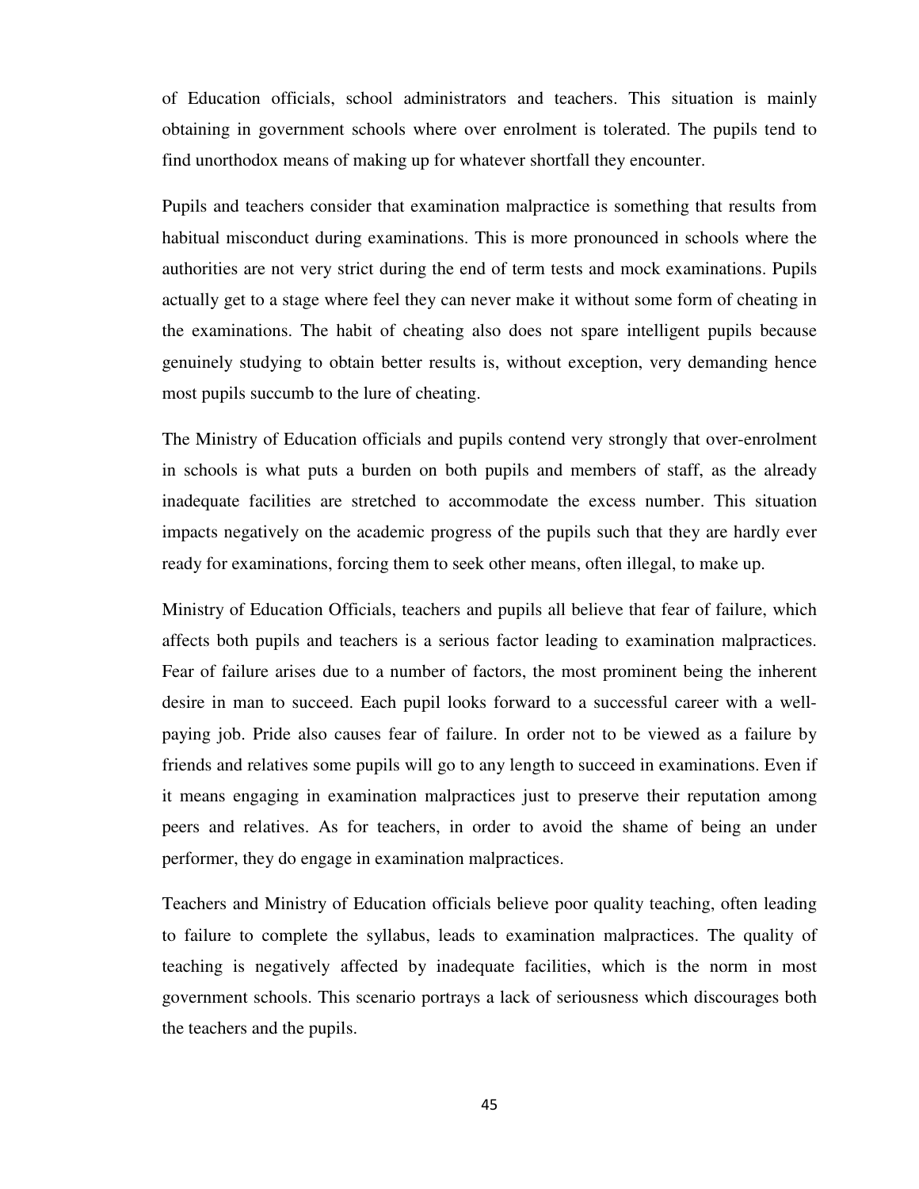of Education officials, school administrators and teachers. This situation is mainly obtaining in government schools where over enrolment is tolerated. The pupils tend to find unorthodox means of making up for whatever shortfall they encounter.

Pupils and teachers consider that examination malpractice is something that results from habitual misconduct during examinations. This is more pronounced in schools where the authorities are not very strict during the end of term tests and mock examinations. Pupils actually get to a stage where feel they can never make it without some form of cheating in the examinations. The habit of cheating also does not spare intelligent pupils because genuinely studying to obtain better results is, without exception, very demanding hence most pupils succumb to the lure of cheating.

The Ministry of Education officials and pupils contend very strongly that over-enrolment in schools is what puts a burden on both pupils and members of staff, as the already inadequate facilities are stretched to accommodate the excess number. This situation impacts negatively on the academic progress of the pupils such that they are hardly ever ready for examinations, forcing them to seek other means, often illegal, to make up.

Ministry of Education Officials, teachers and pupils all believe that fear of failure, which affects both pupils and teachers is a serious factor leading to examination malpractices. Fear of failure arises due to a number of factors, the most prominent being the inherent desire in man to succeed. Each pupil looks forward to a successful career with a well-paying job. Pride also causes fear of failure. In order not to be viewed as a failure by friends and relatives some pupils will go to any length to succeed in examinations. Even if it means engaging in examination malpractices just to preserve their reputation among peers and relatives. As for teachers, in order to avoid the shame of being an under performer, they do engage in examination malpractices.

Teachers and Ministry of Education officials believe poor quality teaching, often leading to failure to complete the syllabus, leads to examination malpractices. The quality of teaching is negatively affected by inadequate facilities, which is the norm in most government schools. This scenario portrays a lack of seriousness which discourages both the teachers and the pupils.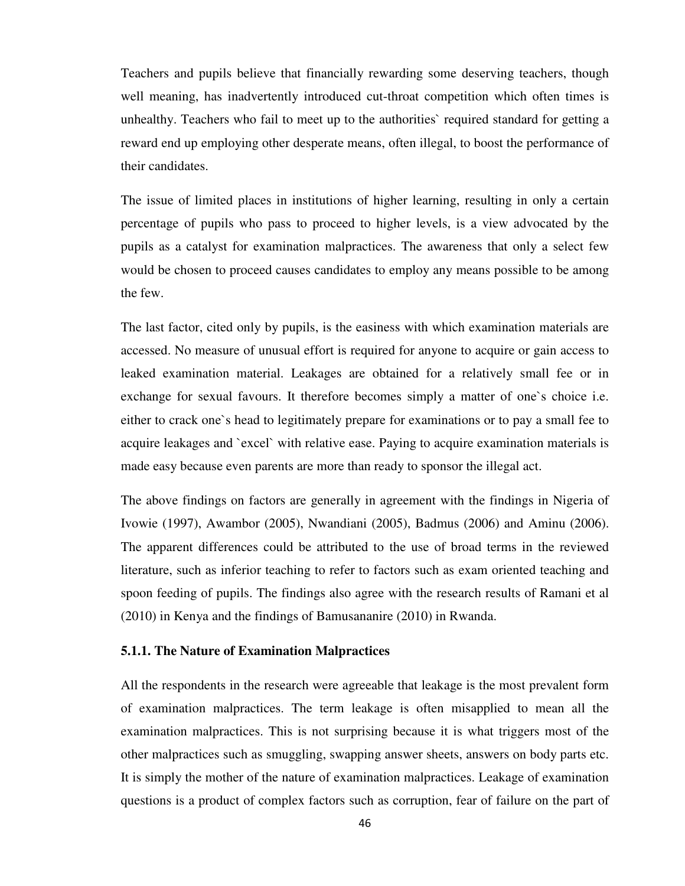Teachers and pupils believe that financially rewarding some deserving teachers, though well meaning, has inadvertently introduced cut-throat competition which often times is unhealthy. Teachers who fail to meet up to the authorities` required standard for getting a reward end up employing other desperate means, often illegal, to boost the performance of their candidates.

The issue of limited places in institutions of higher learning, resulting in only a certain percentage of pupils who pass to proceed to higher levels, is a view advocated by the pupils as a catalyst for examination malpractices. The awareness that only a select few would be chosen to proceed causes candidates to employ any means possible to be among the few.

The last factor, cited only by pupils, is the easiness with which examination materials are accessed. No measure of unusual effort is required for anyone to acquire or gain access to leaked examination material. Leakages are obtained for a relatively small fee or in exchange for sexual favours. It therefore becomes simply a matter of one`s choice i.e. either to crack one`s head to legitimately prepare for examinations or to pay a small fee to acquire leakages and `excel` with relative ease. Paying to acquire examination materials is made easy because even parents are more than ready to sponsor the illegal act.

The above findings on factors are generally in agreement with the findings in Nigeria of Ivowie (1997), Awambor (2005), Nwandiani (2005), Badmus (2006) and Aminu (2006). The apparent differences could be attributed to the use of broad terms in the reviewed literature, such as inferior teaching to refer to factors such as exam oriented teaching and spoon feeding of pupils. The findings also agree with the research results of Ramani et al (2010) in Kenya and the findings of Bamusananire (2010) in Rwanda.

### 5.1.1. The Nature of Examination Malpractices

All the respondents in the research were agreeable that leakage is the most prevalent form of examination malpractices. The term leakage is often misapplied to mean all the examination malpractices. This is not surprising because it is what triggers most of the other malpractices such as smuggling, swapping answer sheets, answers on body parts etc. It is simply the mother of the nature of examination malpractices. Leakage of examination questions is a product of complex factors such as corruption, fear of failure on the part of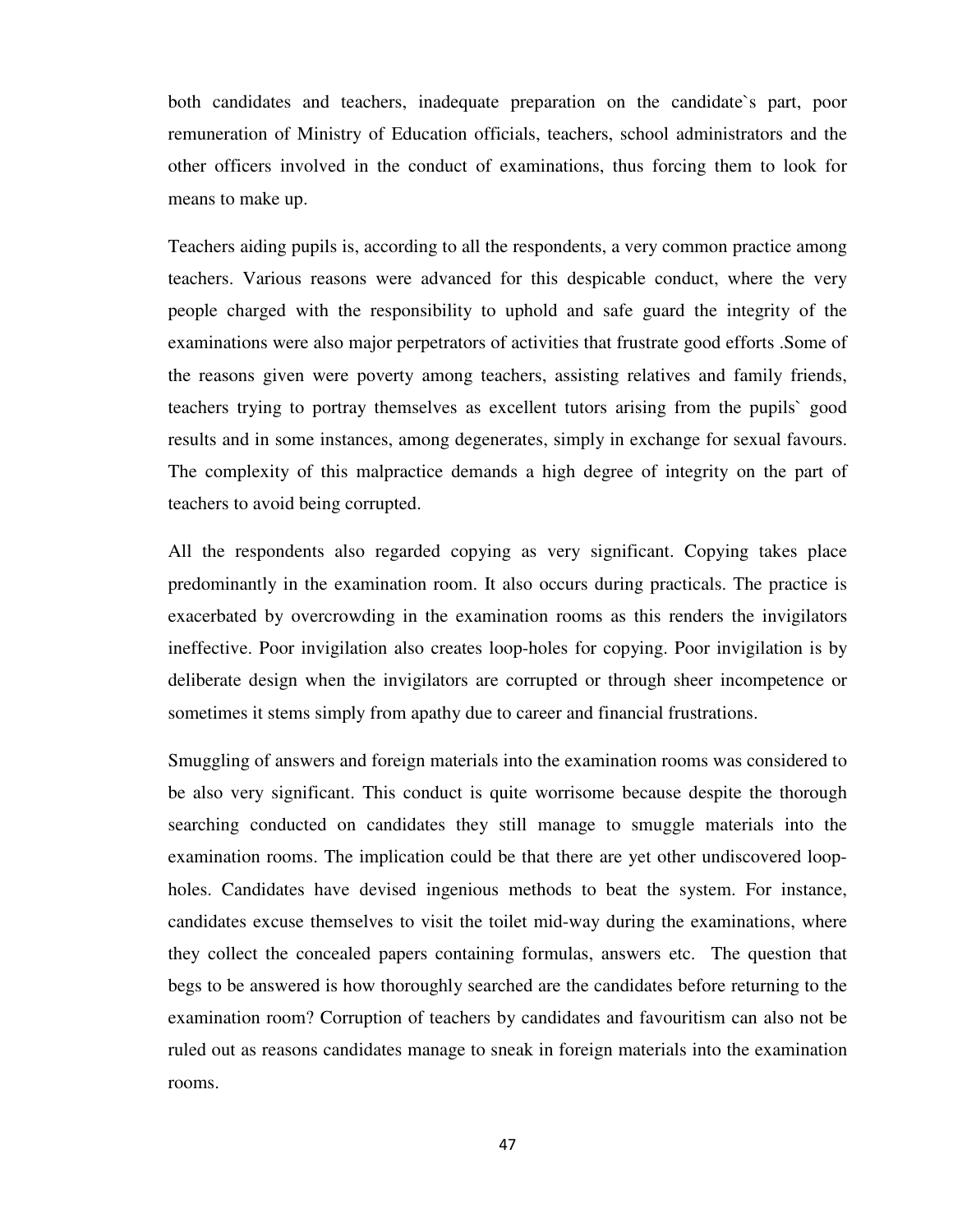both candidates and teachers, inadequate preparation on the candidate`s part, poor remuneration of Ministry of Education officials, teachers, school administrators and the other officers involved in the conduct of examinations, thus forcing them to look for means to make up.

Teachers aiding pupils is, according to all the respondents, a very common practice among teachers. Various reasons were advanced for this despicable conduct, where the very people charged with the responsibility to uphold and safe guard the integrity of the examinations were also major perpetrators of activities that frustrate good efforts .Some of the reasons given were poverty among teachers, assisting relatives and family friends, teachers trying to portray themselves as excellent tutors arising from the pupils` good results and in some instances, among degenerates, simply in exchange for sexual favours. The complexity of this malpractice demands a high degree of integrity on the part of teachers to avoid being corrupted.

All the respondents also regarded copying as very significant. Copying takes place predominantly in the examination room. It also occurs during practicals. The practice is exacerbated by overcrowding in the examination rooms as this renders the invigilators ineffective. Poor invigilation also creates loop-holes for copying. Poor invigilation is by deliberate design when the invigilators are corrupted or through sheer incompetence or sometimes it stems simply from apathy due to career and financial frustrations.

Smuggling of answers and foreign materials into the examination rooms was considered to be also very significant. This conduct is quite worrisome because despite the thorough searching conducted on candidates they still manage to smuggle materials into the examination rooms. The implication could be that there are yet other undiscovered loop-holes. Candidates have devised ingenious methods to beat the system. For instance, candidates excuse themselves to visit the toilet mid-way during the examinations, where they collect the concealed papers containing formulas, answers etc. The question that begs to be answered is how thoroughly searched are the candidates before returning to the examination room? Corruption of teachers by candidates and favouritism can also not be ruled out as reasons candidates manage to sneak in foreign materials into the examination rooms.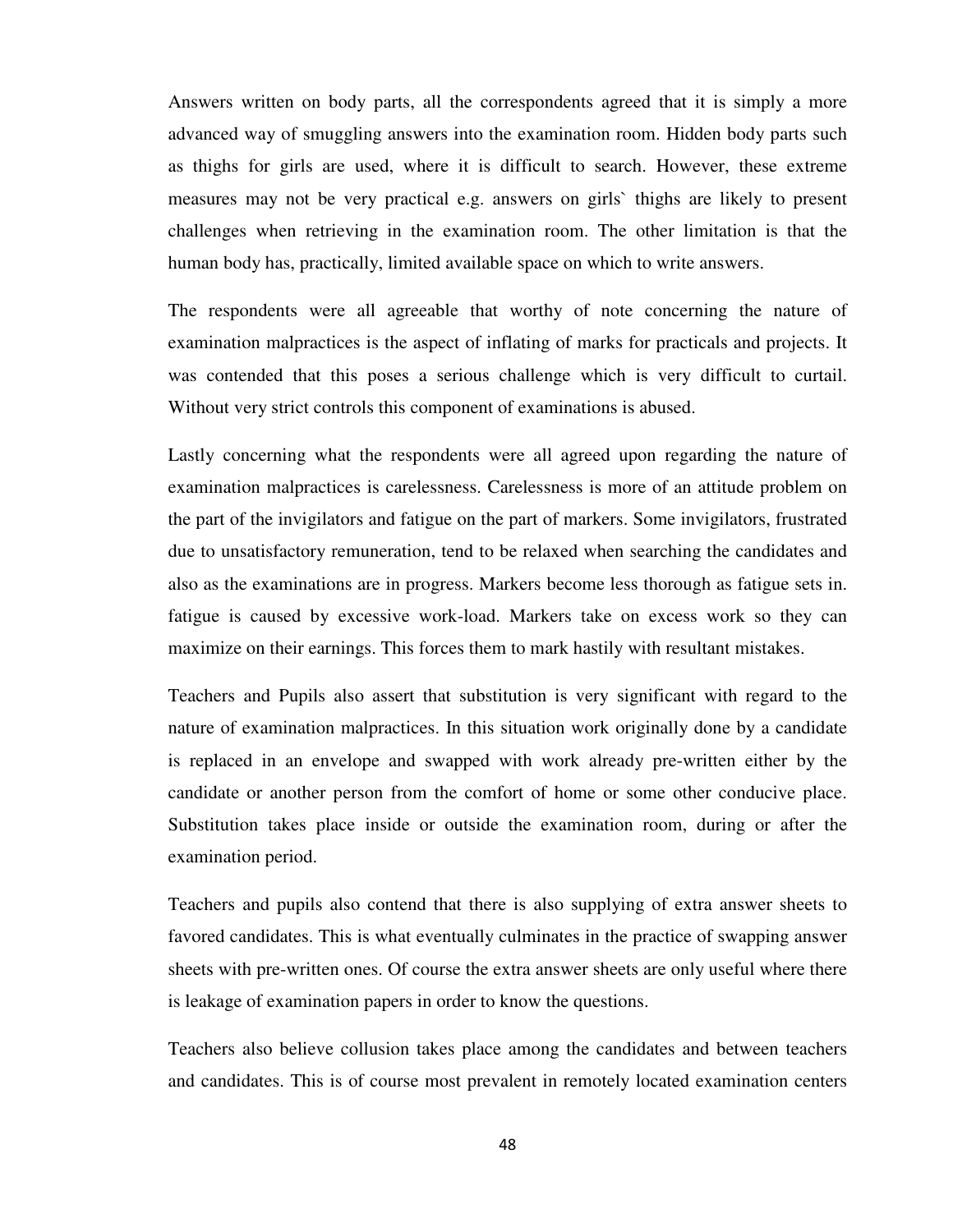Answers written on body parts, all the correspondents agreed that it is simply a more advanced way of smuggling answers into the examination room. Hidden body parts such as thighs for girls are used, where it is difficult to search. However, these extreme measures may not be very practical e.g. answers on girls` thighs are likely to present challenges when retrieving in the examination room. The other limitation is that the human body has, practically, limited available space on which to write answers.

The respondents were all agreeable that worthy of note concerning the nature of examination malpractices is the aspect of inflating of marks for practicals and projects. It was contended that this poses a serious challenge which is very difficult to curtail. Without very strict controls this component of examinations is abused.

Lastly concerning what the respondents were all agreed upon regarding the nature of examination malpractices is carelessness. Carelessness is more of an attitude problem on the part of the invigilators and fatigue on the part of markers. Some invigilators, frustrated due to unsatisfactory remuneration, tend to be relaxed when searching the candidates and also as the examinations are in progress. Markers become less thorough as fatigue sets in. fatigue is caused by excessive work-load. Markers take on excess work so they can maximize on their earnings. This forces them to mark hastily with resultant mistakes.

Teachers and Pupils also assert that substitution is very significant with regard to the nature of examination malpractices. In this situation work originally done by a candidate is replaced in an envelope and swapped with work already pre-written either by the candidate or another person from the comfort of home or some other conducive place. Substitution takes place inside or outside the examination room, during or after the examination period.

Teachers and pupils also contend that there is also supplying of extra answer sheets to favored candidates. This is what eventually culminates in the practice of swapping answer sheets with pre-written ones. Of course the extra answer sheets are only useful where there is leakage of examination papers in order to know the questions.

Teachers also believe collusion takes place among the candidates and between teachers and candidates. This is of course most prevalent in remotely located examination centers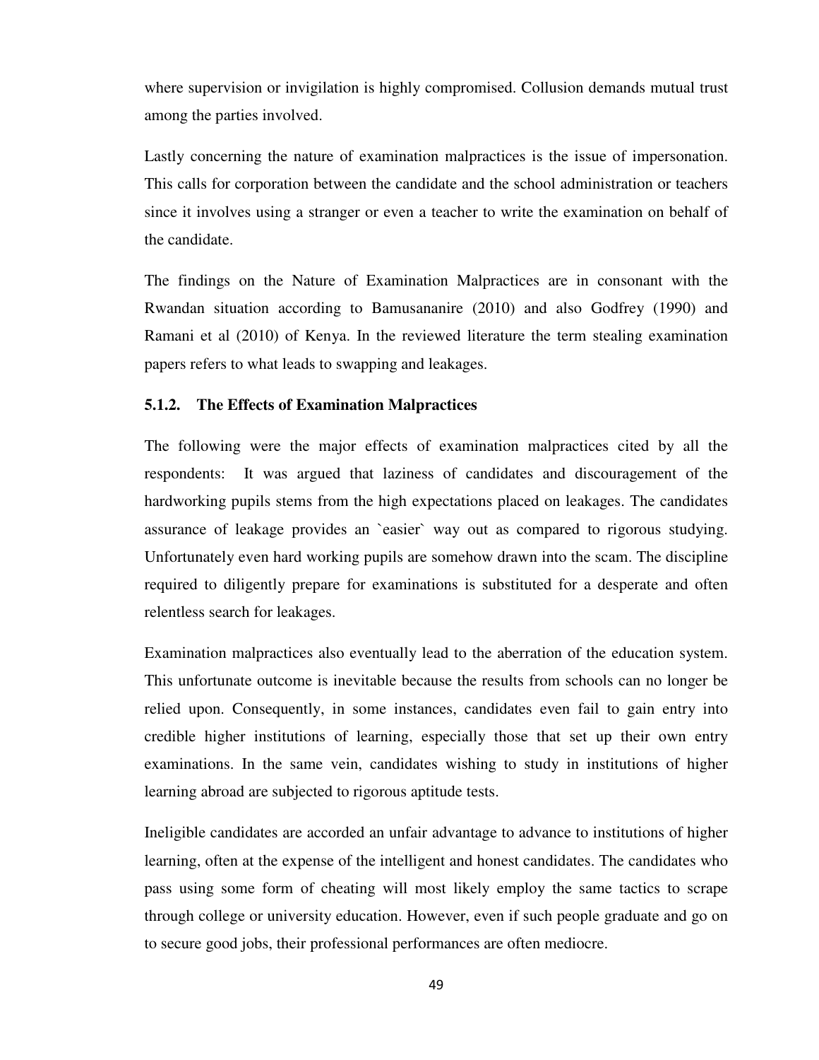where supervision or invigilation is highly compromised. Collusion demands mutual trust among the parties involved.

Lastly concerning the nature of examination malpractices is the issue of impersonation. This calls for corporation between the candidate and the school administration or teachers since it involves using a stranger or even a teacher to write the examination on behalf of the candidate.

The findings on the Nature of Examination Malpractices are in consonant with the Rwandan situation according to Bamusananire (2010) and also Godfrey (1990) and Ramani et al (2010) of Kenya. In the reviewed literature the term stealing examination papers refers to what leads to swapping and leakages.

### 5.1.2. The Effects of Examination Malpractices

The following were the major effects of examination malpractices cited by all the respondents: It was argued that laziness of candidates and discouragement of the hardworking pupils stems from the high expectations placed on leakages. The candidates assurance of leakage provides an `easier` way out as compared to rigorous studying. Unfortunately even hard working pupils are somehow drawn into the scam. The discipline required to diligently prepare for examinations is substituted for a desperate and often relentless search for leakages.

Examination malpractices also eventually lead to the aberration of the education system. This unfortunate outcome is inevitable because the results from schools can no longer be relied upon. Consequently, in some instances, candidates even fail to gain entry into credible higher institutions of learning, especially those that set up their own entry examinations. In the same vein, candidates wishing to study in institutions of higher learning abroad are subjected to rigorous aptitude tests.

Ineligible candidates are accorded an unfair advantage to advance to institutions of higher learning, often at the expense of the intelligent and honest candidates. The candidates who pass using some form of cheating will most likely employ the same tactics to scrape through college or university education. However, even if such people graduate and go on to secure good jobs, their professional performances are often mediocre.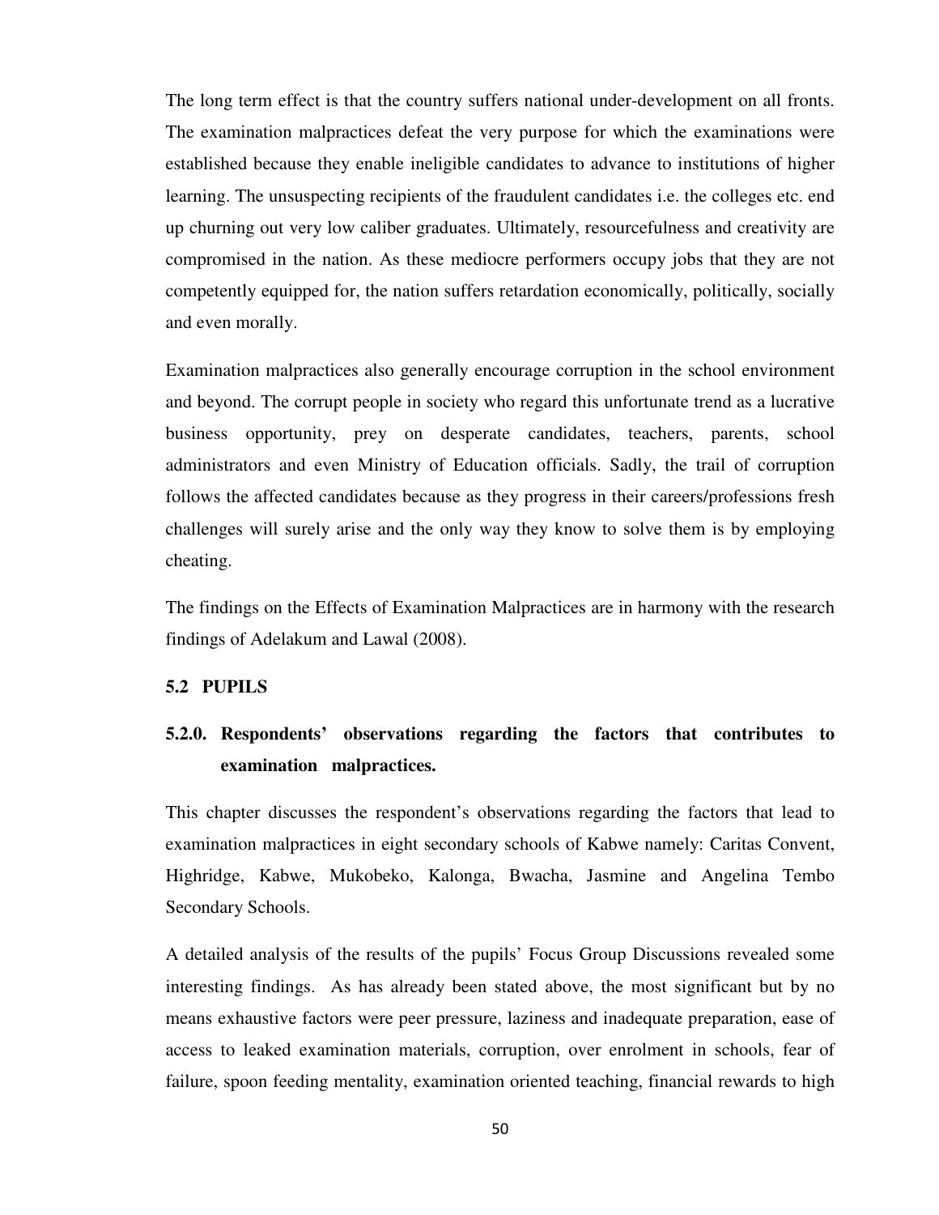The long term effect is that the country suffers national under-development on all fronts. The examination malpractices defeat the very purpose for which the examinations were established because they enable ineligible candidates to advance to institutions of higher learning. The unsuspecting recipients of the fraudulent candidates i.e. the colleges etc. end up churning out very low caliber graduates. Ultimately, resourcefulness and creativity are compromised in the nation. As these mediocre performers occupy jobs that they are not competently equipped for, the nation suffers retardation economically, politically, socially and even morally.

Examination malpractices also generally encourage corruption in the school environment and beyond. The corrupt people in society who regard this unfortunate trend as a lucrative business opportunity, prey on desperate candidates, teachers, parents, school administrators and even Ministry of Education officials. Sadly, the trail of corruption follows the affected candidates because as they progress in their careers/professions fresh challenges will surely arise and the only way they know to solve them is by employing cheating.

The findings on the Effects of Examination Malpractices are in harmony with the research findings of Adelakum and Lawal (2008).

## 5.2 PUPILS

### 5.2.0. Respondents' observations regarding the factors that contributes to examination malpractices.

This chapter discusses the respondent's observations regarding the factors that lead to examination malpractices in eight secondary schools of Kabwe namely: Caritas Convent, Highridge, Kabwe, Mukobeko, Kalonga, Bwacha, Jasmine and Angelina Tembo Secondary Schools.

A detailed analysis of the results of the pupils' Focus Group Discussions revealed some interesting findings. As has already been stated above, the most significant but by no means exhaustive factors were peer pressure, laziness and inadequate preparation, ease of access to leaked examination materials, corruption, over enrolment in schools, fear of failure, spoon feeding mentality, examination oriented teaching, financial rewards to high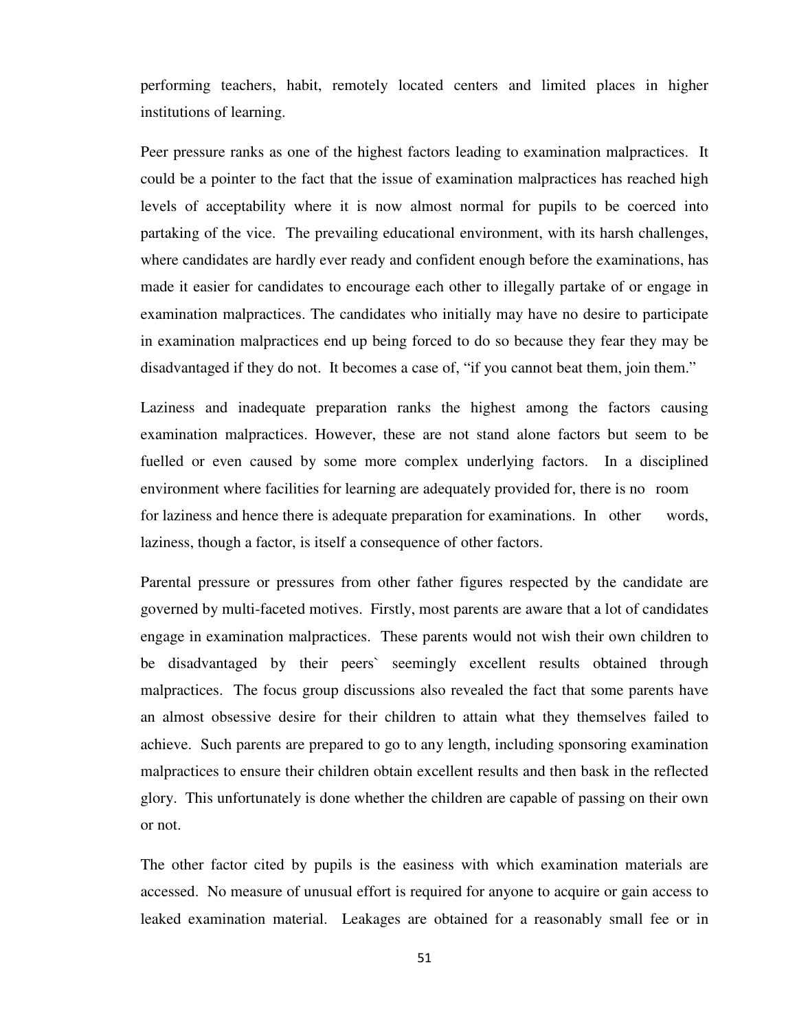performing teachers, habit, remotely located centers and limited places in higher institutions of learning.

Peer pressure ranks as one of the highest factors leading to examination malpractices. It could be a pointer to the fact that the issue of examination malpractices has reached high levels of acceptability where it is now almost normal for pupils to be coerced into partaking of the vice. The prevailing educational environment, with its harsh challenges, where candidates are hardly ever ready and confident enough before the examinations, has made it easier for candidates to encourage each other to illegally partake of or engage in examination malpractices. The candidates who initially may have no desire to participate in examination malpractices end up being forced to do so because they fear they may be disadvantaged if they do not. It becomes a case of, "if you cannot beat them, join them."

Laziness and inadequate preparation ranks the highest among the factors causing examination malpractices. However, these are not stand alone factors but seem to be fuelled or even caused by some more complex underlying factors. In a disciplined environment where facilities for learning are adequately provided for, there is no room for laziness and hence there is adequate preparation for examinations. In other words, laziness, though a factor, is itself a consequence of other factors.

Parental pressure or pressures from other father figures respected by the candidate are governed by multi-faceted motives. Firstly, most parents are aware that a lot of candidates engage in examination malpractices. These parents would not wish their own children to be disadvantaged by their peers` seemingly excellent results obtained through malpractices. The focus group discussions also revealed the fact that some parents have an almost obsessive desire for their children to attain what they themselves failed to achieve. Such parents are prepared to go to any length, including sponsoring examination malpractices to ensure their children obtain excellent results and then bask in the reflected glory. This unfortunately is done whether the children are capable of passing on their own or not.

The other factor cited by pupils is the easiness with which examination materials are accessed. No measure of unusual effort is required for anyone to acquire or gain access to leaked examination material. Leakages are obtained for a reasonably small fee or in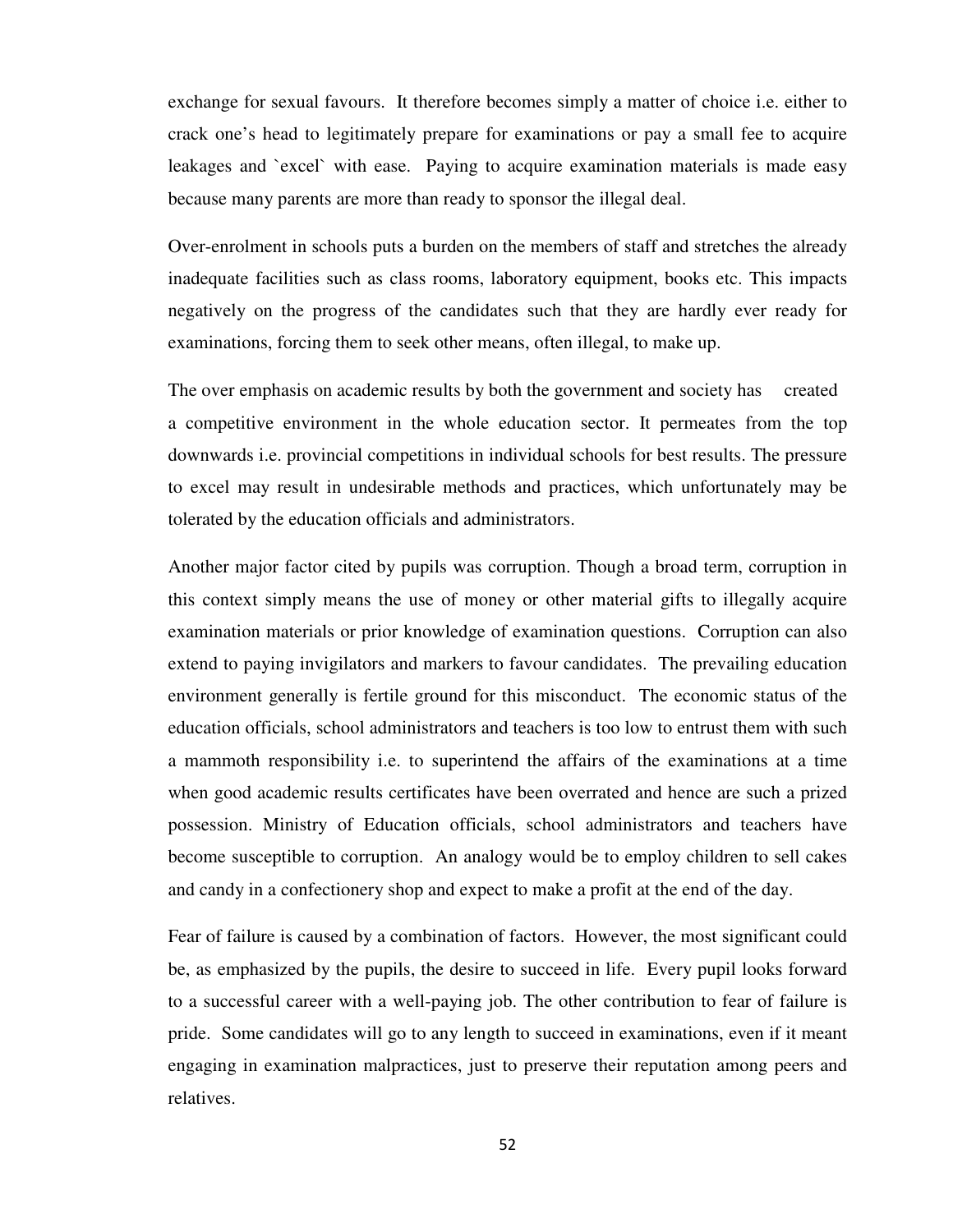exchange for sexual favours. It therefore becomes simply a matter of choice i.e. either to crack one's head to legitimately prepare for examinations or pay a small fee to acquire leakages and `excel` with ease. Paying to acquire examination materials is made easy because many parents are more than ready to sponsor the illegal deal.

Over-enrolment in schools puts a burden on the members of staff and stretches the already inadequate facilities such as class rooms, laboratory equipment, books etc. This impacts negatively on the progress of the candidates such that they are hardly ever ready for examinations, forcing them to seek other means, often illegal, to make up.

The over emphasis on academic results by both the government and society has created a competitive environment in the whole education sector. It permeates from the top downwards i.e. provincial competitions in individual schools for best results. The pressure to excel may result in undesirable methods and practices, which unfortunately may be tolerated by the education officials and administrators.

Another major factor cited by pupils was corruption. Though a broad term, corruption in this context simply means the use of money or other material gifts to illegally acquire examination materials or prior knowledge of examination questions. Corruption can also extend to paying invigilators and markers to favour candidates. The prevailing education environment generally is fertile ground for this misconduct. The economic status of the education officials, school administrators and teachers is too low to entrust them with such a mammoth responsibility i.e. to superintend the affairs of the examinations at a time when good academic results certificates have been overrated and hence are such a prized possession. Ministry of Education officials, school administrators and teachers have become susceptible to corruption. An analogy would be to employ children to sell cakes and candy in a confectionery shop and expect to make a profit at the end of the day.

Fear of failure is caused by a combination of factors. However, the most significant could be, as emphasized by the pupils, the desire to succeed in life. Every pupil looks forward to a successful career with a well-paying job. The other contribution to fear of failure is pride. Some candidates will go to any length to succeed in examinations, even if it meant engaging in examination malpractices, just to preserve their reputation among peers and relatives.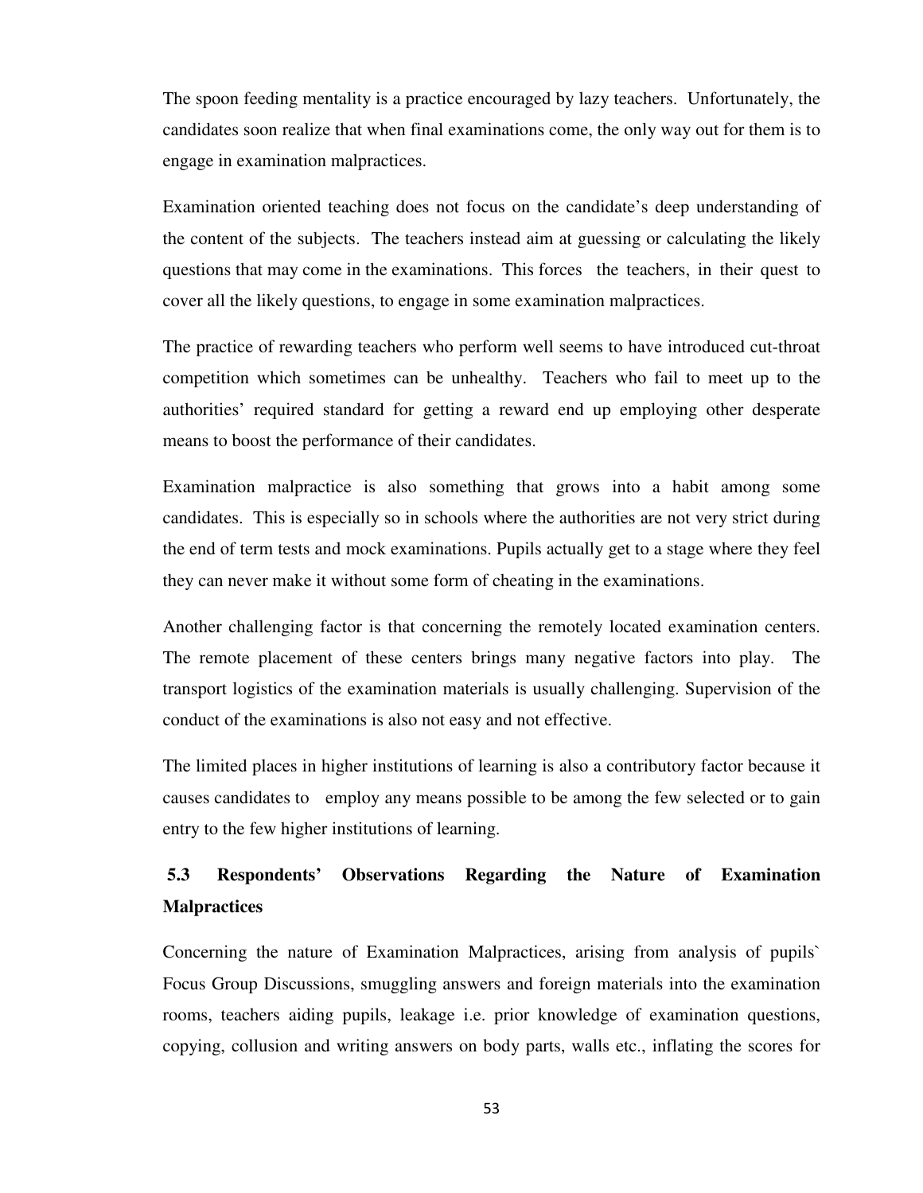The spoon feeding mentality is a practice encouraged by lazy teachers. Unfortunately, the candidates soon realize that when final examinations come, the only way out for them is to engage in examination malpractices.

Examination oriented teaching does not focus on the candidate's deep understanding of the content of the subjects. The teachers instead aim at guessing or calculating the likely questions that may come in the examinations. This forces the teachers, in their quest to cover all the likely questions, to engage in some examination malpractices.

The practice of rewarding teachers who perform well seems to have introduced cut-throat competition which sometimes can be unhealthy. Teachers who fail to meet up to the authorities' required standard for getting a reward end up employing other desperate means to boost the performance of their candidates.

Examination malpractice is also something that grows into a habit among some candidates. This is especially so in schools where the authorities are not very strict during the end of term tests and mock examinations. Pupils actually get to a stage where they feel they can never make it without some form of cheating in the examinations.

Another challenging factor is that concerning the remotely located examination centers. The remote placement of these centers brings many negative factors into play. The transport logistics of the examination materials is usually challenging. Supervision of the conduct of the examinations is also not easy and not effective.

The limited places in higher institutions of learning is also a contributory factor because it causes candidates to employ any means possible to be among the few selected or to gain entry to the few higher institutions of learning.

### 5.3 Respondents' Observations Regarding the Nature of Examination Malpractices

Concerning the nature of Examination Malpractices, arising from analysis of pupils` Focus Group Discussions, smuggling answers and foreign materials into the examination rooms, teachers aiding pupils, leakage i.e. prior knowledge of examination questions, copying, collusion and writing answers on body parts, walls etc., inflating the scores for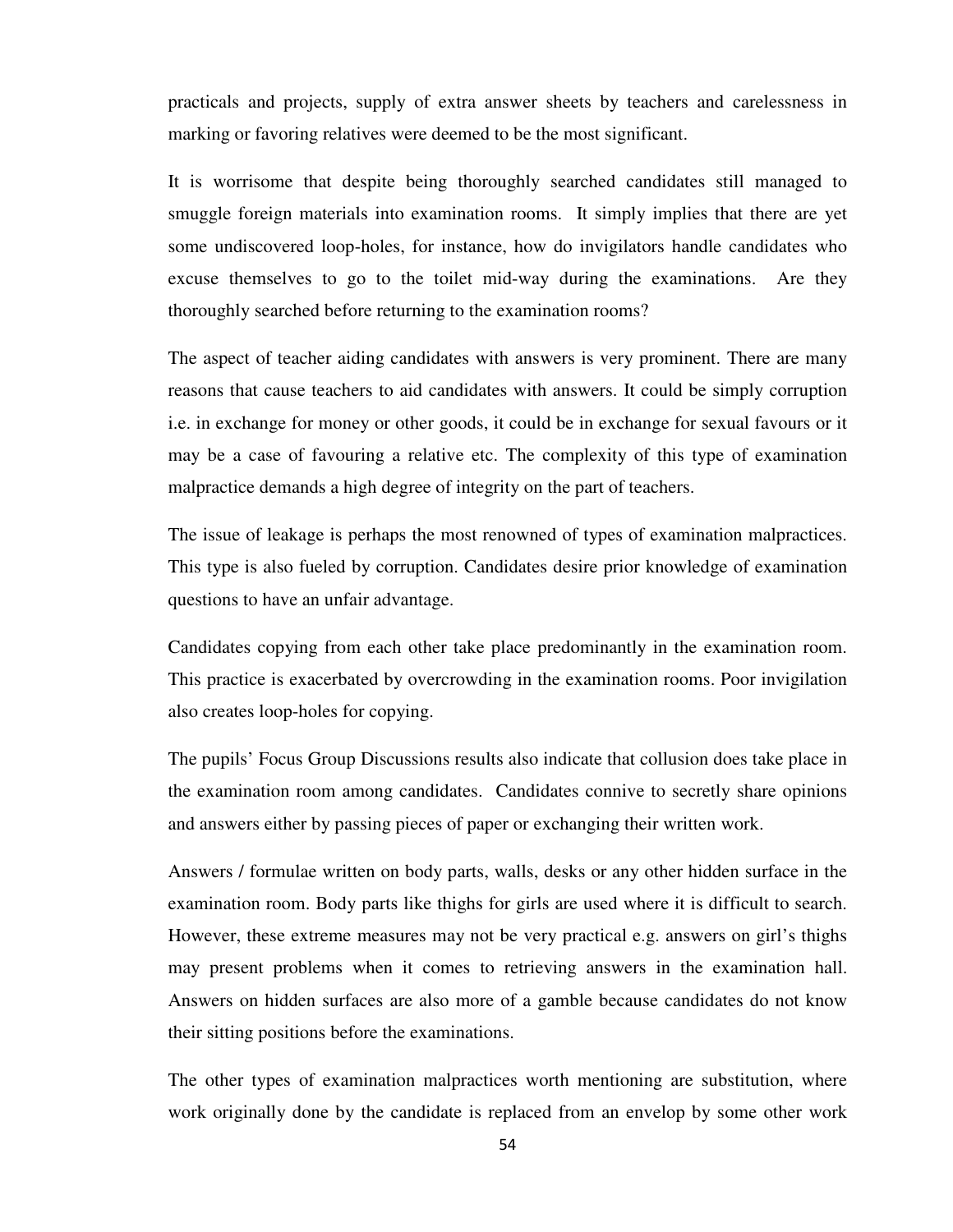practicals and projects, supply of extra answer sheets by teachers and carelessness in marking or favoring relatives were deemed to be the most significant.

It is worrisome that despite being thoroughly searched candidates still managed to smuggle foreign materials into examination rooms. It simply implies that there are yet some undiscovered loop-holes, for instance, how do invigilators handle candidates who excuse themselves to go to the toilet mid-way during the examinations. Are they thoroughly searched before returning to the examination rooms?

The aspect of teacher aiding candidates with answers is very prominent. There are many reasons that cause teachers to aid candidates with answers. It could be simply corruption i.e. in exchange for money or other goods, it could be in exchange for sexual favours or it may be a case of favouring a relative etc. The complexity of this type of examination malpractice demands a high degree of integrity on the part of teachers.

The issue of leakage is perhaps the most renowned of types of examination malpractices. This type is also fueled by corruption. Candidates desire prior knowledge of examination questions to have an unfair advantage.

Candidates copying from each other take place predominantly in the examination room. This practice is exacerbated by overcrowding in the examination rooms. Poor invigilation also creates loop-holes for copying.

The pupils' Focus Group Discussions results also indicate that collusion does take place in the examination room among candidates. Candidates connive to secretly share opinions and answers either by passing pieces of paper or exchanging their written work.

Answers / formulae written on body parts, walls, desks or any other hidden surface in the examination room. Body parts like thighs for girls are used where it is difficult to search. However, these extreme measures may not be very practical e.g. answers on girl's thighs may present problems when it comes to retrieving answers in the examination hall. Answers on hidden surfaces are also more of a gamble because candidates do not know their sitting positions before the examinations.

The other types of examination malpractices worth mentioning are substitution, where work originally done by the candidate is replaced from an envelop by some other work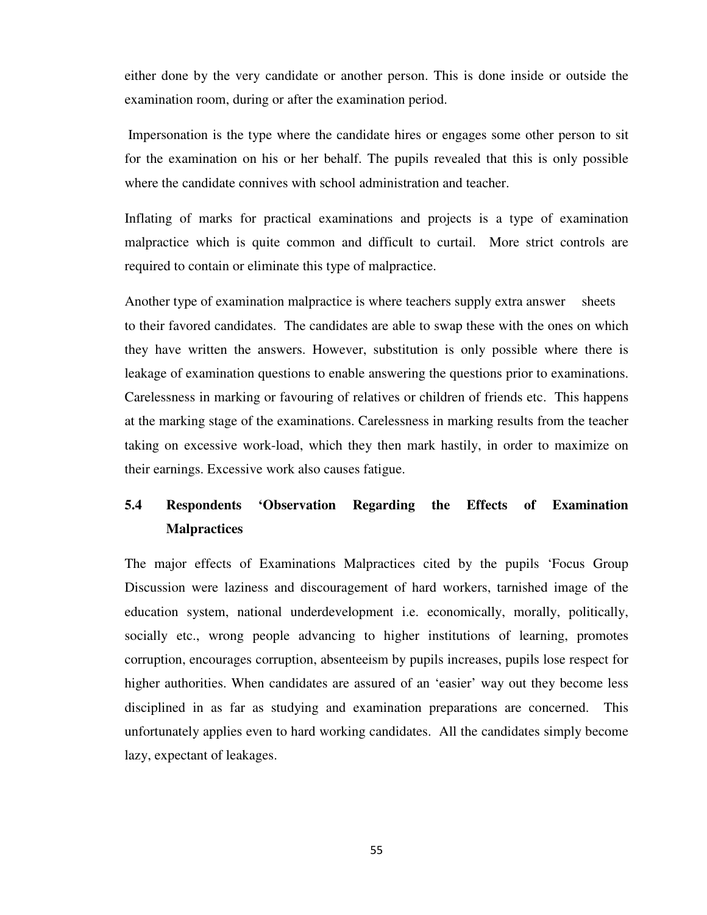either done by the very candidate or another person. This is done inside or outside the examination room, during or after the examination period.

Impersonation is the type where the candidate hires or engages some other person to sit for the examination on his or her behalf. The pupils revealed that this is only possible where the candidate connives with school administration and teacher.

Inflating of marks for practical examinations and projects is a type of examination malpractice which is quite common and difficult to curtail. More strict controls are required to contain or eliminate this type of malpractice.

Another type of examination malpractice is where teachers supply extra answer sheets to their favored candidates. The candidates are able to swap these with the ones on which they have written the answers. However, substitution is only possible where there is leakage of examination questions to enable answering the questions prior to examinations. Carelessness in marking or favouring of relatives or children of friends etc. This happens at the marking stage of the examinations. Carelessness in marking results from the teacher taking on excessive work-load, which they then mark hastily, in order to maximize on their earnings. Excessive work also causes fatigue.

## 5.4 Respondents 'Observation Regarding the Effects of Examination Malpractices

The major effects of Examinations Malpractices cited by the pupils 'Focus Group Discussion were laziness and discouragement of hard workers, tarnished image of the education system, national underdevelopment i.e. economically, morally, politically, socially etc., wrong people advancing to higher institutions of learning, promotes corruption, encourages corruption, absenteeism by pupils increases, pupils lose respect for higher authorities. When candidates are assured of an 'easier' way out they become less disciplined in as far as studying and examination preparations are concerned. This unfortunately applies even to hard working candidates. All the candidates simply become lazy, expectant of leakages.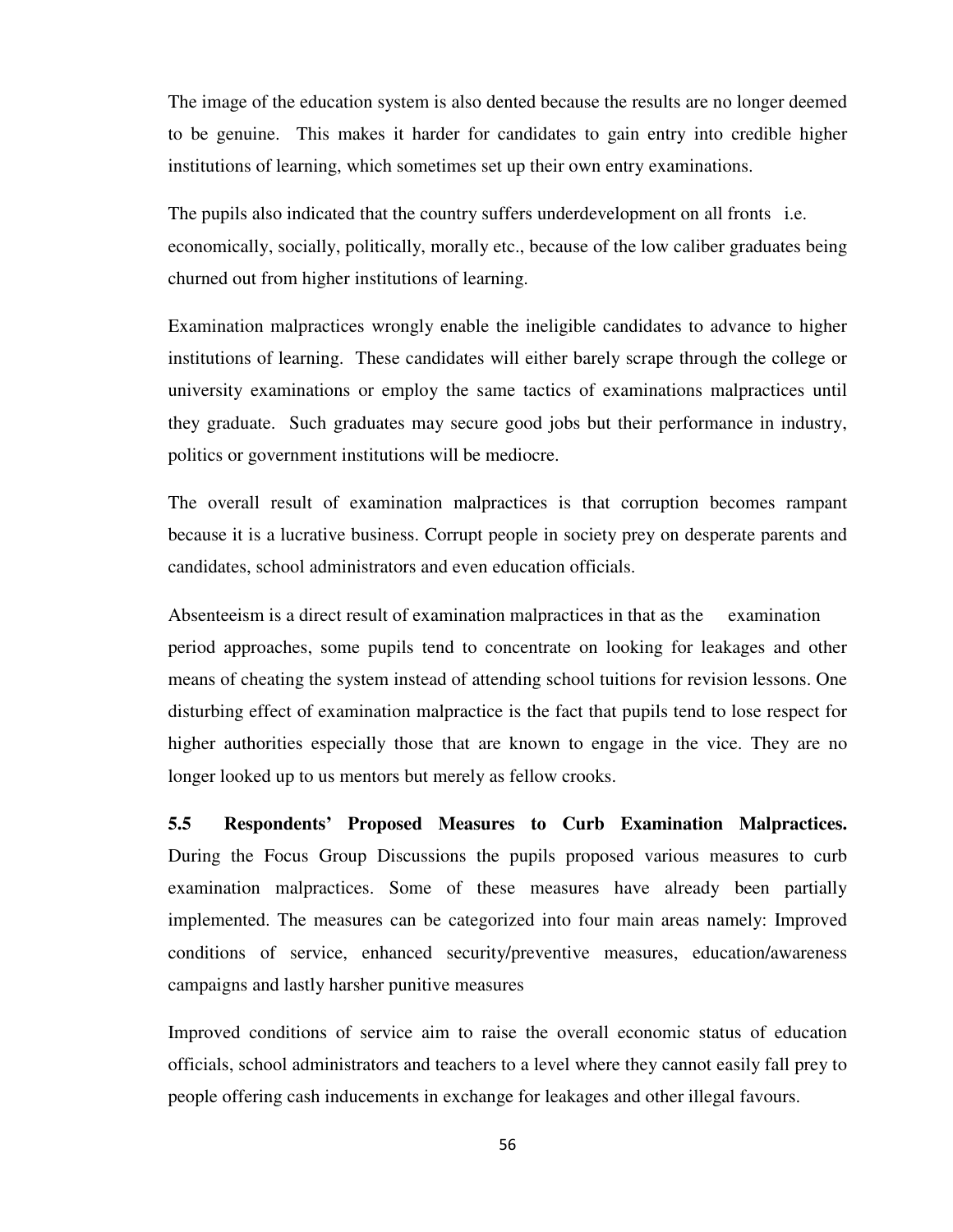The image of the education system is also dented because the results are no longer deemed to be genuine. This makes it harder for candidates to gain entry into credible higher institutions of learning, which sometimes set up their own entry examinations.

The pupils also indicated that the country suffers underdevelopment on all fronts i.e. economically, socially, politically, morally etc., because of the low caliber graduates being churned out from higher institutions of learning.

Examination malpractices wrongly enable the ineligible candidates to advance to higher institutions of learning. These candidates will either barely scrape through the college or university examinations or employ the same tactics of examinations malpractices until they graduate. Such graduates may secure good jobs but their performance in industry, politics or government institutions will be mediocre.

The overall result of examination malpractices is that corruption becomes rampant because it is a lucrative business. Corrupt people in society prey on desperate parents and candidates, school administrators and even education officials.

Absenteeism is a direct result of examination malpractices in that as the examination period approaches, some pupils tend to concentrate on looking for leakages and other means of cheating the system instead of attending school tuitions for revision lessons. One disturbing effect of examination malpractice is the fact that pupils tend to lose respect for higher authorities especially those that are known to engage in the vice. They are no longer looked up to us mentors but merely as fellow crooks.

**5.5 Respondents' Proposed Measures to Curb Examination Malpractices.** During the Focus Group Discussions the pupils proposed various measures to curb examination malpractices. Some of these measures have already been partially implemented. The measures can be categorized into four main areas namely: Improved conditions of service, enhanced security/preventive measures, education/awareness campaigns and lastly harsher punitive measures

Improved conditions of service aim to raise the overall economic status of education officials, school administrators and teachers to a level where they cannot easily fall prey to people offering cash inducements in exchange for leakages and other illegal favours.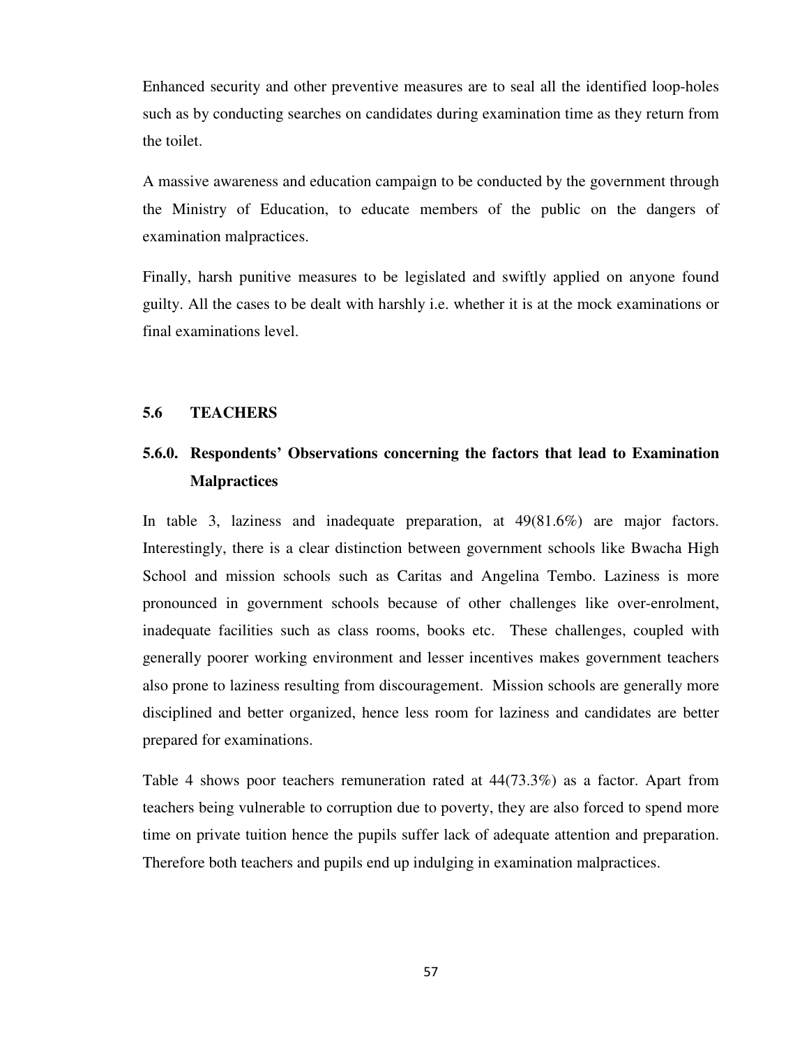Enhanced security and other preventive measures are to seal all the identified loop-holes such as by conducting searches on candidates during examination time as they return from the toilet.

A massive awareness and education campaign to be conducted by the government through the Ministry of Education, to educate members of the public on the dangers of examination malpractices.

Finally, harsh punitive measures to be legislated and swiftly applied on anyone found guilty. All the cases to be dealt with harshly i.e. whether it is at the mock examinations or final examinations level.

## 5.6 TEACHERS

### 5.6.0. Respondents' Observations concerning the factors that lead to Examination Malpractices

In table 3, laziness and inadequate preparation, at 49(81.6%) are major factors. Interestingly, there is a clear distinction between government schools like Bwacha High School and mission schools such as Caritas and Angelina Tembo. Laziness is more pronounced in government schools because of other challenges like over-enrolment, inadequate facilities such as class rooms, books etc. These challenges, coupled with generally poorer working environment and lesser incentives makes government teachers also prone to laziness resulting from discouragement. Mission schools are generally more disciplined and better organized, hence less room for laziness and candidates are better prepared for examinations.

Table 4 shows poor teachers remuneration rated at 44(73.3%) as a factor. Apart from teachers being vulnerable to corruption due to poverty, they are also forced to spend more time on private tuition hence the pupils suffer lack of adequate attention and preparation. Therefore both teachers and pupils end up indulging in examination malpractices.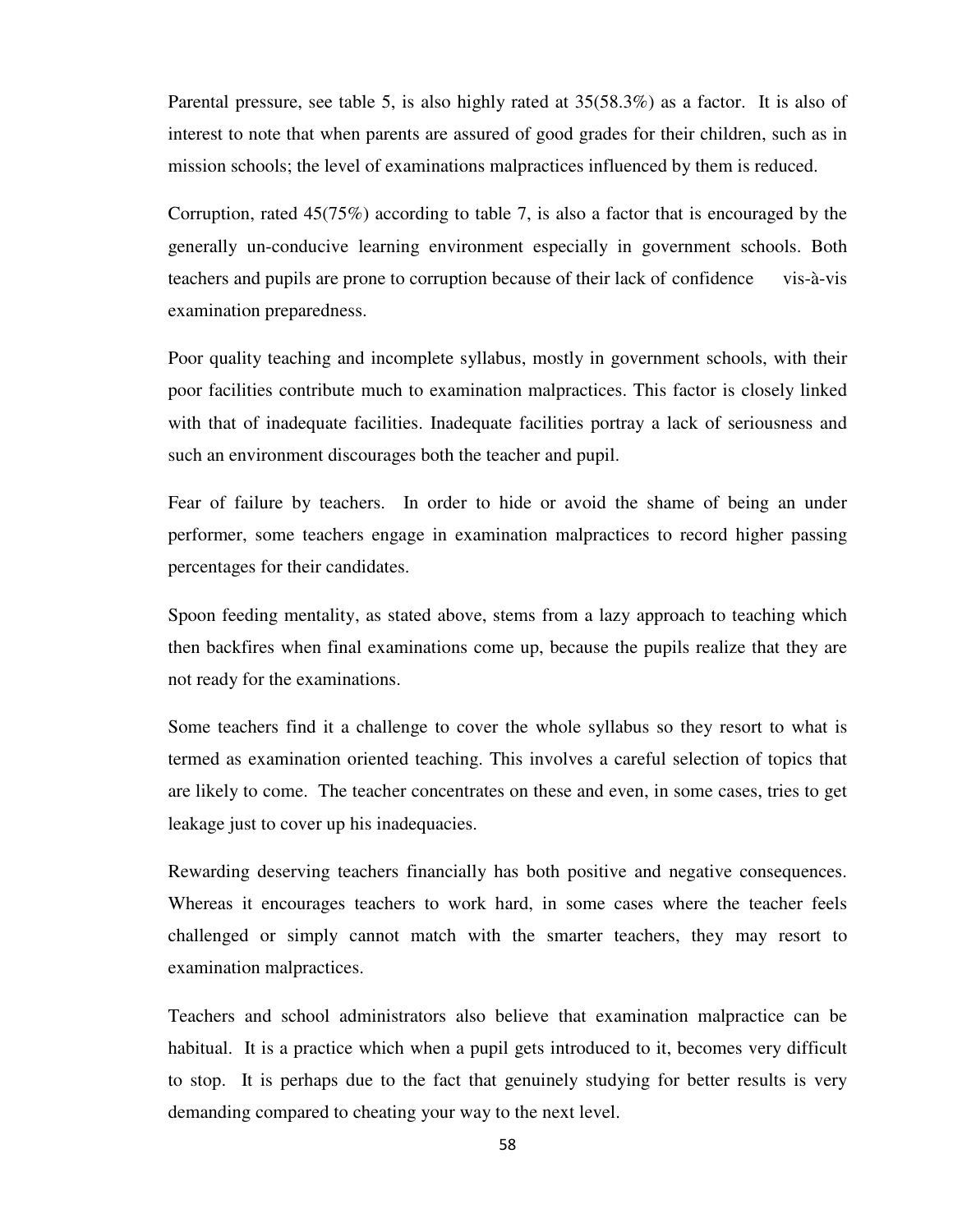Parental pressure, see table 5, is also highly rated at 35(58.3%) as a factor. It is also of interest to note that when parents are assured of good grades for their children, such as in mission schools; the level of examinations malpractices influenced by them is reduced.

Corruption, rated 45(75%) according to table 7, is also a factor that is encouraged by the generally un-conducive learning environment especially in government schools. Both teachers and pupils are prone to corruption because of their lack of confidence vis-à-vis examination preparedness.

Poor quality teaching and incomplete syllabus, mostly in government schools, with their poor facilities contribute much to examination malpractices. This factor is closely linked with that of inadequate facilities. Inadequate facilities portray a lack of seriousness and such an environment discourages both the teacher and pupil.

Fear of failure by teachers. In order to hide or avoid the shame of being an under performer, some teachers engage in examination malpractices to record higher passing percentages for their candidates.

Spoon feeding mentality, as stated above, stems from a lazy approach to teaching which then backfires when final examinations come up, because the pupils realize that they are not ready for the examinations.

Some teachers find it a challenge to cover the whole syllabus so they resort to what is termed as examination oriented teaching. This involves a careful selection of topics that are likely to come. The teacher concentrates on these and even, in some cases, tries to get leakage just to cover up his inadequacies.

Rewarding deserving teachers financially has both positive and negative consequences. Whereas it encourages teachers to work hard, in some cases where the teacher feels challenged or simply cannot match with the smarter teachers, they may resort to examination malpractices.

Teachers and school administrators also believe that examination malpractice can be habitual. It is a practice which when a pupil gets introduced to it, becomes very difficult to stop. It is perhaps due to the fact that genuinely studying for better results is very demanding compared to cheating your way to the next level.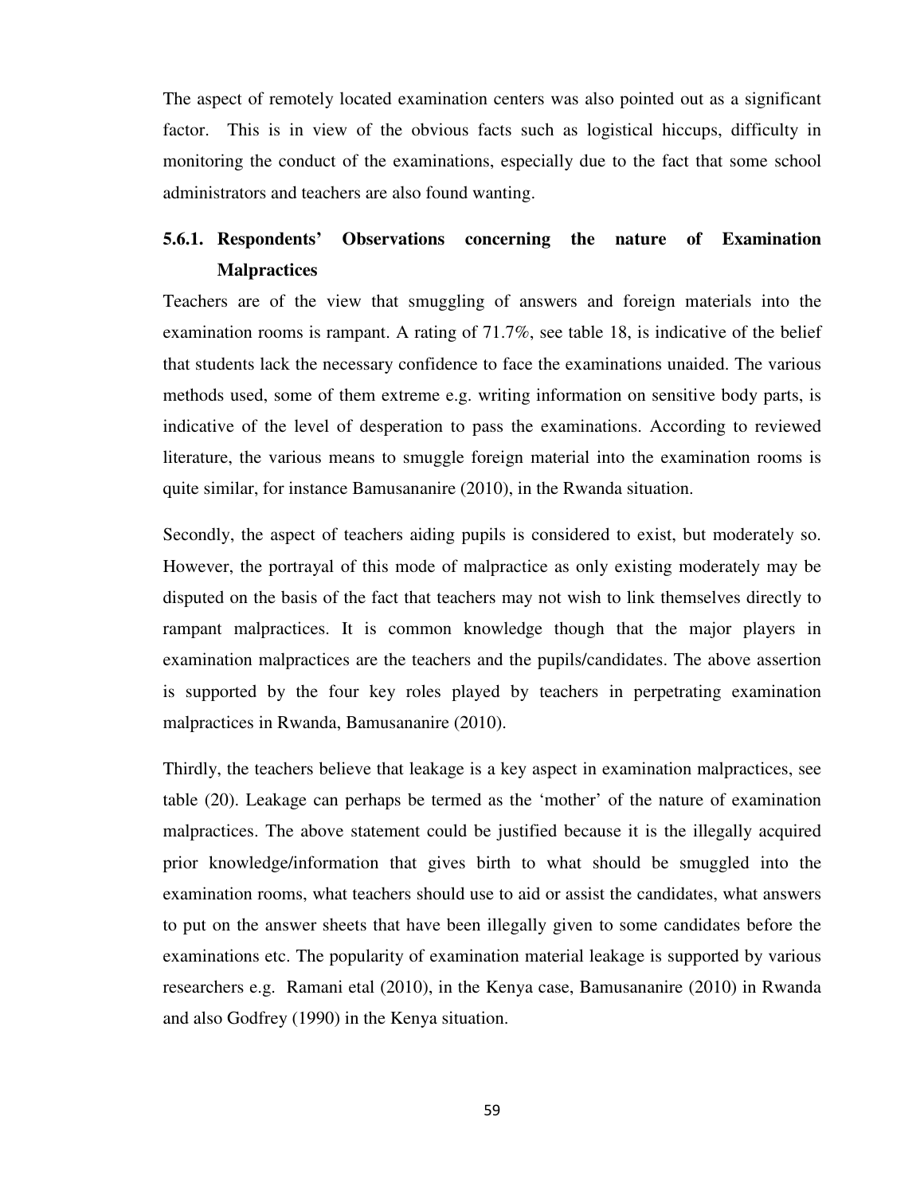The aspect of remotely located examination centers was also pointed out as a significant factor. This is in view of the obvious facts such as logistical hiccups, difficulty in monitoring the conduct of the examinations, especially due to the fact that some school administrators and teachers are also found wanting.

### 5.6.1. Respondents' Observations concerning the nature of Examination Malpractices

Teachers are of the view that smuggling of answers and foreign materials into the examination rooms is rampant. A rating of 71.7%, see table 18, is indicative of the belief that students lack the necessary confidence to face the examinations unaided. The various methods used, some of them extreme e.g. writing information on sensitive body parts, is indicative of the level of desperation to pass the examinations. According to reviewed literature, the various means to smuggle foreign material into the examination rooms is quite similar, for instance Bamusananire (2010), in the Rwanda situation.

Secondly, the aspect of teachers aiding pupils is considered to exist, but moderately so. However, the portrayal of this mode of malpractice as only existing moderately may be disputed on the basis of the fact that teachers may not wish to link themselves directly to rampant malpractices. It is common knowledge though that the major players in examination malpractices are the teachers and the pupils/candidates. The above assertion is supported by the four key roles played by teachers in perpetrating examination malpractices in Rwanda, Bamusananire (2010).

Thirdly, the teachers believe that leakage is a key aspect in examination malpractices, see table (20). Leakage can perhaps be termed as the 'mother' of the nature of examination malpractices. The above statement could be justified because it is the illegally acquired prior knowledge/information that gives birth to what should be smuggled into the examination rooms, what teachers should use to aid or assist the candidates, what answers to put on the answer sheets that have been illegally given to some candidates before the examinations etc. The popularity of examination material leakage is supported by various researchers e.g. Ramani etal (2010), in the Kenya case, Bamusananire (2010) in Rwanda and also Godfrey (1990) in the Kenya situation.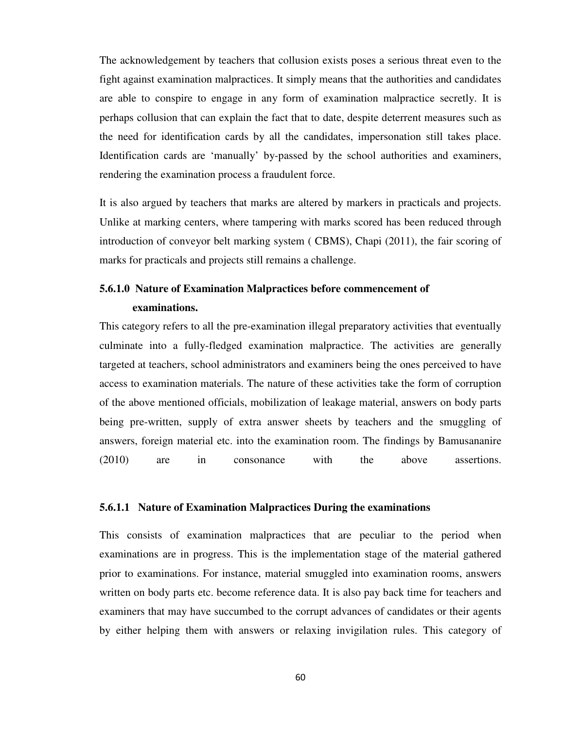The acknowledgement by teachers that collusion exists poses a serious threat even to the fight against examination malpractices. It simply means that the authorities and candidates are able to conspire to engage in any form of examination malpractice secretly. It is perhaps collusion that can explain the fact that to date, despite deterrent measures such as the need for identification cards by all the candidates, impersonation still takes place. Identification cards are 'manually' by-passed by the school authorities and examiners, rendering the examination process a fraudulent force.

It is also argued by teachers that marks are altered by markers in practicals and projects. Unlike at marking centers, where tampering with marks scored has been reduced through introduction of conveyor belt marking system ( CBMS), Chapi (2011), the fair scoring of marks for practicals and projects still remains a challenge.

### 5.6.1.0 Nature of Examination Malpractices before commencement of examinations.

This category refers to all the pre-examination illegal preparatory activities that eventually culminate into a fully-fledged examination malpractice. The activities are generally targeted at teachers, school administrators and examiners being the ones perceived to have access to examination materials. The nature of these activities take the form of corruption of the above mentioned officials, mobilization of leakage material, answers on body parts being pre-written, supply of extra answer sheets by teachers and the smuggling of answers, foreign material etc. into the examination room. The findings by Bamusananire (2010) are in consonance with the above assertions.

### 5.6.1.1 Nature of Examination Malpractices During the examinations

This consists of examination malpractices that are peculiar to the period when examinations are in progress. This is the implementation stage of the material gathered prior to examinations. For instance, material smuggled into examination rooms, answers written on body parts etc. become reference data. It is also pay back time for teachers and examiners that may have succumbed to the corrupt advances of candidates or their agents by either helping them with answers or relaxing invigilation rules. This category of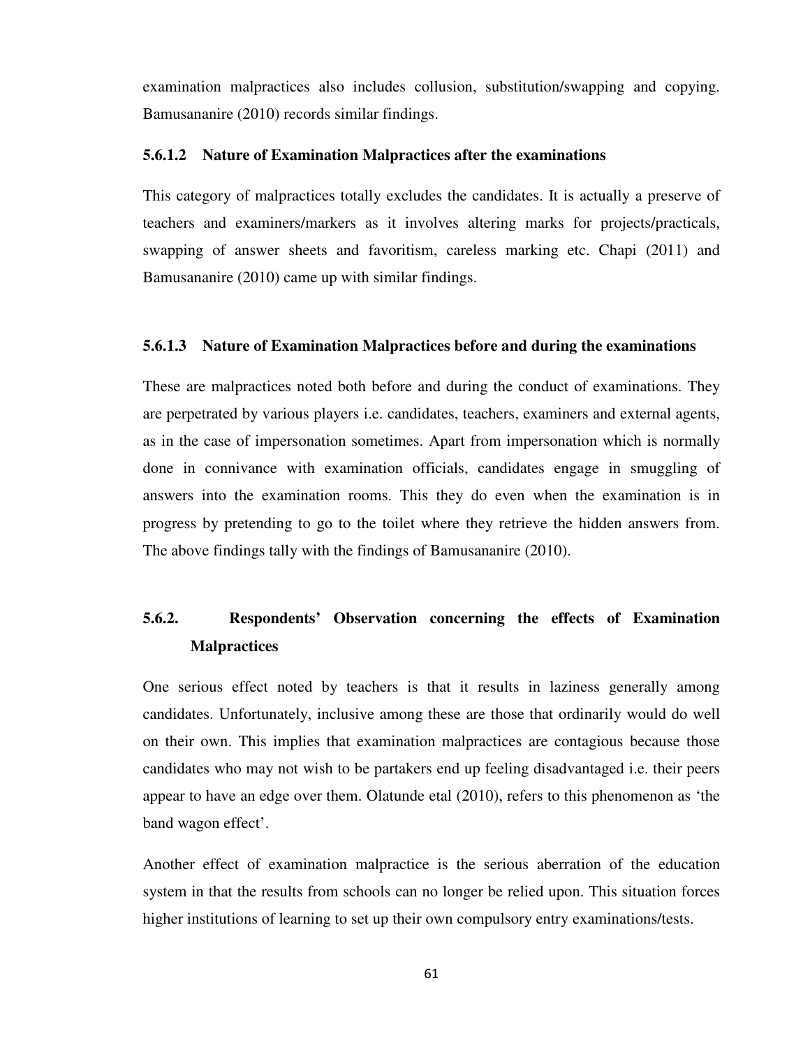examination malpractices also includes collusion, substitution/swapping and copying. Bamusananire (2010) records similar findings.

#### 5.6.1.2 Nature of Examination Malpractices after the examinations

This category of malpractices totally excludes the candidates. It is actually a preserve of teachers and examiners/markers as it involves altering marks for projects/practicals, swapping of answer sheets and favoritism, careless marking etc. Chapi (2011) and Bamusananire (2010) came up with similar findings.

#### 5.6.1.3 Nature of Examination Malpractices before and during the examinations

These are malpractices noted both before and during the conduct of examinations. They are perpetrated by various players i.e. candidates, teachers, examiners and external agents, as in the case of impersonation sometimes. Apart from impersonation which is normally done in connivance with examination officials, candidates engage in smuggling of answers into the examination rooms. This they do even when the examination is in progress by pretending to go to the toilet where they retrieve the hidden answers from. The above findings tally with the findings of Bamusananire (2010).

### 5.6.2. Respondents' Observation concerning the effects of Examination Malpractices

One serious effect noted by teachers is that it results in laziness generally among candidates. Unfortunately, inclusive among these are those that ordinarily would do well on their own. This implies that examination malpractices are contagious because those candidates who may not wish to be partakers end up feeling disadvantaged i.e. their peers appear to have an edge over them. Olatunde etal (2010), refers to this phenomenon as 'the band wagon effect'.

Another effect of examination malpractice is the serious aberration of the education system in that the results from schools can no longer be relied upon. This situation forces higher institutions of learning to set up their own compulsory entry examinations/tests.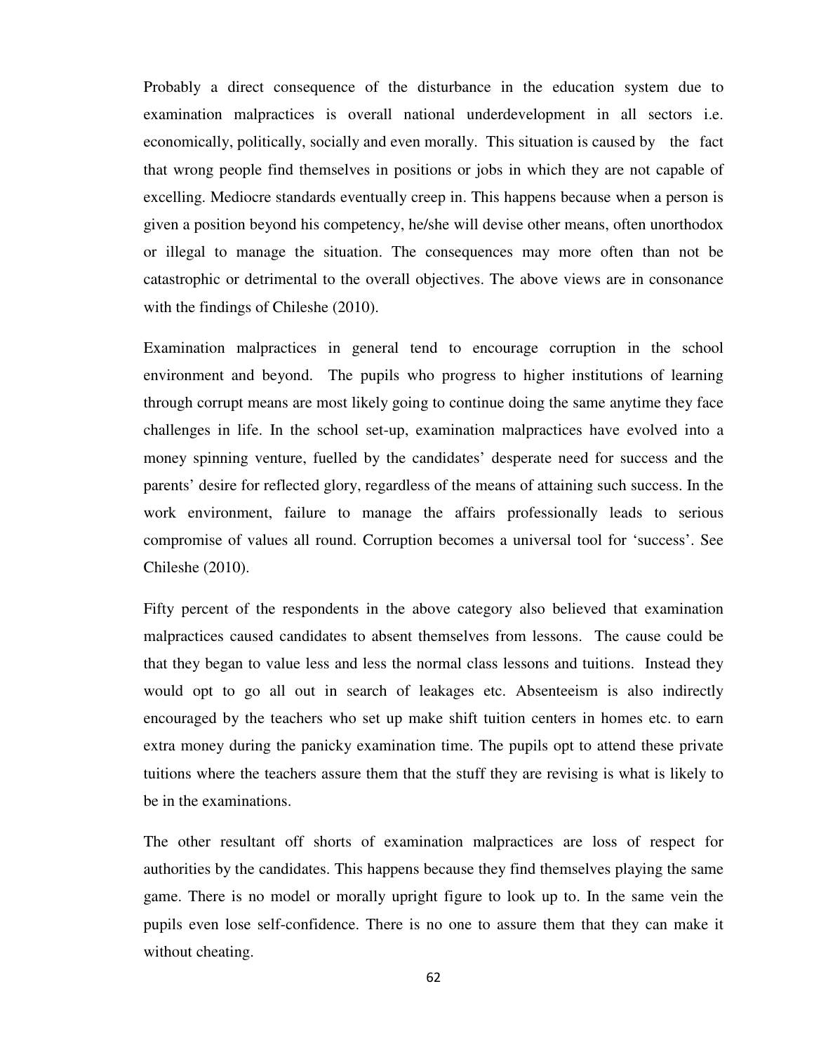Probably a direct consequence of the disturbance in the education system due to examination malpractices is overall national underdevelopment in all sectors i.e. economically, politically, socially and even morally. This situation is caused by the fact that wrong people find themselves in positions or jobs in which they are not capable of excelling. Mediocre standards eventually creep in. This happens because when a person is given a position beyond his competency, he/she will devise other means, often unorthodox or illegal to manage the situation. The consequences may more often than not be catastrophic or detrimental to the overall objectives. The above views are in consonance with the findings of Chileshe (2010).

Examination malpractices in general tend to encourage corruption in the school environment and beyond. The pupils who progress to higher institutions of learning through corrupt means are most likely going to continue doing the same anytime they face challenges in life. In the school set-up, examination malpractices have evolved into a money spinning venture, fuelled by the candidates' desperate need for success and the parents' desire for reflected glory, regardless of the means of attaining such success. In the work environment, failure to manage the affairs professionally leads to serious compromise of values all round. Corruption becomes a universal tool for 'success'. See Chileshe (2010).

Fifty percent of the respondents in the above category also believed that examination malpractices caused candidates to absent themselves from lessons. The cause could be that they began to value less and less the normal class lessons and tuitions. Instead they would opt to go all out in search of leakages etc. Absenteeism is also indirectly encouraged by the teachers who set up make shift tuition centers in homes etc. to earn extra money during the panicky examination time. The pupils opt to attend these private tuitions where the teachers assure them that the stuff they are revising is what is likely to be in the examinations.

The other resultant off shorts of examination malpractices are loss of respect for authorities by the candidates. This happens because they find themselves playing the same game. There is no model or morally upright figure to look up to. In the same vein the pupils even lose self-confidence. There is no one to assure them that they can make it without cheating.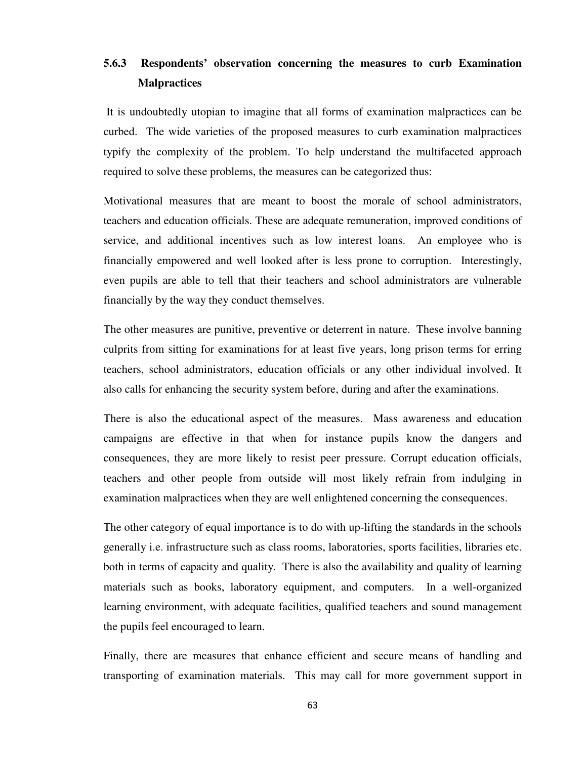### 5.6.3 Respondents' observation concerning the measures to curb Examination Malpractices

It is undoubtedly utopian to imagine that all forms of examination malpractices can be curbed. The wide varieties of the proposed measures to curb examination malpractices typify the complexity of the problem. To help understand the multifaceted approach required to solve these problems, the measures can be categorized thus:

Motivational measures that are meant to boost the morale of school administrators, teachers and education officials. These are adequate remuneration, improved conditions of service, and additional incentives such as low interest loans. An employee who is financially empowered and well looked after is less prone to corruption. Interestingly, even pupils are able to tell that their teachers and school administrators are vulnerable financially by the way they conduct themselves.

The other measures are punitive, preventive or deterrent in nature. These involve banning culprits from sitting for examinations for at least five years, long prison terms for erring teachers, school administrators, education officials or any other individual involved. It also calls for enhancing the security system before, during and after the examinations.

There is also the educational aspect of the measures. Mass awareness and education campaigns are effective in that when for instance pupils know the dangers and consequences, they are more likely to resist peer pressure. Corrupt education officials, teachers and other people from outside will most likely refrain from indulging in examination malpractices when they are well enlightened concerning the consequences.

The other category of equal importance is to do with up-lifting the standards in the schools generally i.e. infrastructure such as class rooms, laboratories, sports facilities, libraries etc. both in terms of capacity and quality. There is also the availability and quality of learning materials such as books, laboratory equipment, and computers. In a well-organized learning environment, with adequate facilities, qualified teachers and sound management the pupils feel encouraged to learn.

Finally, there are measures that enhance efficient and secure means of handling and transporting of examination materials. This may call for more government support in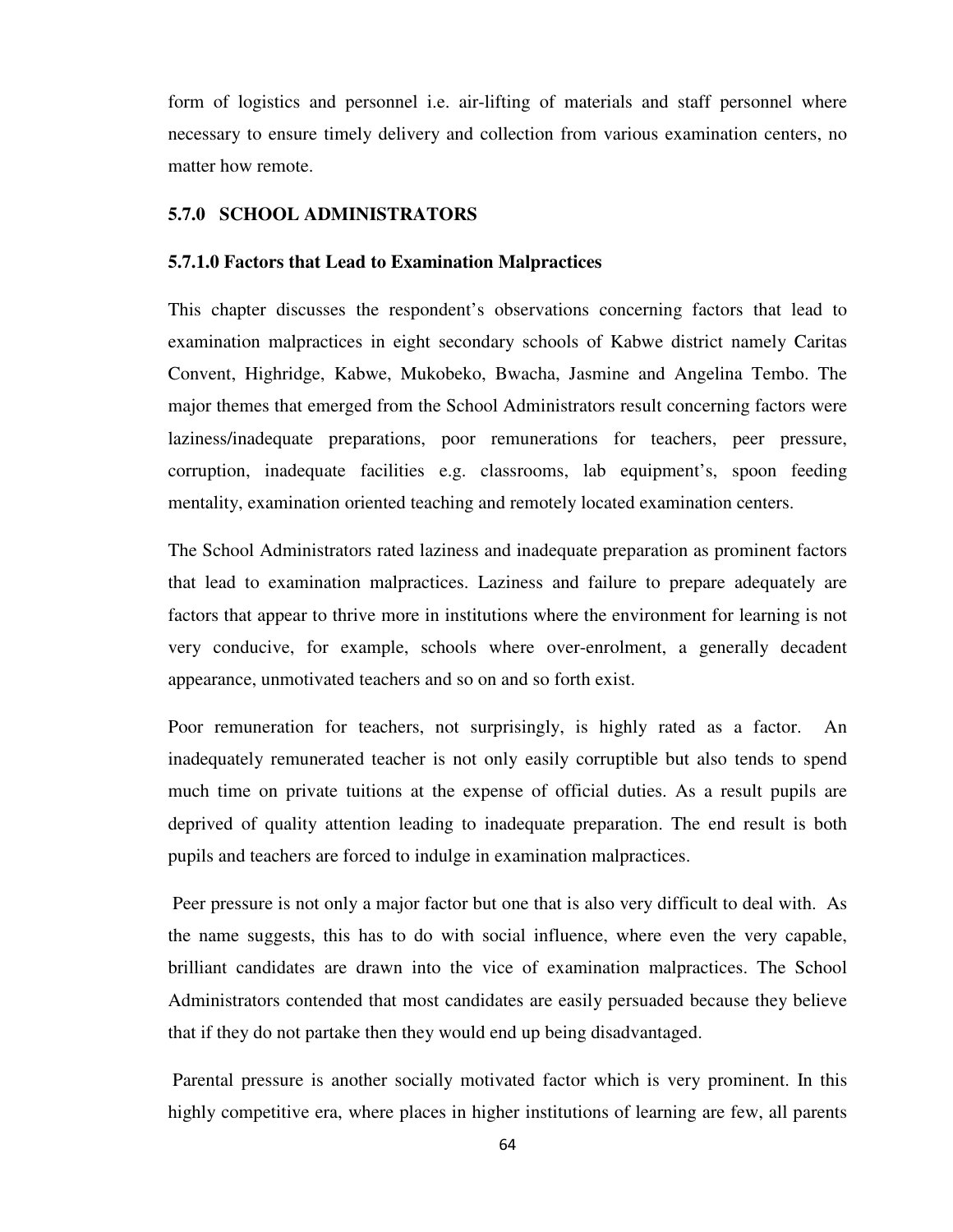form of logistics and personnel i.e. air-lifting of materials and staff personnel where necessary to ensure timely delivery and collection from various examination centers, no matter how remote.

### 5.7.0 SCHOOL ADMINISTRATORS

#### 5.7.1.0 Factors that Lead to Examination Malpractices

This chapter discusses the respondent's observations concerning factors that lead to examination malpractices in eight secondary schools of Kabwe district namely Caritas Convent, Highridge, Kabwe, Mukobeko, Bwacha, Jasmine and Angelina Tembo. The major themes that emerged from the School Administrators result concerning factors were laziness/inadequate preparations, poor remunerations for teachers, peer pressure, corruption, inadequate facilities e.g. classrooms, lab equipment's, spoon feeding mentality, examination oriented teaching and remotely located examination centers.

The School Administrators rated laziness and inadequate preparation as prominent factors that lead to examination malpractices. Laziness and failure to prepare adequately are factors that appear to thrive more in institutions where the environment for learning is not very conducive, for example, schools where over-enrolment, a generally decadent appearance, unmotivated teachers and so on and so forth exist.

Poor remuneration for teachers, not surprisingly, is highly rated as a factor. An inadequately remunerated teacher is not only easily corruptible but also tends to spend much time on private tuitions at the expense of official duties. As a result pupils are deprived of quality attention leading to inadequate preparation. The end result is both pupils and teachers are forced to indulge in examination malpractices.

Peer pressure is not only a major factor but one that is also very difficult to deal with. As the name suggests, this has to do with social influence, where even the very capable, brilliant candidates are drawn into the vice of examination malpractices. The School Administrators contended that most candidates are easily persuaded because they believe that if they do not partake then they would end up being disadvantaged.

Parental pressure is another socially motivated factor which is very prominent. In this highly competitive era, where places in higher institutions of learning are few, all parents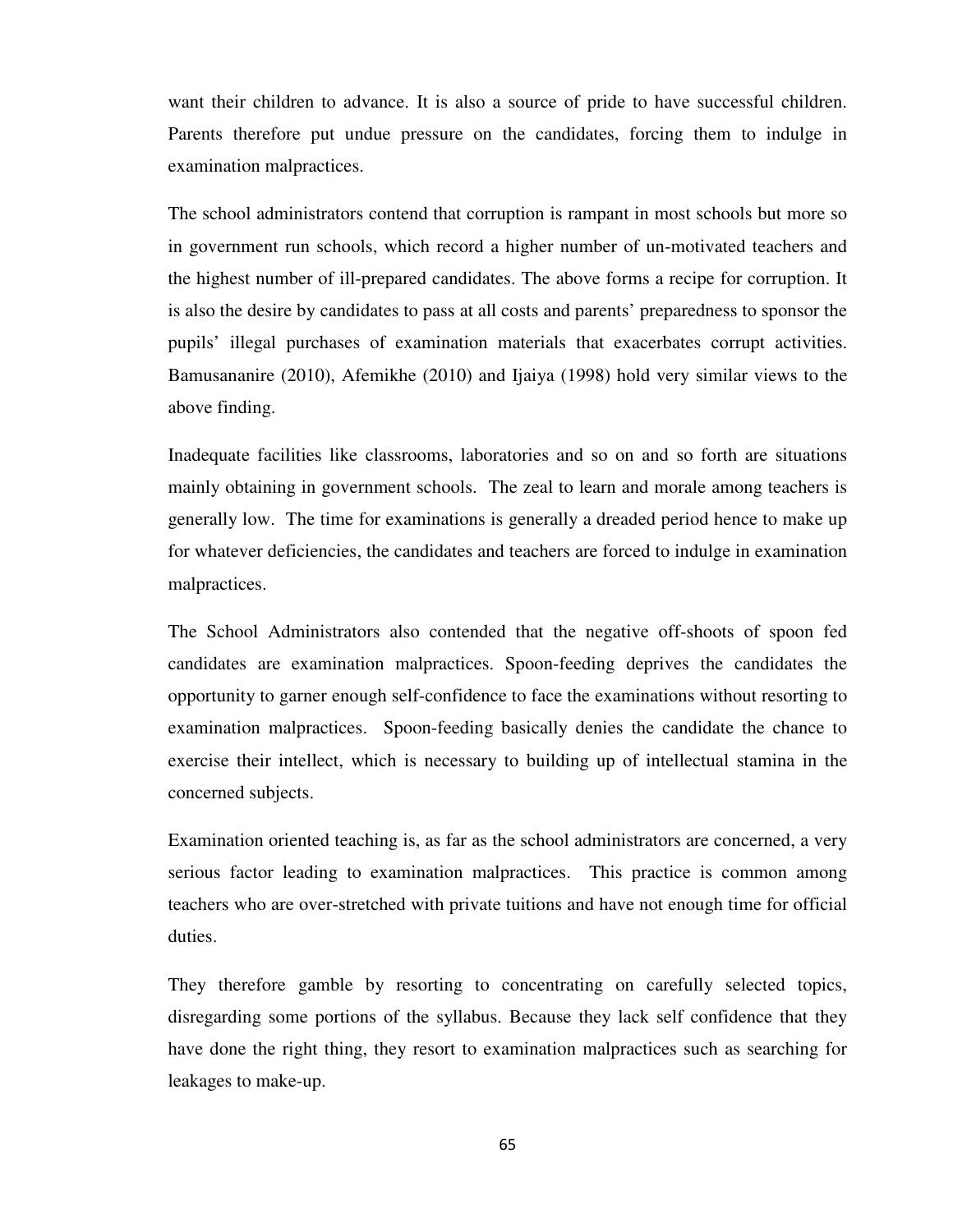want their children to advance. It is also a source of pride to have successful children. Parents therefore put undue pressure on the candidates, forcing them to indulge in examination malpractices.

The school administrators contend that corruption is rampant in most schools but more so in government run schools, which record a higher number of un-motivated teachers and the highest number of ill-prepared candidates. The above forms a recipe for corruption. It is also the desire by candidates to pass at all costs and parents' preparedness to sponsor the pupils' illegal purchases of examination materials that exacerbates corrupt activities. Bamusananire (2010), Afemikhe (2010) and Ijaiya (1998) hold very similar views to the above finding.

Inadequate facilities like classrooms, laboratories and so on and so forth are situations mainly obtaining in government schools. The zeal to learn and morale among teachers is generally low. The time for examinations is generally a dreaded period hence to make up for whatever deficiencies, the candidates and teachers are forced to indulge in examination malpractices.

The School Administrators also contended that the negative off-shoots of spoon fed candidates are examination malpractices. Spoon-feeding deprives the candidates the opportunity to garner enough self-confidence to face the examinations without resorting to examination malpractices. Spoon-feeding basically denies the candidate the chance to exercise their intellect, which is necessary to building up of intellectual stamina in the concerned subjects.

Examination oriented teaching is, as far as the school administrators are concerned, a very serious factor leading to examination malpractices. This practice is common among teachers who are over-stretched with private tuitions and have not enough time for official duties.

They therefore gamble by resorting to concentrating on carefully selected topics, disregarding some portions of the syllabus. Because they lack self confidence that they have done the right thing, they resort to examination malpractices such as searching for leakages to make-up.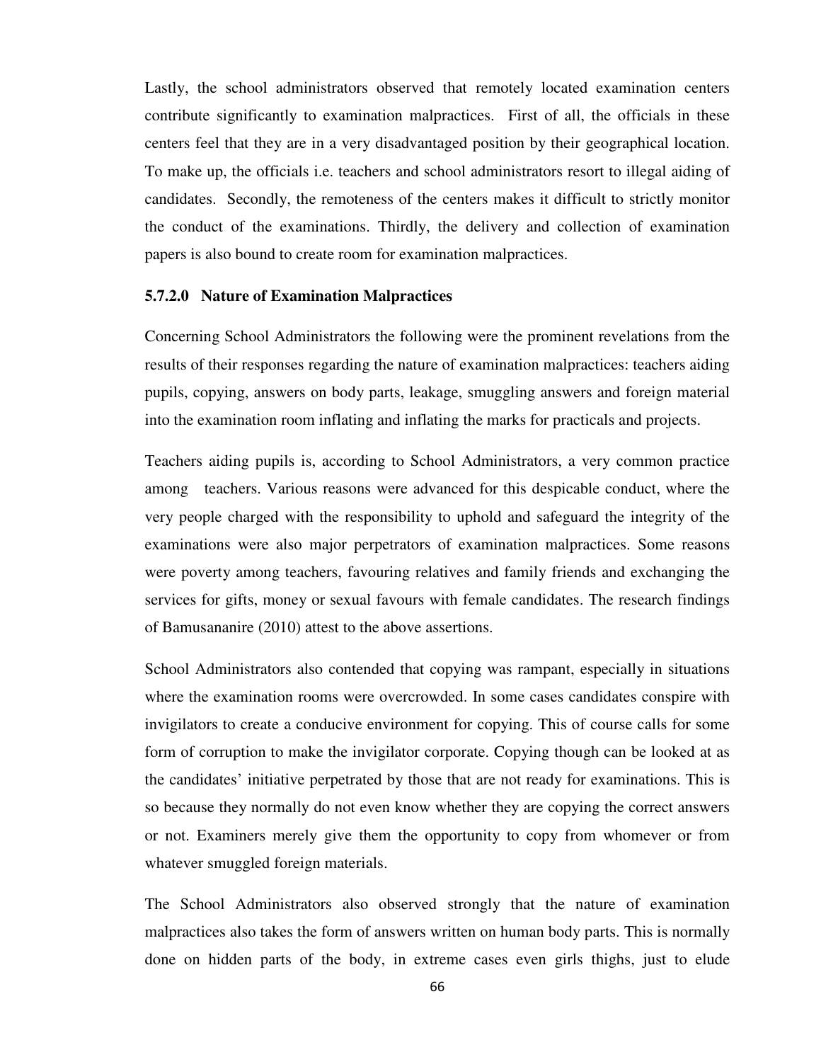Lastly, the school administrators observed that remotely located examination centers contribute significantly to examination malpractices. First of all, the officials in these centers feel that they are in a very disadvantaged position by their geographical location. To make up, the officials i.e. teachers and school administrators resort to illegal aiding of candidates. Secondly, the remoteness of the centers makes it difficult to strictly monitor the conduct of the examinations. Thirdly, the delivery and collection of examination papers is also bound to create room for examination malpractices.

### 5.7.2.0 Nature of Examination Malpractices

Concerning School Administrators the following were the prominent revelations from the results of their responses regarding the nature of examination malpractices: teachers aiding pupils, copying, answers on body parts, leakage, smuggling answers and foreign material into the examination room inflating and inflating the marks for practicals and projects.

Teachers aiding pupils is, according to School Administrators, a very common practice among teachers. Various reasons were advanced for this despicable conduct, where the very people charged with the responsibility to uphold and safeguard the integrity of the examinations were also major perpetrators of examination malpractices. Some reasons were poverty among teachers, favouring relatives and family friends and exchanging the services for gifts, money or sexual favours with female candidates. The research findings of Bamusananire (2010) attest to the above assertions.

School Administrators also contended that copying was rampant, especially in situations where the examination rooms were overcrowded. In some cases candidates conspire with invigilators to create a conducive environment for copying. This of course calls for some form of corruption to make the invigilator corporate. Copying though can be looked at as the candidates' initiative perpetrated by those that are not ready for examinations. This is so because they normally do not even know whether they are copying the correct answers or not. Examiners merely give them the opportunity to copy from whomever or from whatever smuggled foreign materials.

The School Administrators also observed strongly that the nature of examination malpractices also takes the form of answers written on human body parts. This is normally done on hidden parts of the body, in extreme cases even girls thighs, just to elude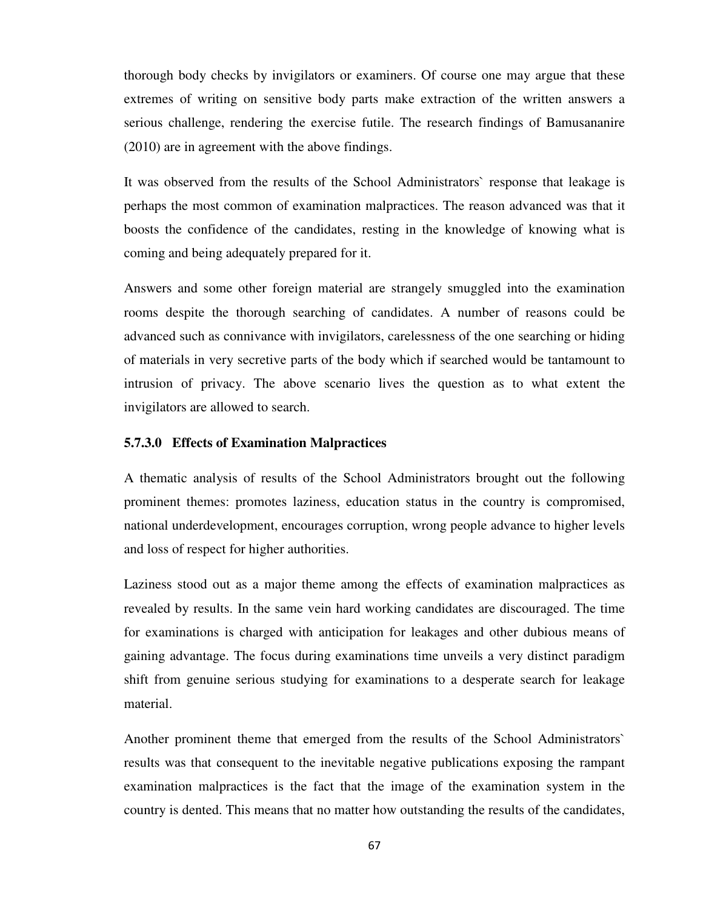thorough body checks by invigilators or examiners. Of course one may argue that these extremes of writing on sensitive body parts make extraction of the written answers a serious challenge, rendering the exercise futile. The research findings of Bamusananire (2010) are in agreement with the above findings.

It was observed from the results of the School Administrators` response that leakage is perhaps the most common of examination malpractices. The reason advanced was that it boosts the confidence of the candidates, resting in the knowledge of knowing what is coming and being adequately prepared for it.

Answers and some other foreign material are strangely smuggled into the examination rooms despite the thorough searching of candidates. A number of reasons could be advanced such as connivance with invigilators, carelessness of the one searching or hiding of materials in very secretive parts of the body which if searched would be tantamount to intrusion of privacy. The above scenario lives the question as to what extent the invigilators are allowed to search.

### 5.7.3.0 Effects of Examination Malpractices

A thematic analysis of results of the School Administrators brought out the following prominent themes: promotes laziness, education status in the country is compromised, national underdevelopment, encourages corruption, wrong people advance to higher levels and loss of respect for higher authorities.

Laziness stood out as a major theme among the effects of examination malpractices as revealed by results. In the same vein hard working candidates are discouraged. The time for examinations is charged with anticipation for leakages and other dubious means of gaining advantage. The focus during examinations time unveils a very distinct paradigm shift from genuine serious studying for examinations to a desperate search for leakage material.

Another prominent theme that emerged from the results of the School Administrators` results was that consequent to the inevitable negative publications exposing the rampant examination malpractices is the fact that the image of the examination system in the country is dented. This means that no matter how outstanding the results of the candidates,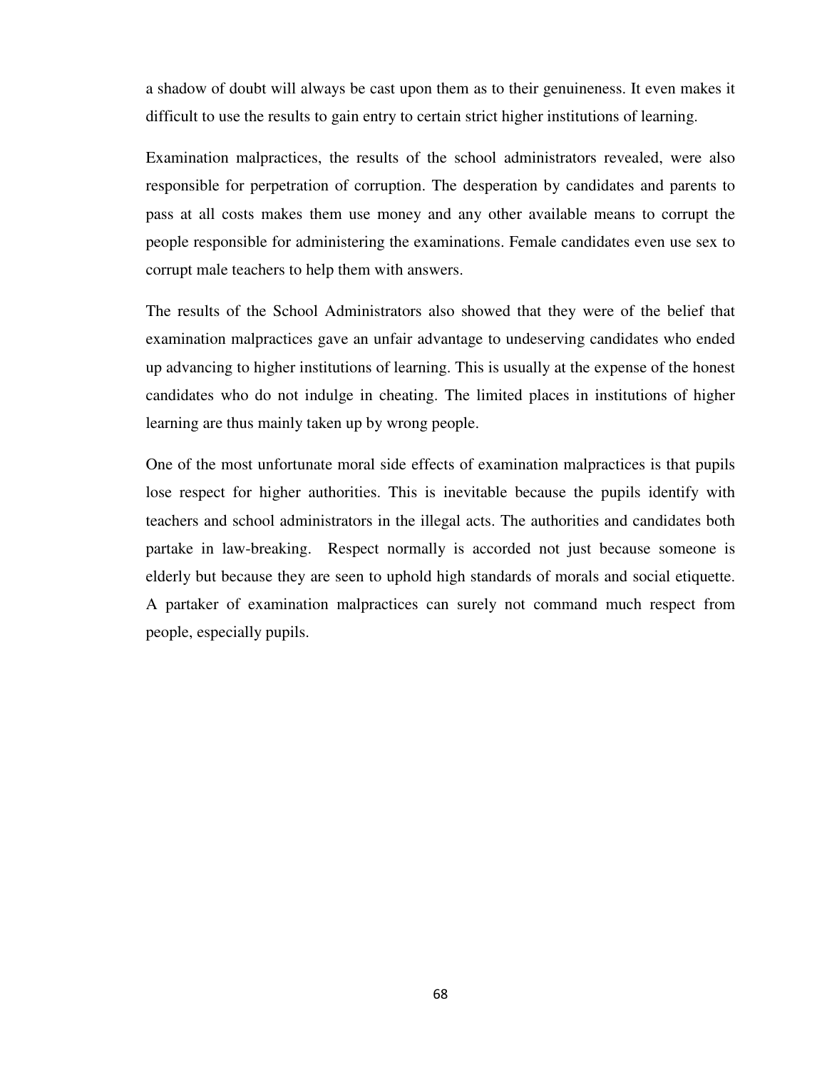a shadow of doubt will always be cast upon them as to their genuineness. It even makes it difficult to use the results to gain entry to certain strict higher institutions of learning.

Examination malpractices, the results of the school administrators revealed, were also responsible for perpetration of corruption. The desperation by candidates and parents to pass at all costs makes them use money and any other available means to corrupt the people responsible for administering the examinations. Female candidates even use sex to corrupt male teachers to help them with answers.

The results of the School Administrators also showed that they were of the belief that examination malpractices gave an unfair advantage to undeserving candidates who ended up advancing to higher institutions of learning. This is usually at the expense of the honest candidates who do not indulge in cheating. The limited places in institutions of higher learning are thus mainly taken up by wrong people.

One of the most unfortunate moral side effects of examination malpractices is that pupils lose respect for higher authorities. This is inevitable because the pupils identify with teachers and school administrators in the illegal acts. The authorities and candidates both partake in law-breaking. Respect normally is accorded not just because someone is elderly but because they are seen to uphold high standards of morals and social etiquette. A partaker of examination malpractices can surely not command much respect from people, especially pupils.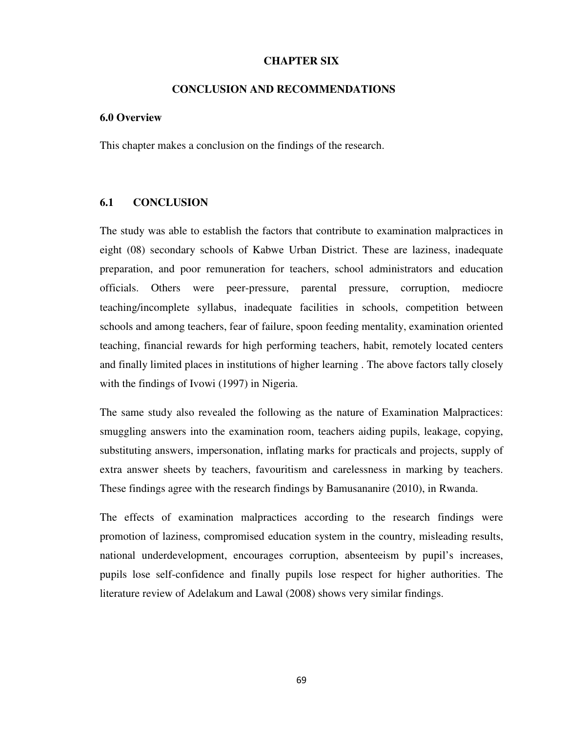# CHAPTER SIX

# CONCLUSION AND RECOMMENDATIONS

## 6.0 Overview

This chapter makes a conclusion on the findings of the research.

## 6.1 CONCLUSION

The study was able to establish the factors that contribute to examination malpractices in eight (08) secondary schools of Kabwe Urban District. These are laziness, inadequate preparation, and poor remuneration for teachers, school administrators and education officials. Others were peer-pressure, parental pressure, corruption, mediocre teaching/incomplete syllabus, inadequate facilities in schools, competition between schools and among teachers, fear of failure, spoon feeding mentality, examination oriented teaching, financial rewards for high performing teachers, habit, remotely located centers and finally limited places in institutions of higher learning . The above factors tally closely with the findings of Ivowi (1997) in Nigeria.

The same study also revealed the following as the nature of Examination Malpractices: smuggling answers into the examination room, teachers aiding pupils, leakage, copying, substituting answers, impersonation, inflating marks for practicals and projects, supply of extra answer sheets by teachers, favouritism and carelessness in marking by teachers. These findings agree with the research findings by Bamusananire (2010), in Rwanda.

The effects of examination malpractices according to the research findings were promotion of laziness, compromised education system in the country, misleading results, national underdevelopment, encourages corruption, absenteeism by pupil's increases, pupils lose self-confidence and finally pupils lose respect for higher authorities. The literature review of Adelakum and Lawal (2008) shows very similar findings.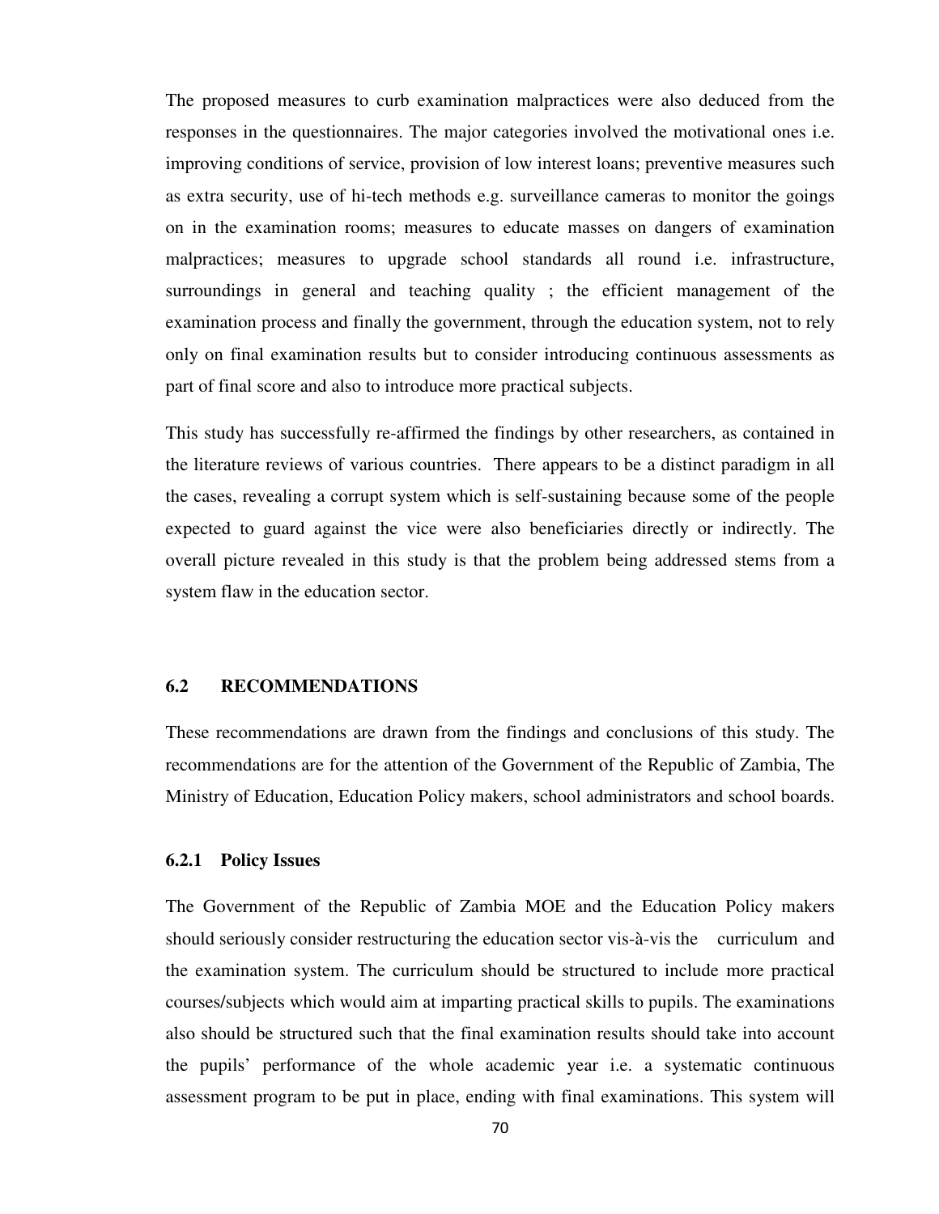The proposed measures to curb examination malpractices were also deduced from the responses in the questionnaires. The major categories involved the motivational ones i.e. improving conditions of service, provision of low interest loans; preventive measures such as extra security, use of hi-tech methods e.g. surveillance cameras to monitor the goings on in the examination rooms; measures to educate masses on dangers of examination malpractices; measures to upgrade school standards all round i.e. infrastructure, surroundings in general and teaching quality ; the efficient management of the examination process and finally the government, through the education system, not to rely only on final examination results but to consider introducing continuous assessments as part of final score and also to introduce more practical subjects.

This study has successfully re-affirmed the findings by other researchers, as contained in the literature reviews of various countries. There appears to be a distinct paradigm in all the cases, revealing a corrupt system which is self-sustaining because some of the people expected to guard against the vice were also beneficiaries directly or indirectly. The overall picture revealed in this study is that the problem being addressed stems from a system flaw in the education sector.

## 6.2 RECOMMENDATIONS

These recommendations are drawn from the findings and conclusions of this study. The recommendations are for the attention of the Government of the Republic of Zambia, The Ministry of Education, Education Policy makers, school administrators and school boards.

### 6.2.1 Policy Issues

The Government of the Republic of Zambia MOE and the Education Policy makers should seriously consider restructuring the education sector vis-à-vis the curriculum and the examination system. The curriculum should be structured to include more practical courses/subjects which would aim at imparting practical skills to pupils. The examinations also should be structured such that the final examination results should take into account the pupils' performance of the whole academic year i.e. a systematic continuous assessment program to be put in place, ending with final examinations. This system will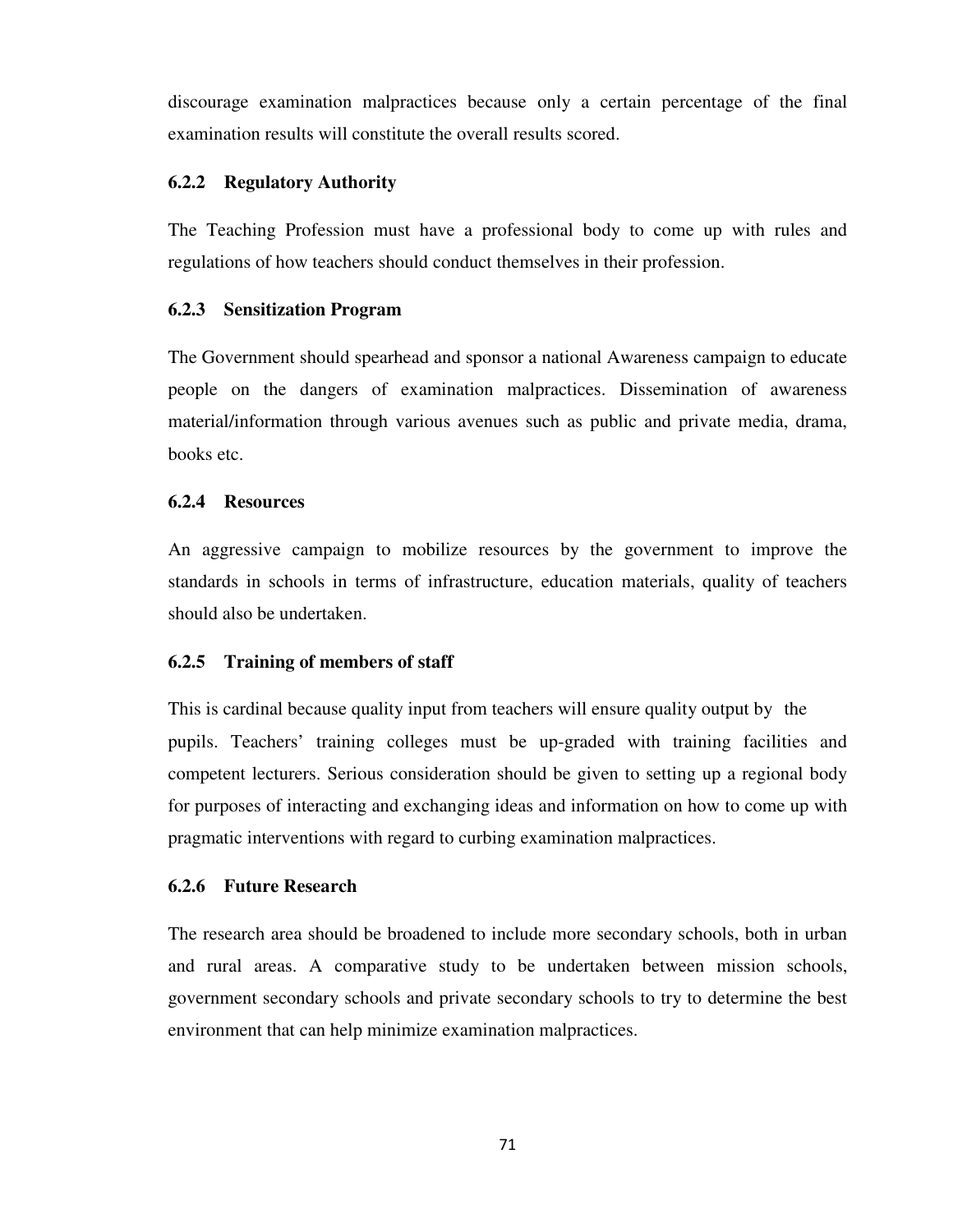discourage examination malpractices because only a certain percentage of the final examination results will constitute the overall results scored.

### 6.2.2 Regulatory Authority

The Teaching Profession must have a professional body to come up with rules and regulations of how teachers should conduct themselves in their profession.

### 6.2.3 Sensitization Program

The Government should spearhead and sponsor a national Awareness campaign to educate people on the dangers of examination malpractices. Dissemination of awareness material/information through various avenues such as public and private media, drama, books etc.

### 6.2.4 Resources

An aggressive campaign to mobilize resources by the government to improve the standards in schools in terms of infrastructure, education materials, quality of teachers should also be undertaken.

### 6.2.5 Training of members of staff

This is cardinal because quality input from teachers will ensure quality output by the pupils. Teachers' training colleges must be up-graded with training facilities and competent lecturers. Serious consideration should be given to setting up a regional body for purposes of interacting and exchanging ideas and information on how to come up with pragmatic interventions with regard to curbing examination malpractices.

### 6.2.6 Future Research

The research area should be broadened to include more secondary schools, both in urban and rural areas. A comparative study to be undertaken between mission schools, government secondary schools and private secondary schools to try to determine the best environment that can help minimize examination malpractices.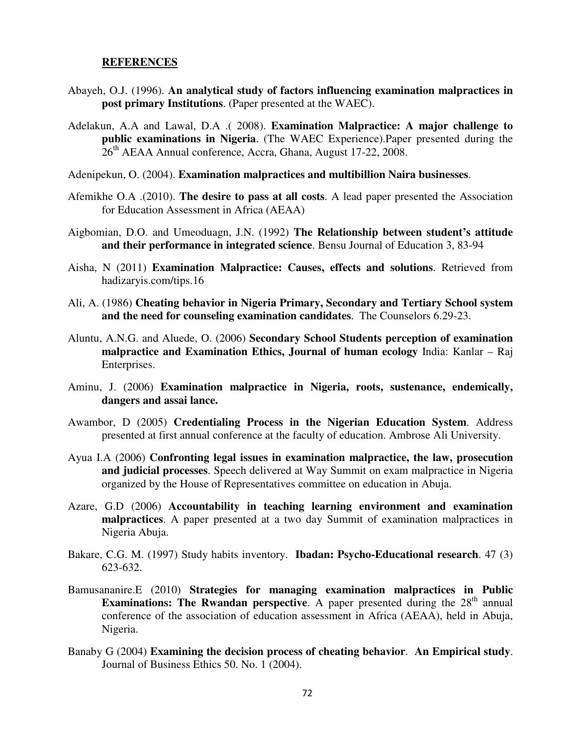## REFERENCES

Abayeh, O.J. (1996). **An analytical study of factors influencing examination malpractices in post primary Institutions**. (Paper presented at the WAEC).

Adelakun, A.A and Lawal, D.A .( 2008). **Examination Malpractice: A major challenge to public examinations in Nigeria**. (The WAEC Experience).Paper presented during the 26th AEAA Annual conference, Accra, Ghana, August 17-22, 2008.

Adenipekun, O. (2004). **Examination malpractices and multibillion Naira businesses**.

Afemikhe O.A .(2010). **The desire to pass at all costs**. A lead paper presented the Association for Education Assessment in Africa (AEAA)

Aigbomian, D.O. and Umeoduagn, J.N. (1992) **The Relationship between student's attitude and their performance in integrated science**. Bensu Journal of Education 3, 83-94

Aisha, N (2011) **Examination Malpractice: Causes, effects and solutions**. Retrieved from hadizaryis.com/tips.16

Ali, A. (1986) **Cheating behavior in Nigeria Primary, Secondary and Tertiary School system and the need for counseling examination candidates**. The Counselors 6.29-23.

Aluntu, A.N.G. and Aluede, O. (2006) **Secondary School Students perception of examination malpractice and Examination Ethics, Journal of human ecology** India: Kanlar – Raj Enterprises.

Aminu, J. (2006) **Examination malpractice in Nigeria, roots, sustenance, endemically, dangers and assai lance.**

Awambor, D (2005) **Credentialing Process in the Nigerian Education System**. Address presented at first annual conference at the faculty of education. Ambrose Ali University.

Ayua I.A (2006) **Confronting legal issues in examination malpractice, the law, prosecution and judicial processes**. Speech delivered at Way Summit on exam malpractice in Nigeria organized by the House of Representatives committee on education in Abuja.

Azare, G.D (2006) **Accountability in teaching learning environment and examination malpractices**. A paper presented at a two day Summit of examination malpractices in Nigeria Abuja.

Bakare, C.G. M. (1997) Study habits inventory. **Ibadan: Psycho-Educational research**. 47 (3) 623-632.

Bamusananire.E (2010) **Strategies for managing examination malpractices in Public Examinations: The Rwandan perspective**. A paper presented during the 28th annual conference of the association of education assessment in Africa (AEAA), held in Abuja, Nigeria.

Banaby G (2004) **Examining the decision process of cheating behavior**. **An Empirical study**. Journal of Business Ethics 50. No. 1 (2004).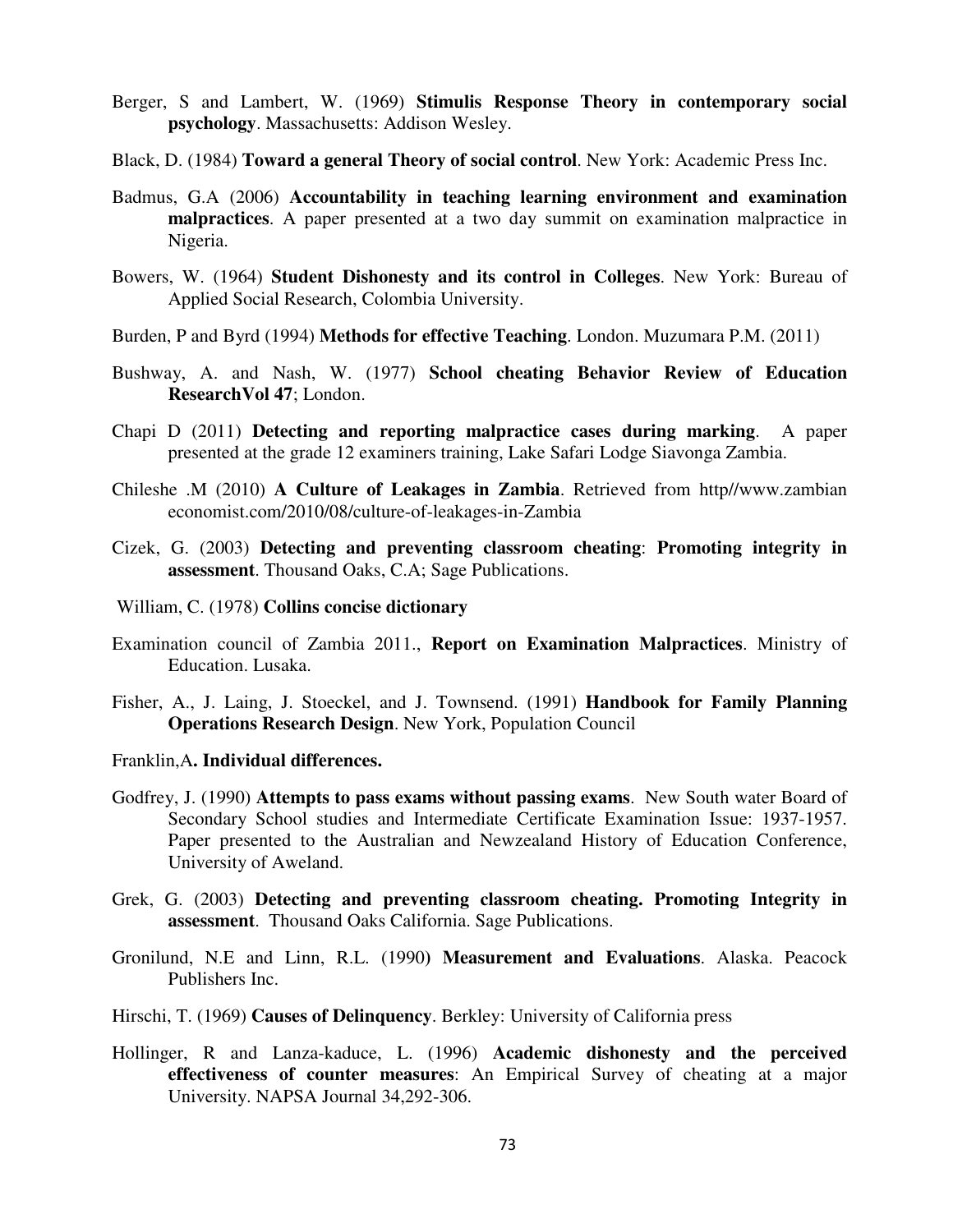Berger, S and Lambert, W. (1969) **Stimulis Response Theory in contemporary social psychology**. Massachusetts: Addison Wesley.

Black, D. (1984) **Toward a general Theory of social control**. New York: Academic Press Inc.

Badmus, G.A (2006) **Accountability in teaching learning environment and examination malpractices**. A paper presented at a two day summit on examination malpractice in Nigeria.

Bowers, W. (1964) **Student Dishonesty and its control in Colleges**. New York: Bureau of Applied Social Research, Colombia University.

Burden, P and Byrd (1994) **Methods for effective Teaching**. London. Muzumara P.M. (2011)

Bushway, A. and Nash, W. (1977) **School cheating Behavior Review of Education ResearchVol 47**; London.

Chapi D (2011) **Detecting and reporting malpractice cases during marking**. A paper presented at the grade 12 examiners training, Lake Safari Lodge Siavonga Zambia.

Chileshe .M (2010) **A Culture of Leakages in Zambia**. Retrieved from http//www.zambian economist.com/2010/08/culture-of-leakages-in-Zambia

Cizek, G. (2003) **Detecting and preventing classroom cheating**: **Promoting integrity in assessment**. Thousand Oaks, C.A; Sage Publications.

William, C. (1978) **Collins concise dictionary**

Examination council of Zambia 2011., **Report on Examination Malpractices**. Ministry of Education. Lusaka.

Fisher, A., J. Laing, J. Stoeckel, and J. Townsend. (1991) **Handbook for Family Planning Operations Research Design**. New York, Population Council

Franklin,A**. Individual differences.**

Godfrey, J. (1990) **Attempts to pass exams without passing exams**. New South water Board of Secondary School studies and Intermediate Certificate Examination Issue: 1937-1957. Paper presented to the Australian and Newzealand History of Education Conference, University of Aweland.

Grek, G. (2003) **Detecting and preventing classroom cheating. Promoting Integrity in assessment**. Thousand Oaks California. Sage Publications.

Gronilund, N.E and Linn, R.L. (1990) **Measurement and Evaluations**. Alaska. Peacock Publishers Inc.

Hirschi, T. (1969) **Causes of Delinquency**. Berkley: University of California press

Hollinger, R and Lanza-kaduce, L. (1996) **Academic dishonesty and the perceived effectiveness of counter measures**: An Empirical Survey of cheating at a major University. NAPSA Journal 34,292-306.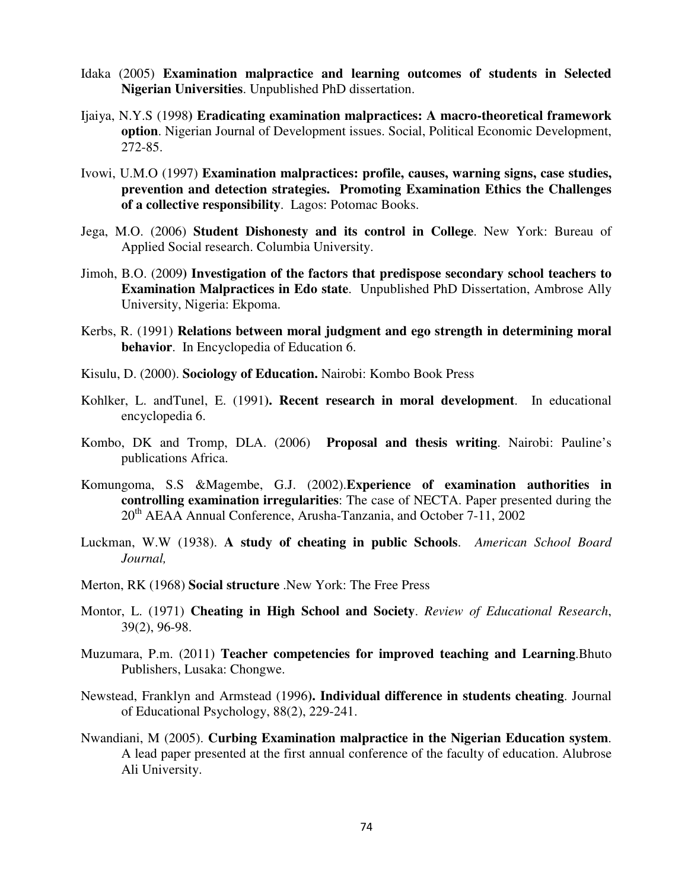Idaka (2005) **Examination malpractice and learning outcomes of students in Selected Nigerian Universities**. Unpublished PhD dissertation.

Ijaiya, N.Y.S (1998) **Eradicating examination malpractices: A macro-theoretical framework option**. Nigerian Journal of Development issues. Social, Political Economic Development, 272-85.

Ivowi, U.M.O (1997) **Examination malpractices: profile, causes, warning signs, case studies, prevention and detection strategies. Promoting Examination Ethics the Challenges of a collective responsibility**. Lagos: Potomac Books.

Jega, M.O. (2006) **Student Dishonesty and its control in College**. New York: Bureau of Applied Social research. Columbia University.

Jimoh, B.O. (2009**) Investigation of the factors that predispose secondary school teachers to Examination Malpractices in Edo state**. Unpublished PhD Dissertation, Ambrose Ally University, Nigeria: Ekpoma.

Kerbs, R. (1991) **Relations between moral judgment and ego strength in determining moral behavior**. In Encyclopedia of Education 6.

Kisulu, D. (2000). **Sociology of Education.** Nairobi: Kombo Book Press

Kohlker, L. andTunel, E. (1991**). Recent research in moral development**. In educational encyclopedia 6.

Kombo, DK and Tromp, DLA. (2006) **Proposal and thesis writing**. Nairobi: Pauline's publications Africa.

Komungoma, S.S &Magembe, G.J. (2002).**Experience of examination authorities in controlling examination irregularities**: The case of NECTA. Paper presented during the 20th AEAA Annual Conference, Arusha-Tanzania, and October 7-11, 2002

Luckman, W.W (1938). **A study of cheating in public Schools**. *American School Board Journal,*

Merton, RK (1968) **Social structure** .New York: The Free Press

Montor, L. (1971) **Cheating in High School and Society**. *Review of Educational Research*, 39(2), 96-98.

Muzumara, P.m. (2011) **Teacher competencies for improved teaching and Learning**.Bhuto Publishers, Lusaka: Chongwe.

Newstead, Franklyn and Armstead (1996**). Individual difference in students cheating**. Journal of Educational Psychology, 88(2), 229-241.

Nwandiani, M (2005). **Curbing Examination malpractice in the Nigerian Education system**. A lead paper presented at the first annual conference of the faculty of education. Alubrose Ali University.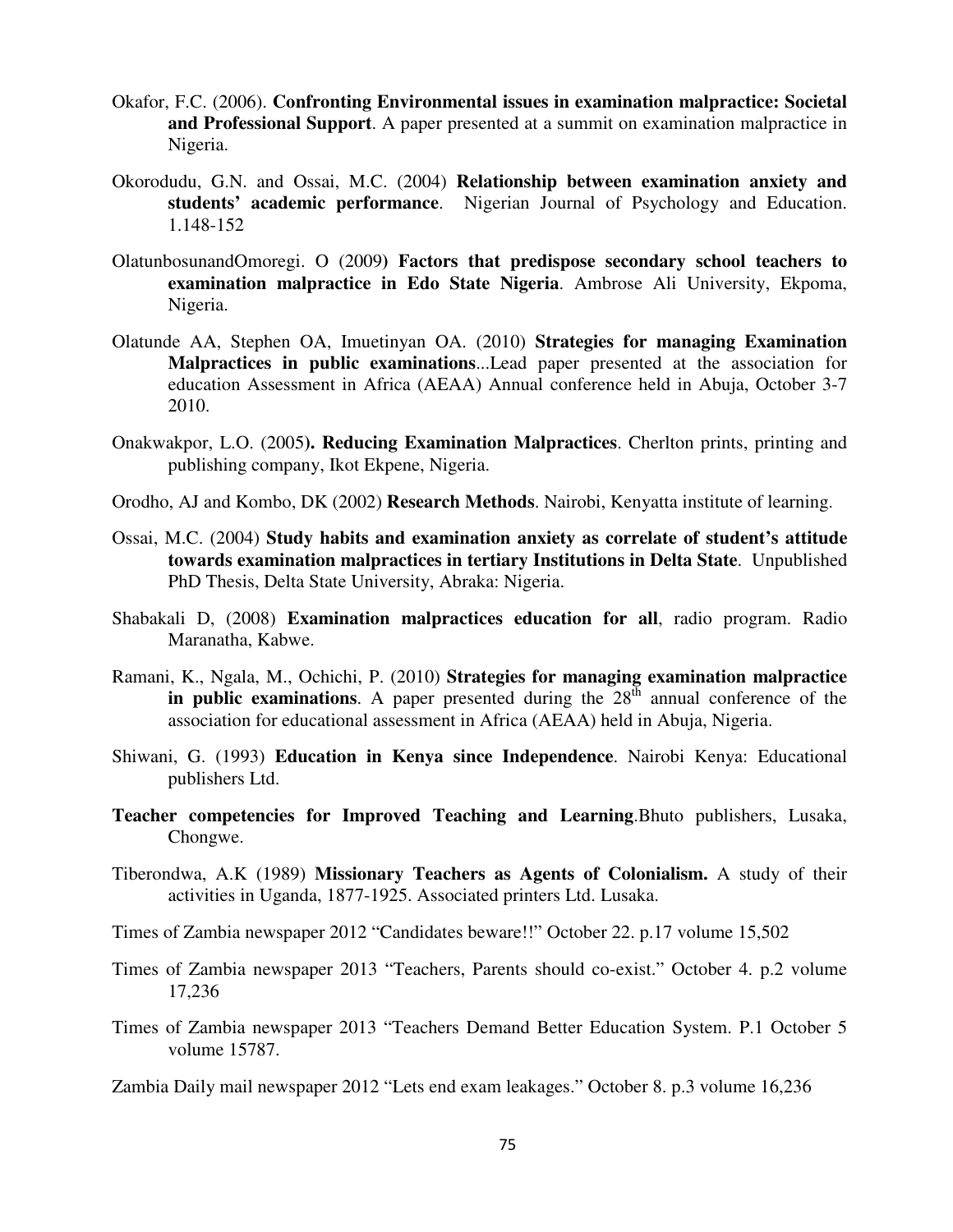Okafor, F.C. (2006). **Confronting Environmental issues in examination malpractice: Societal and Professional Support**. A paper presented at a summit on examination malpractice in Nigeria.

Okorodudu, G.N. and Ossai, M.C. (2004) **Relationship between examination anxiety and students' academic performance**. Nigerian Journal of Psychology and Education. 1.148-152

OlatunbosunandOmoregi. O (2009**) Factors that predispose secondary school teachers to examination malpractice in Edo State Nigeria**. Ambrose Ali University, Ekpoma, Nigeria.

Olatunde AA, Stephen OA, Imuetinyan OA. (2010) **Strategies for managing Examination Malpractices in public examinations**...Lead paper presented at the association for education Assessment in Africa (AEAA) Annual conference held in Abuja, October 3-7 2010.

Onakwakpor, L.O. (2005**). Reducing Examination Malpractices**. Cherlton prints, printing and publishing company, Ikot Ekpene, Nigeria.

Orodho, AJ and Kombo, DK (2002) **Research Methods**. Nairobi, Kenyatta institute of learning.

Ossai, M.C. (2004) **Study habits and examination anxiety as correlate of student's attitude towards examination malpractices in tertiary Institutions in Delta State**. Unpublished PhD Thesis, Delta State University, Abraka: Nigeria.

Shabakali D, (2008) **Examination malpractices education for all**, radio program. Radio Maranatha, Kabwe.

Ramani, K., Ngala, M., Ochichi, P. (2010) **Strategies for managing examination malpractice in public examinations**. A paper presented during the 28th annual conference of the association for educational assessment in Africa (AEAA) held in Abuja, Nigeria.

Shiwani, G. (1993) **Education in Kenya since Independence**. Nairobi Kenya: Educational publishers Ltd.

**Teacher competencies for Improved Teaching and Learning**.Bhuto publishers, Lusaka, Chongwe.

Tiberondwa, A.K (1989) **Missionary Teachers as Agents of Colonialism.** A study of their activities in Uganda, 1877-1925. Associated printers Ltd. Lusaka.

Times of Zambia newspaper 2012 "Candidates beware!!" October 22. p.17 volume 15,502

Times of Zambia newspaper 2013 "Teachers, Parents should co-exist." October 4. p.2 volume 17,236

Times of Zambia newspaper 2013 "Teachers Demand Better Education System. P.1 October 5 volume 15787.

Zambia Daily mail newspaper 2012 "Lets end exam leakages." October 8. p.3 volume 16,236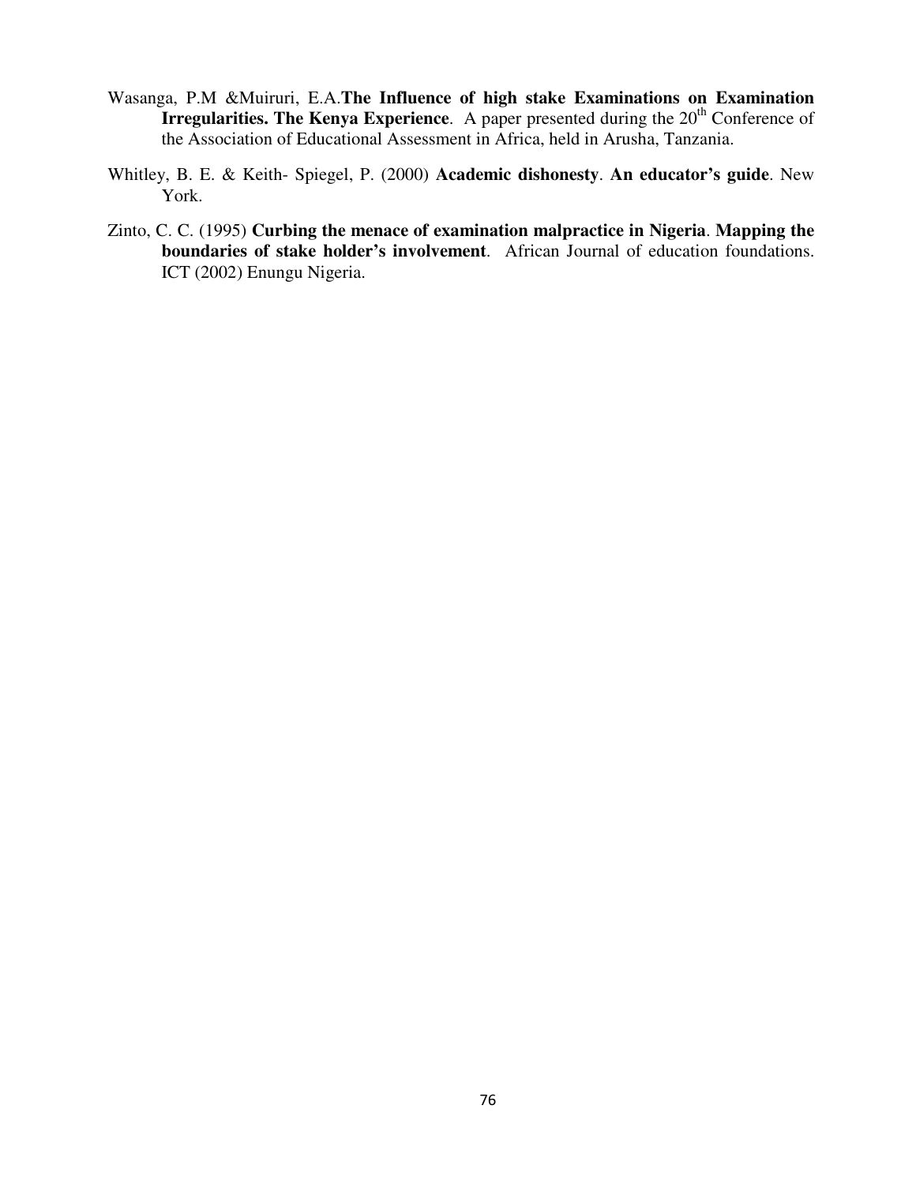Wasanga, P.M &Muiruri, E.A.**The Influence of high stake Examinations on Examination Irregularities. The Kenya Experience**. A paper presented during the 20th Conference of the Association of Educational Assessment in Africa, held in Arusha, Tanzania.

Whitley, B. E. & Keith- Spiegel, P. (2000) **Academic dishonesty**. **An educator's guide**. New York.

Zinto, C. C. (1995) **Curbing the menace of examination malpractice in Nigeria**. **Mapping the boundaries of stake holder's involvement**. African Journal of education foundations. ICT (2002) Enungu Nigeria.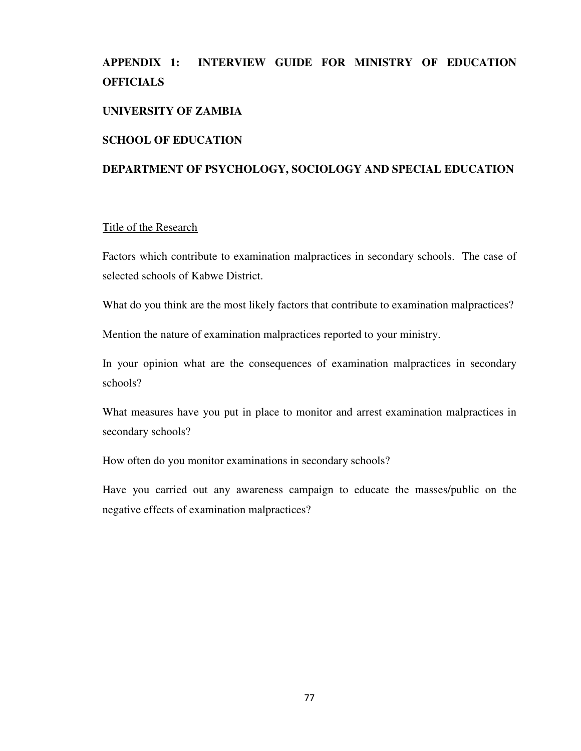## APPENDIX 1: INTERVIEW GUIDE FOR MINISTRY OF EDUCATION OFFICIALS

**UNIVERSITY OF ZAMBIA**

**SCHOOL OF EDUCATION**

**DEPARTMENT OF PSYCHOLOGY, SOCIOLOGY AND SPECIAL EDUCATION**

<u>Title of the Research</u>

Factors which contribute to examination malpractices in secondary schools. The case of selected schools of Kabwe District.

What do you think are the most likely factors that contribute to examination malpractices?

Mention the nature of examination malpractices reported to your ministry.

In your opinion what are the consequences of examination malpractices in secondary schools?

What measures have you put in place to monitor and arrest examination malpractices in secondary schools?

How often do you monitor examinations in secondary schools?

Have you carried out any awareness campaign to educate the masses/public on the negative effects of examination malpractices?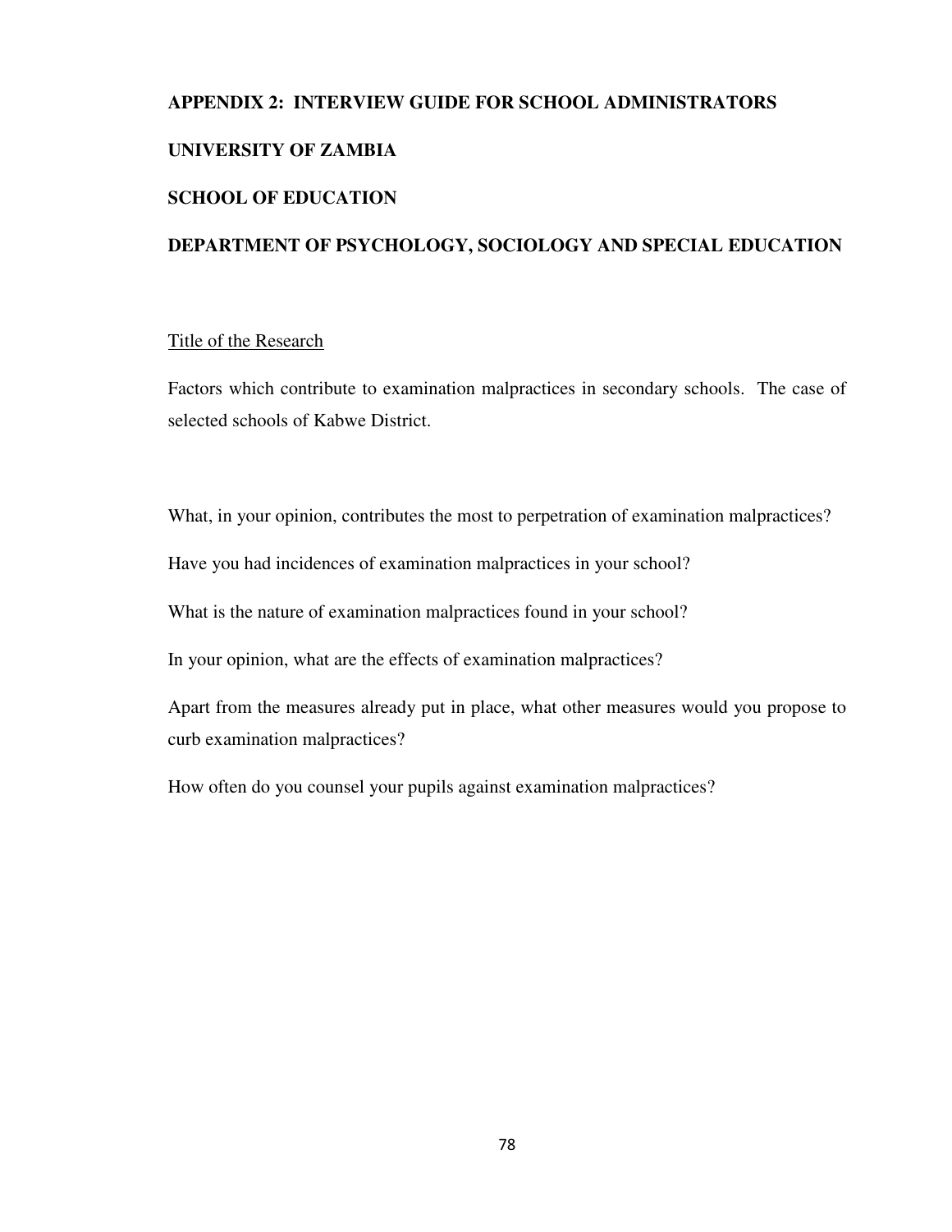## APPENDIX 2: INTERVIEW GUIDE FOR SCHOOL ADMINISTRATORS

**UNIVERSITY OF ZAMBIA**

**SCHOOL OF EDUCATION**

**DEPARTMENT OF PSYCHOLOGY, SOCIOLOGY AND SPECIAL EDUCATION**

<u>Title of the Research</u>

Factors which contribute to examination malpractices in secondary schools. The case of selected schools of Kabwe District.

What, in your opinion, contributes the most to perpetration of examination malpractices?

Have you had incidences of examination malpractices in your school?

What is the nature of examination malpractices found in your school?

In your opinion, what are the effects of examination malpractices?

Apart from the measures already put in place, what other measures would you propose to curb examination malpractices?

How often do you counsel your pupils against examination malpractices?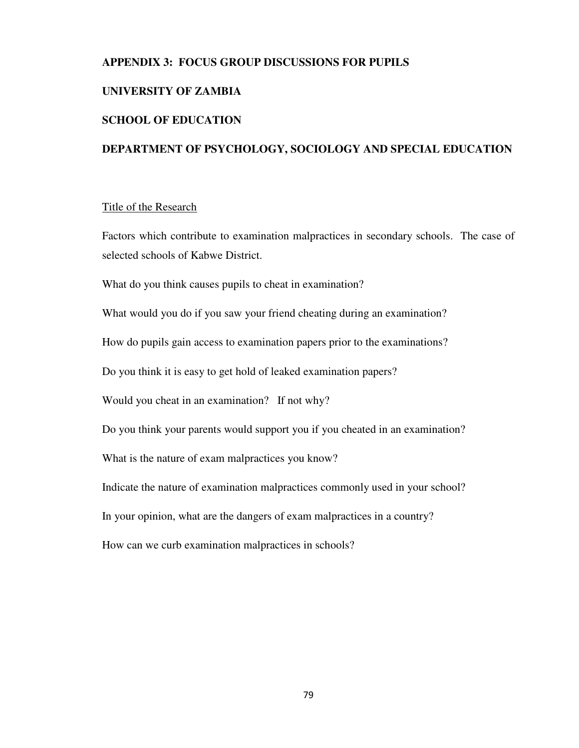**APPENDIX 3: FOCUS GROUP DISCUSSIONS FOR PUPILS**

**UNIVERSITY OF ZAMBIA**

**SCHOOL OF EDUCATION**

**DEPARTMENT OF PSYCHOLOGY, SOCIOLOGY AND SPECIAL EDUCATION**

<u>Title of the Research</u>

Factors which contribute to examination malpractices in secondary schools. The case of selected schools of Kabwe District.

What do you think causes pupils to cheat in examination?

What would you do if you saw your friend cheating during an examination?

How do pupils gain access to examination papers prior to the examinations?

Do you think it is easy to get hold of leaked examination papers?

Would you cheat in an examination? If not why?

Do you think your parents would support you if you cheated in an examination?

What is the nature of exam malpractices you know?

Indicate the nature of examination malpractices commonly used in your school?

In your opinion, what are the dangers of exam malpractices in a country?

How can we curb examination malpractices in schools?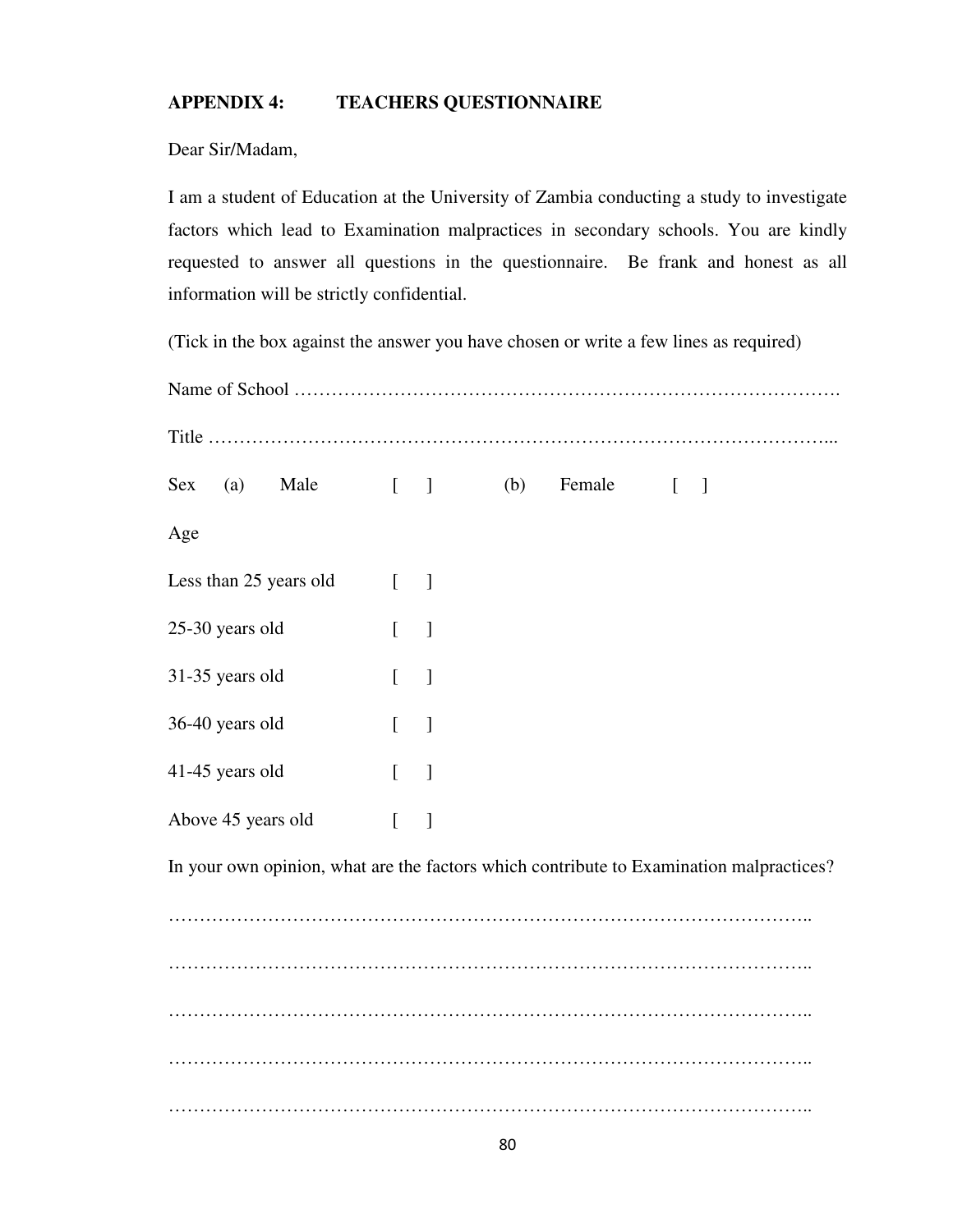**APPENDIX 4: TEACHERS QUESTIONNAIRE**

Dear Sir/Madam,

I am a student of Education at the University of Zambia conducting a study to investigate factors which lead to Examination malpractices in secondary schools. You are kindly requested to answer all questions in the questionnaire. Be frank and honest as all information will be strictly confidential.

(Tick in the box against the answer you have chosen or write a few lines as required)

Name of School …………………………………………………………………………….

Title ……………………………………………………………………………………...

Sex (a) Male [ ] (b) Female [ ]

Age

Less than 25 years old [ ]

25-30 years old [ ]

31-35 years old [ ]

36-40 years old [ ]

41-45 years old [ ]

Above 45 years old [ ]

In your own opinion, what are the factors which contribute to Examination malpractices?

………………………………………………………………………………………..

………………………………………………………………………………………..

………………………………………………………………………………………..

………………………………………………………………………………………..

………………………………………………………………………………………..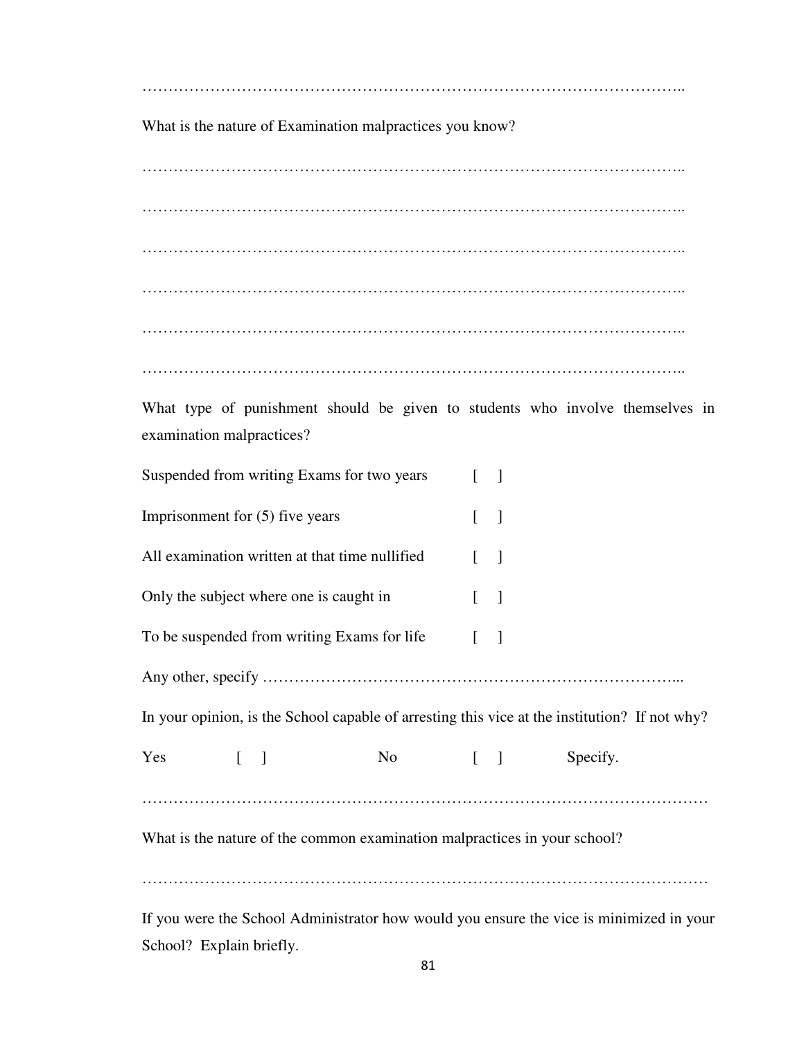…………………………………………………………………………………………..

What is the nature of Examination malpractices you know?

…………………………………………………………………………………………..

…………………………………………………………………………………………..

…………………………………………………………………………………………..

…………………………………………………………………………………………..

…………………………………………………………………………………………..

…………………………………………………………………………………………..

What type of punishment should be given to students who involve themselves in examination malpractices?

Suspended from writing Exams for two years [ ]

Imprisonment for (5) five years [ ]

All examination written at that time nullified [ ]

Only the subject where one is caught in [ ]

To be suspended from writing Exams for life [ ]

Any other, specify …………………………………………………………………...

In your opinion, is the School capable of arresting this vice at the institution? If not why?

Yes [ ] No [ ] Specify.

……………………………………………………………………………………………

What is the nature of the common examination malpractices in your school?

……………………………………………………………………………………………

If you were the School Administrator how would you ensure the vice is minimized in your School? Explain briefly.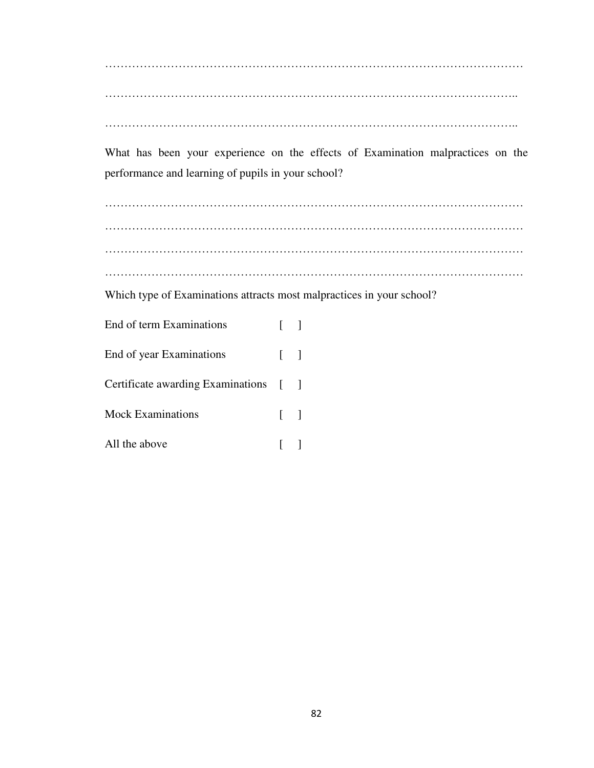…………………………………………………………………………………………………

………………………………………………………………………………………………..

………………………………………………………………………………………………..

What has been your experience on the effects of Examination malpractices on the performance and learning of pupils in your school?

…………………………………………………………………………………………………
…………………………………………………………………………………………………
…………………………………………………………………………………………………
…………………………………………………………………………………………………

Which type of Examinations attracts most malpractices in your school?

End of term Examinations [ ]

End of year Examinations [ ]

Certificate awarding Examinations [ ]

Mock Examinations [ ]

All the above [ ]